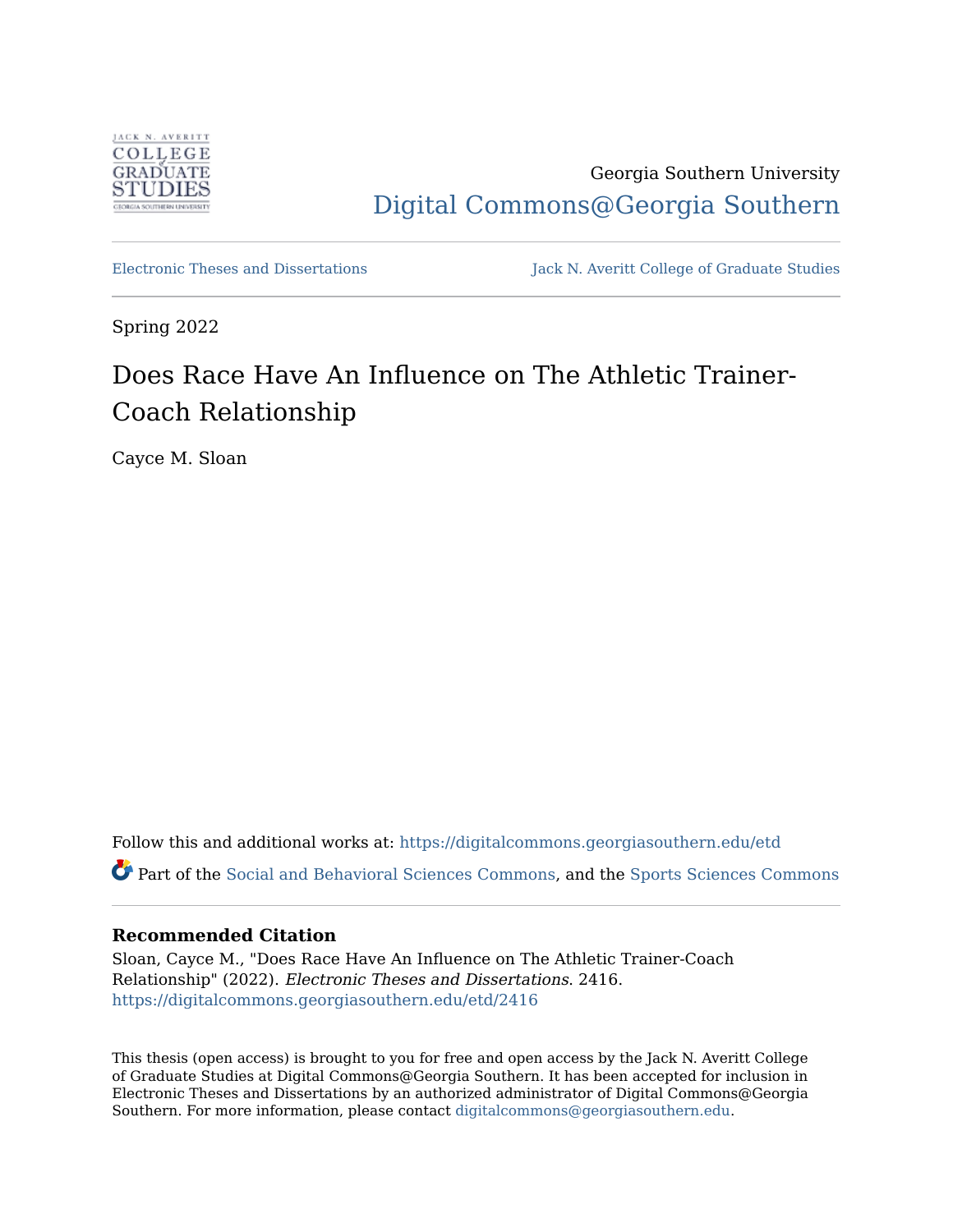Georgia Southern University

Digital Commons@Georgia Southern

Electronic Theses and Dissertations

Jack N. Averitt College of Graduate Studies

Spring 2022

# Does Race Have An Influence on The Athletic Trainer-Coach Relationship

Cayce M. Sloan

Follow this and additional works at: https://digitalcommons.georgiasouthern.edu/etd

Part of the Social and Behavioral Sciences Commons, and the Sports Sciences Commons

### Recommended Citation

Sloan, Cayce M., "Does Race Have An Influence on The Athletic Trainer-Coach Relationship" (2022). *Electronic Theses and Dissertations*. 2416.
https://digitalcommons.georgiasouthern.edu/etd/2416

This thesis (open access) is brought to you for free and open access by the Jack N. Averitt College of Graduate Studies at Digital Commons@Georgia Southern. It has been accepted for inclusion in Electronic Theses and Dissertations by an authorized administrator of Digital Commons@Georgia Southern. For more information, please contact digitalcommons@georgiasouthern.edu.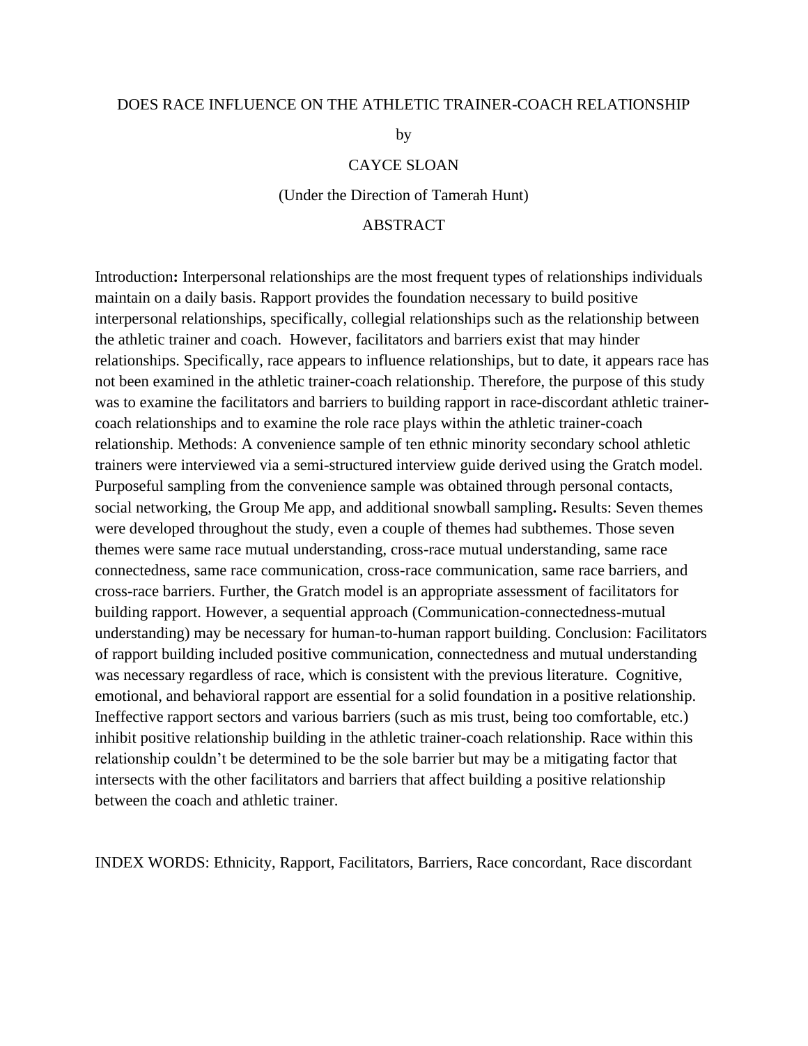DOES RACE INFLUENCE ON THE ATHLETIC TRAINER-COACH RELATIONSHIP

by

CAYCE SLOAN

(Under the Direction of Tamerah Hunt)

ABSTRACT

Introduction**:** Interpersonal relationships are the most frequent types of relationships individuals maintain on a daily basis. Rapport provides the foundation necessary to build positive interpersonal relationships, specifically, collegial relationships such as the relationship between the athletic trainer and coach. However, facilitators and barriers exist that may hinder relationships. Specifically, race appears to influence relationships, but to date, it appears race has not been examined in the athletic trainer-coach relationship. Therefore, the purpose of this study was to examine the facilitators and barriers to building rapport in race-discordant athletic trainer-coach relationships and to examine the role race plays within the athletic trainer-coach relationship. Methods: A convenience sample of ten ethnic minority secondary school athletic trainers were interviewed via a semi-structured interview guide derived using the Gratch model. Purposeful sampling from the convenience sample was obtained through personal contacts, social networking, the Group Me app, and additional snowball sampling**.** Results: Seven themes were developed throughout the study, even a couple of themes had subthemes. Those seven themes were same race mutual understanding, cross-race mutual understanding, same race connectedness, same race communication, cross-race communication, same race barriers, and cross-race barriers. Further, the Gratch model is an appropriate assessment of facilitators for building rapport. However, a sequential approach (Communication-connectedness-mutual understanding) may be necessary for human-to-human rapport building. Conclusion: Facilitators of rapport building included positive communication, connectedness and mutual understanding was necessary regardless of race, which is consistent with the previous literature. Cognitive, emotional, and behavioral rapport are essential for a solid foundation in a positive relationship. Ineffective rapport sectors and various barriers (such as mis trust, being too comfortable, etc.) inhibit positive relationship building in the athletic trainer-coach relationship. Race within this relationship couldn't be determined to be the sole barrier but may be a mitigating factor that intersects with the other facilitators and barriers that affect building a positive relationship between the coach and athletic trainer.

INDEX WORDS: Ethnicity, Rapport, Facilitators, Barriers, Race concordant, Race discordant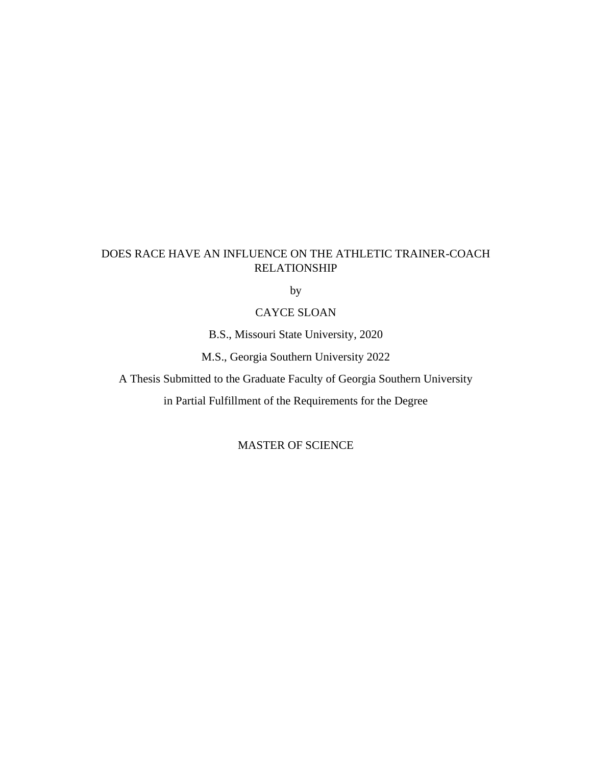DOES RACE HAVE AN INFLUENCE ON THE ATHLETIC TRAINER-COACH RELATIONSHIP

by

CAYCE SLOAN

B.S., Missouri State University, 2020

M.S., Georgia Southern University 2022

A Thesis Submitted to the Graduate Faculty of Georgia Southern University

in Partial Fulfillment of the Requirements for the Degree

MASTER OF SCIENCE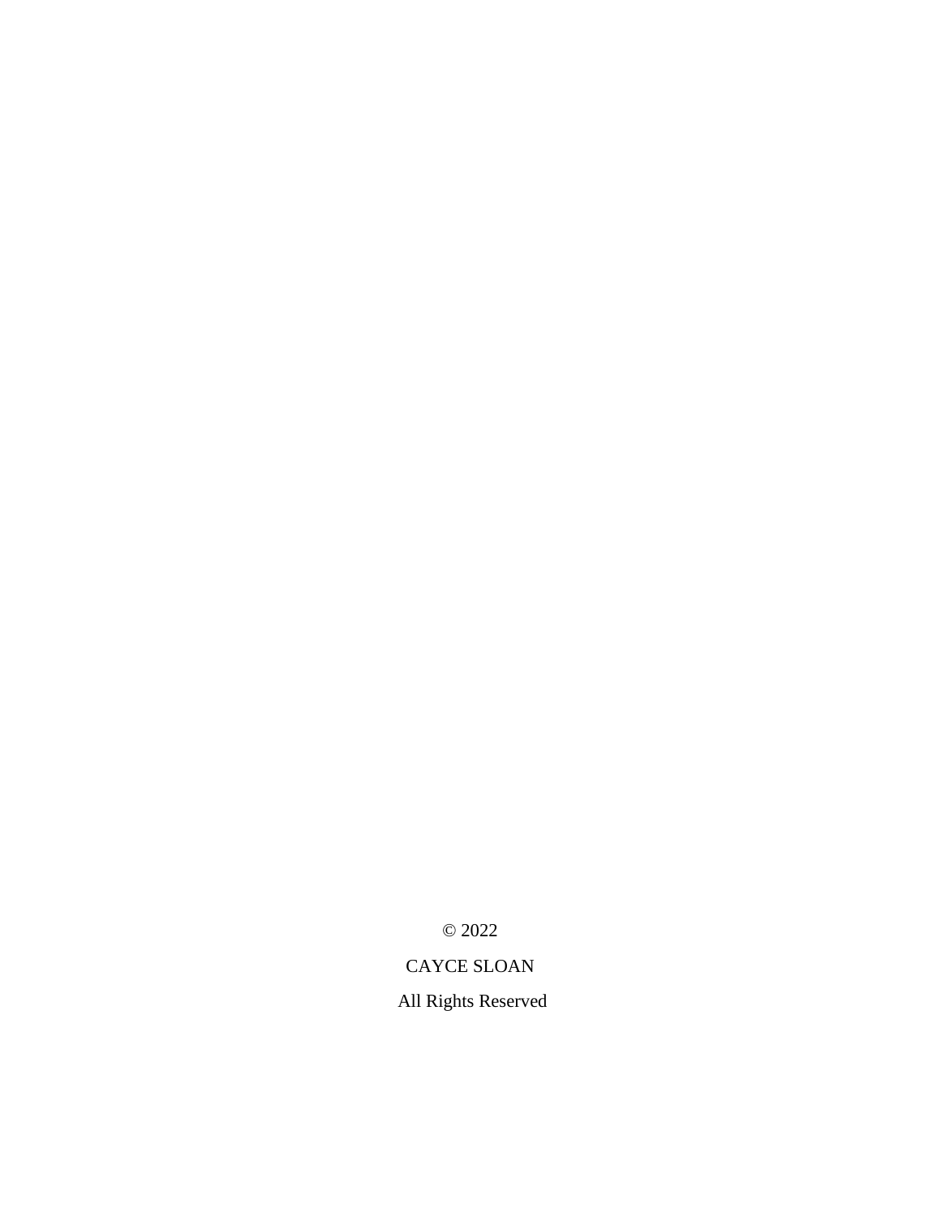© 2022

CAYCE SLOAN

All Rights Reserved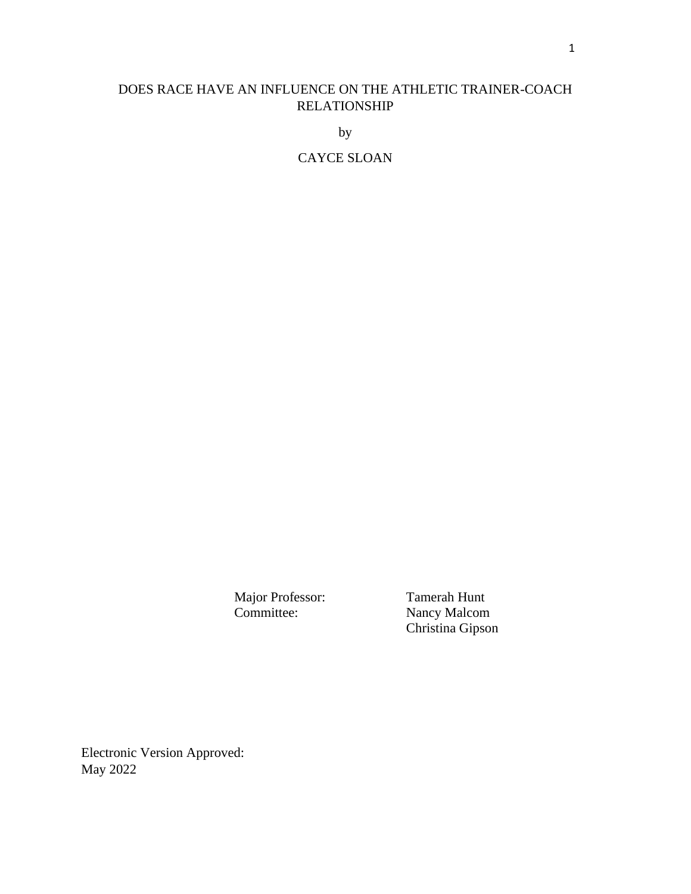# DOES RACE HAVE AN INFLUENCE ON THE ATHLETIC TRAINER-COACH RELATIONSHIP

by

CAYCE SLOAN

| | |
|---|---|
| Major Professor: | Tamerah Hunt |
| Committee: | Nancy Malcom |
| | Christina Gipson |

Electronic Version Approved:
May 2022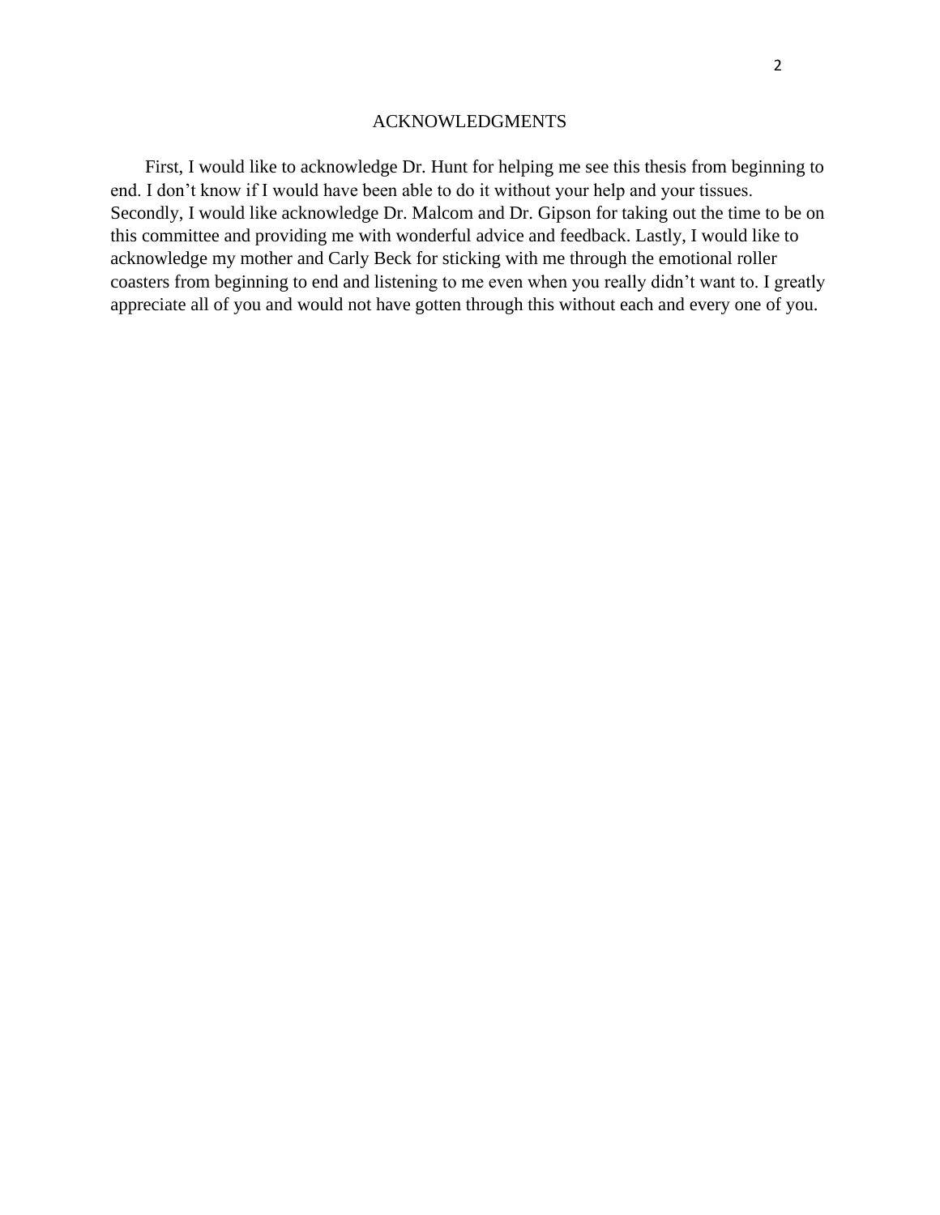# ACKNOWLEDGMENTS

First, I would like to acknowledge Dr. Hunt for helping me see this thesis from beginning to end. I don't know if I would have been able to do it without your help and your tissues. Secondly, I would like acknowledge Dr. Malcom and Dr. Gipson for taking out the time to be on this committee and providing me with wonderful advice and feedback. Lastly, I would like to acknowledge my mother and Carly Beck for sticking with me through the emotional roller coasters from beginning to end and listening to me even when you really didn't want to. I greatly appreciate all of you and would not have gotten through this without each and every one of you.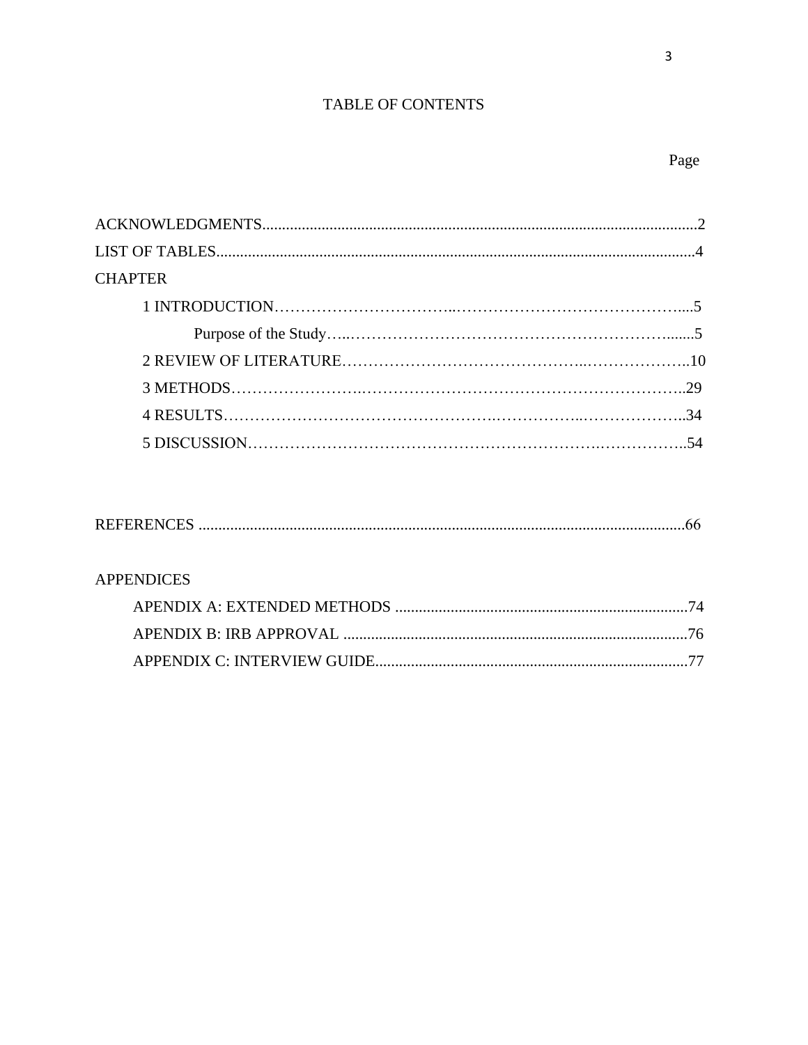# TABLE OF CONTENTS

| | Page |
|---|---|
| ACKNOWLEDGMENTS | 2 |
| LIST OF TABLES | 4 |
| CHAPTER | |
| 1 INTRODUCTION | 5 |
| Purpose of the Study | 5 |
| 2 REVIEW OF LITERATURE | 10 |
| 3 METHODS | 29 |
| 4 RESULTS | 34 |
| 5 DISCUSSION | 54 |
| REFERENCES | 66 |
| APPENDICES | |
| APENDIX A: EXTENDED METHODS | 74 |
| APENDIX B: IRB APPROVAL | 76 |
| APPENDIX C: INTERVIEW GUIDE | 77 |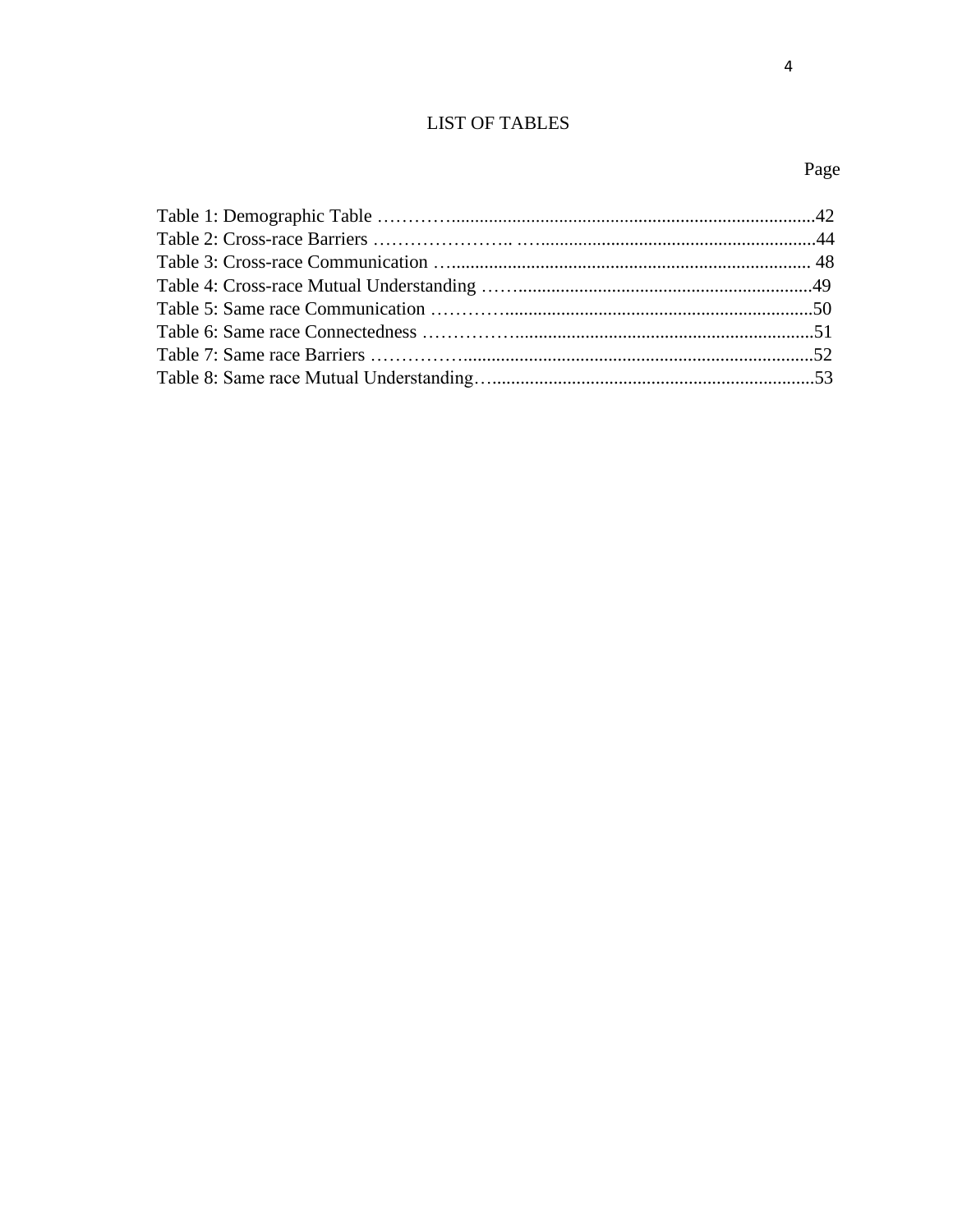# LIST OF TABLES

Page

Table 1: Demographic Table ..........................................................................................42
Table 2: Cross-race Barriers ...........................................................................................44
Table 3: Cross-race Communication ............................................................................... 48
Table 4: Cross-race Mutual Understanding .....................................................................49
Table 5: Same race Communication .................................................................................50
Table 6: Same race Connectedness ...................................................................................51
Table 7: Same race Barriers ..............................................................................................52
Table 8: Same race Mutual Understanding.......................................................................53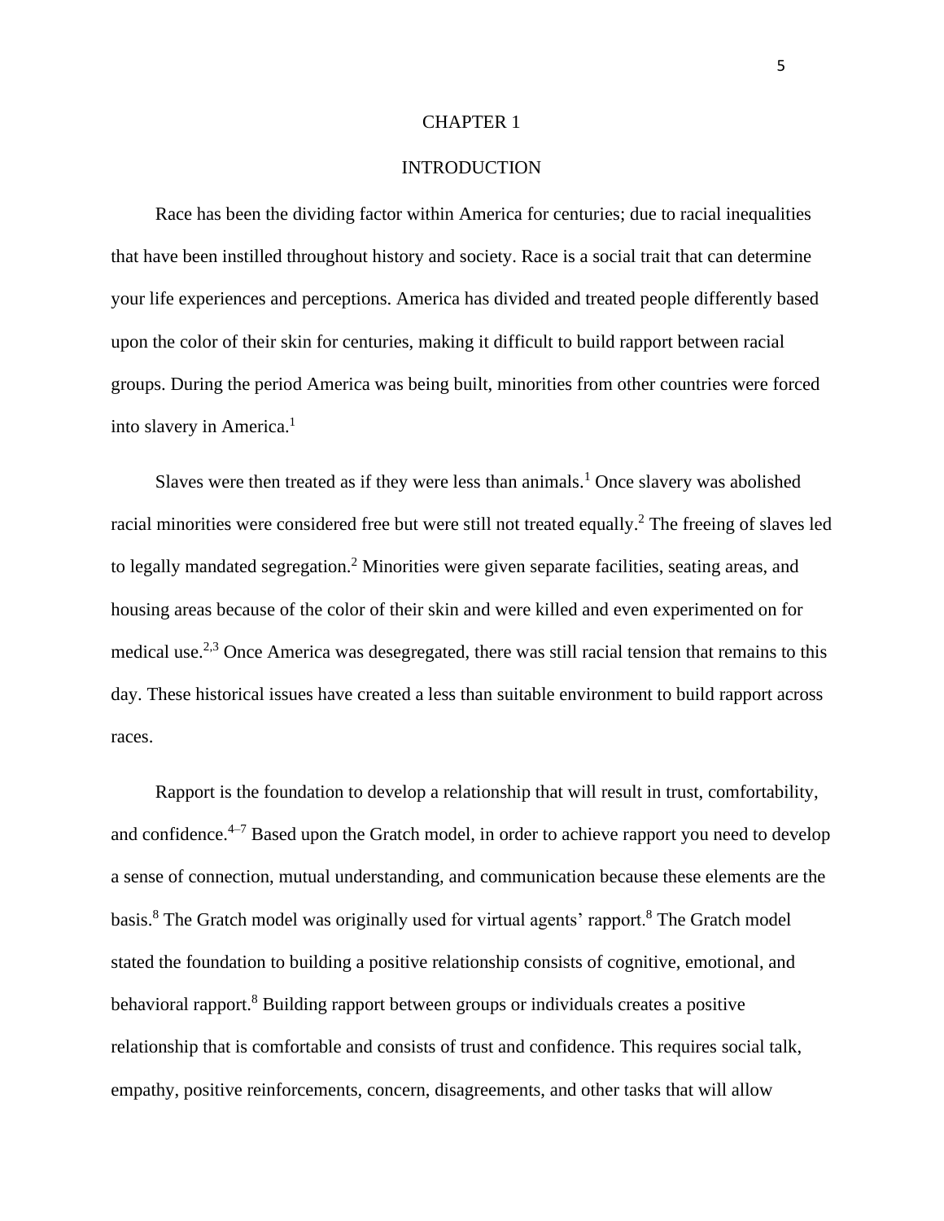# CHAPTER 1

## INTRODUCTION

Race has been the dividing factor within America for centuries; due to racial inequalities that have been instilled throughout history and society. Race is a social trait that can determine your life experiences and perceptions. America has divided and treated people differently based upon the color of their skin for centuries, making it difficult to build rapport between racial groups. During the period America was being built, minorities from other countries were forced into slavery in America.[1]

Slaves were then treated as if they were less than animals.[1] Once slavery was abolished racial minorities were considered free but were still not treated equally.[2] The freeing of slaves led to legally mandated segregation.[2] Minorities were given separate facilities, seating areas, and housing areas because of the color of their skin and were killed and even experimented on for medical use.[2,3] Once America was desegregated, there was still racial tension that remains to this day. These historical issues have created a less than suitable environment to build rapport across races.

Rapport is the foundation to develop a relationship that will result in trust, comfortability, and confidence.[4–7] Based upon the Gratch model, in order to achieve rapport you need to develop a sense of connection, mutual understanding, and communication because these elements are the basis.[8] The Gratch model was originally used for virtual agents' rapport.[8] The Gratch model stated the foundation to building a positive relationship consists of cognitive, emotional, and behavioral rapport.[8] Building rapport between groups or individuals creates a positive relationship that is comfortable and consists of trust and confidence. This requires social talk, empathy, positive reinforcements, concern, disagreements, and other tasks that will allow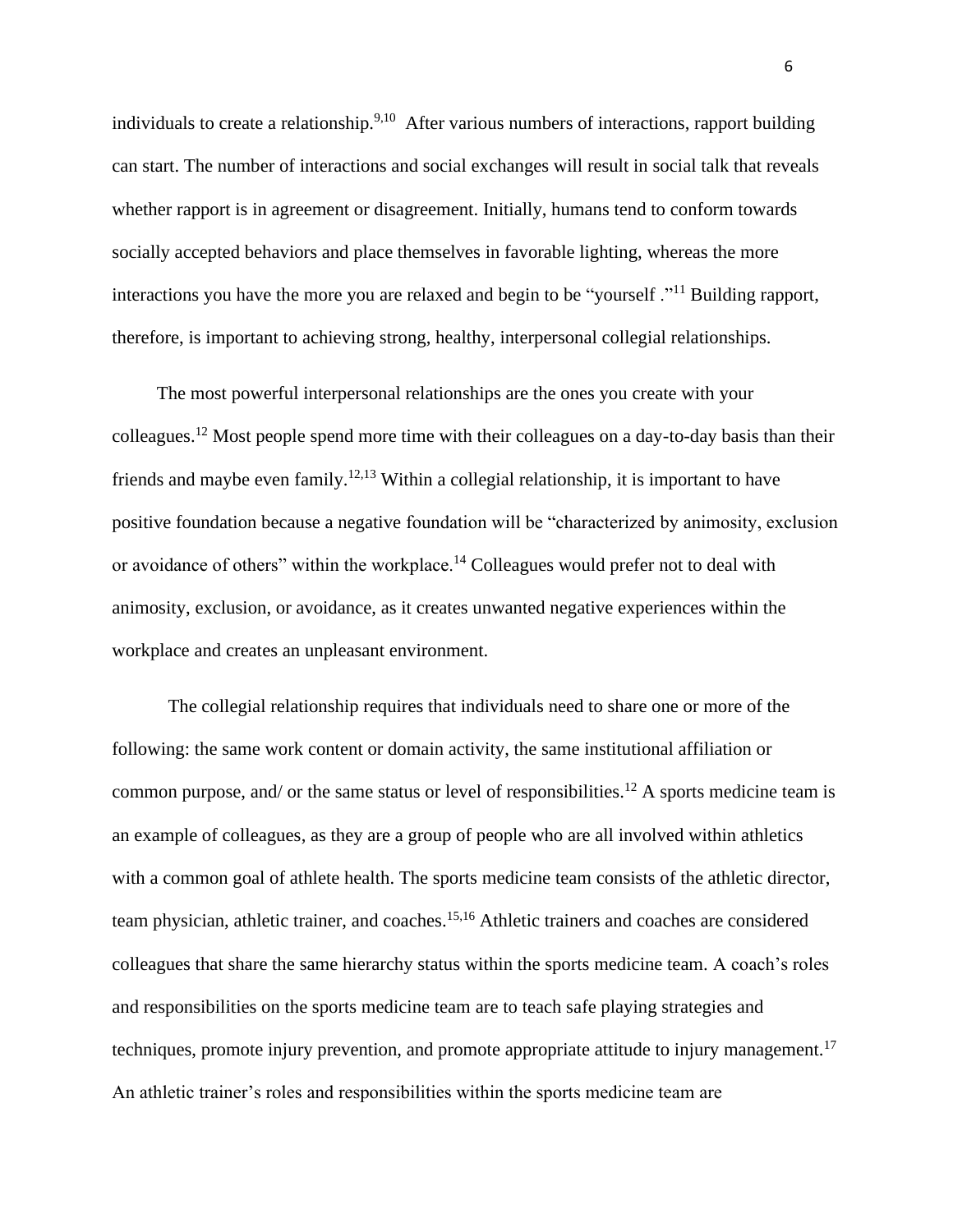individuals to create a relationship.[9,10] After various numbers of interactions, rapport building can start. The number of interactions and social exchanges will result in social talk that reveals whether rapport is in agreement or disagreement. Initially, humans tend to conform towards socially accepted behaviors and place themselves in favorable lighting, whereas the more interactions you have the more you are relaxed and begin to be "yourself ."[11] Building rapport, therefore, is important to achieving strong, healthy, interpersonal collegial relationships.

The most powerful interpersonal relationships are the ones you create with your colleagues.[12] Most people spend more time with their colleagues on a day-to-day basis than their friends and maybe even family.[12,13] Within a collegial relationship, it is important to have positive foundation because a negative foundation will be "characterized by animosity, exclusion or avoidance of others" within the workplace.[14] Colleagues would prefer not to deal with animosity, exclusion, or avoidance, as it creates unwanted negative experiences within the workplace and creates an unpleasant environment.

The collegial relationship requires that individuals need to share one or more of the following: the same work content or domain activity, the same institutional affiliation or common purpose, and/ or the same status or level of responsibilities.[12] A sports medicine team is an example of colleagues, as they are a group of people who are all involved within athletics with a common goal of athlete health. The sports medicine team consists of the athletic director, team physician, athletic trainer, and coaches.[15,16] Athletic trainers and coaches are considered colleagues that share the same hierarchy status within the sports medicine team. A coach's roles and responsibilities on the sports medicine team are to teach safe playing strategies and techniques, promote injury prevention, and promote appropriate attitude to injury management.[17] An athletic trainer's roles and responsibilities within the sports medicine team are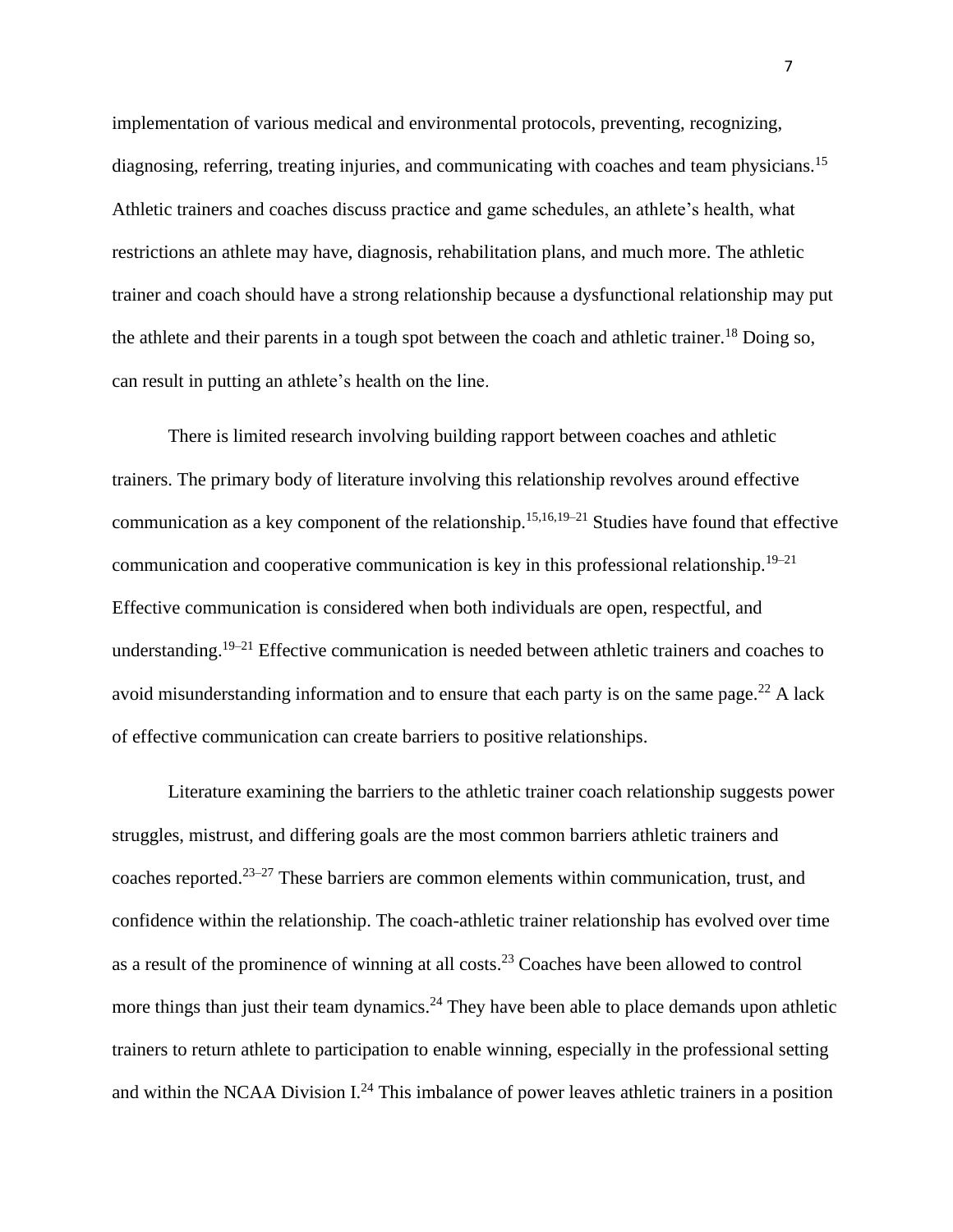implementation of various medical and environmental protocols, preventing, recognizing, diagnosing, referring, treating injuries, and communicating with coaches and team physicians.[15] Athletic trainers and coaches discuss practice and game schedules, an athlete's health, what restrictions an athlete may have, diagnosis, rehabilitation plans, and much more. The athletic trainer and coach should have a strong relationship because a dysfunctional relationship may put the athlete and their parents in a tough spot between the coach and athletic trainer.[18] Doing so, can result in putting an athlete's health on the line.

There is limited research involving building rapport between coaches and athletic trainers. The primary body of literature involving this relationship revolves around effective communication as a key component of the relationship.[15,16,19–21] Studies have found that effective communication and cooperative communication is key in this professional relationship.[19–21] Effective communication is considered when both individuals are open, respectful, and understanding.[19–21] Effective communication is needed between athletic trainers and coaches to avoid misunderstanding information and to ensure that each party is on the same page.[22] A lack of effective communication can create barriers to positive relationships.

Literature examining the barriers to the athletic trainer coach relationship suggests power struggles, mistrust, and differing goals are the most common barriers athletic trainers and coaches reported.[23–27] These barriers are common elements within communication, trust, and confidence within the relationship. The coach-athletic trainer relationship has evolved over time as a result of the prominence of winning at all costs.[23] Coaches have been allowed to control more things than just their team dynamics.[24] They have been able to place demands upon athletic trainers to return athlete to participation to enable winning, especially in the professional setting and within the NCAA Division I.[24] This imbalance of power leaves athletic trainers in a position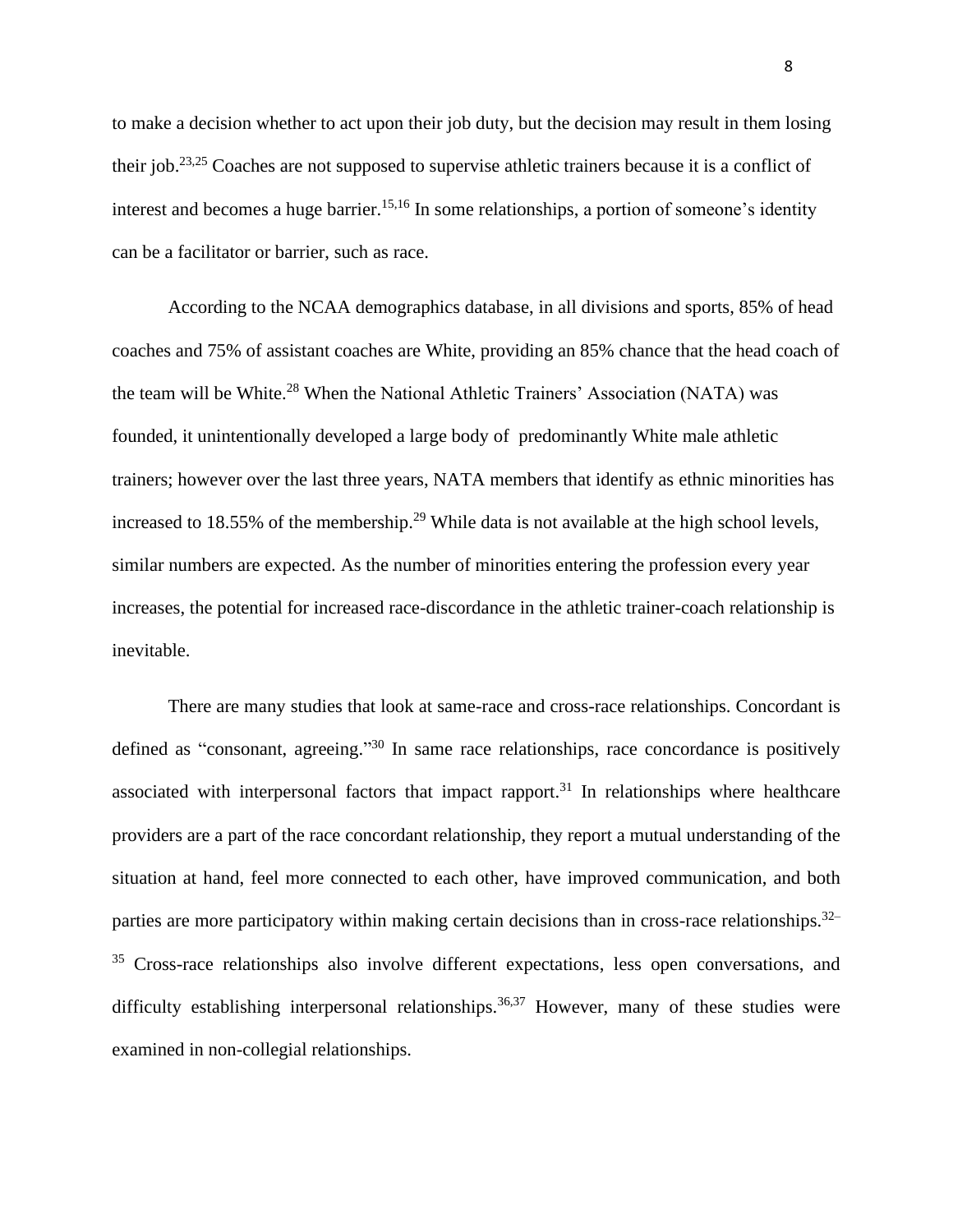to make a decision whether to act upon their job duty, but the decision may result in them losing their job.[23,25] Coaches are not supposed to supervise athletic trainers because it is a conflict of interest and becomes a huge barrier.[15,16] In some relationships, a portion of someone's identity can be a facilitator or barrier, such as race.

According to the NCAA demographics database, in all divisions and sports, 85% of head coaches and 75% of assistant coaches are White, providing an 85% chance that the head coach of the team will be White.[28] When the National Athletic Trainers' Association (NATA) was founded, it unintentionally developed a large body of predominantly White male athletic trainers; however over the last three years, NATA members that identify as ethnic minorities has increased to 18.55% of the membership.[29] While data is not available at the high school levels, similar numbers are expected. As the number of minorities entering the profession every year increases, the potential for increased race-discordance in the athletic trainer-coach relationship is inevitable.

There are many studies that look at same-race and cross-race relationships. Concordant is defined as "consonant, agreeing."[30] In same race relationships, race concordance is positively associated with interpersonal factors that impact rapport.[31] In relationships where healthcare providers are a part of the race concordant relationship, they report a mutual understanding of the situation at hand, feel more connected to each other, have improved communication, and both parties are more participatory within making certain decisions than in cross-race relationships.[32–35] Cross-race relationships also involve different expectations, less open conversations, and difficulty establishing interpersonal relationships.[36,37] However, many of these studies were examined in non-collegial relationships.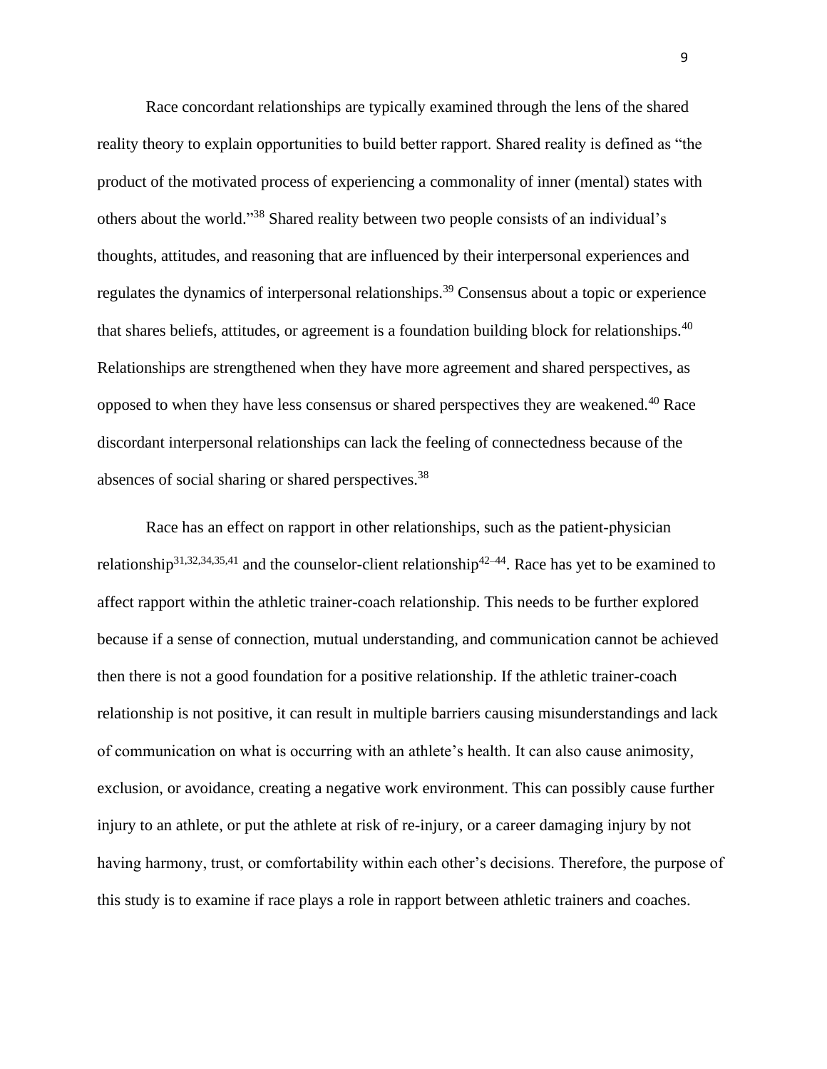Race concordant relationships are typically examined through the lens of the shared reality theory to explain opportunities to build better rapport. Shared reality is defined as "the product of the motivated process of experiencing a commonality of inner (mental) states with others about the world."[38] Shared reality between two people consists of an individual's thoughts, attitudes, and reasoning that are influenced by their interpersonal experiences and regulates the dynamics of interpersonal relationships.[39] Consensus about a topic or experience that shares beliefs, attitudes, or agreement is a foundation building block for relationships.[40] Relationships are strengthened when they have more agreement and shared perspectives, as opposed to when they have less consensus or shared perspectives they are weakened.[40] Race discordant interpersonal relationships can lack the feeling of connectedness because of the absences of social sharing or shared perspectives.[38]

Race has an effect on rapport in other relationships, such as the patient-physician relationship[31,32,34,35,41] and the counselor-client relationship[42–44]. Race has yet to be examined to affect rapport within the athletic trainer-coach relationship. This needs to be further explored because if a sense of connection, mutual understanding, and communication cannot be achieved then there is not a good foundation for a positive relationship. If the athletic trainer-coach relationship is not positive, it can result in multiple barriers causing misunderstandings and lack of communication on what is occurring with an athlete's health. It can also cause animosity, exclusion, or avoidance, creating a negative work environment. This can possibly cause further injury to an athlete, or put the athlete at risk of re-injury, or a career damaging injury by not having harmony, trust, or comfortability within each other's decisions. Therefore, the purpose of this study is to examine if race plays a role in rapport between athletic trainers and coaches.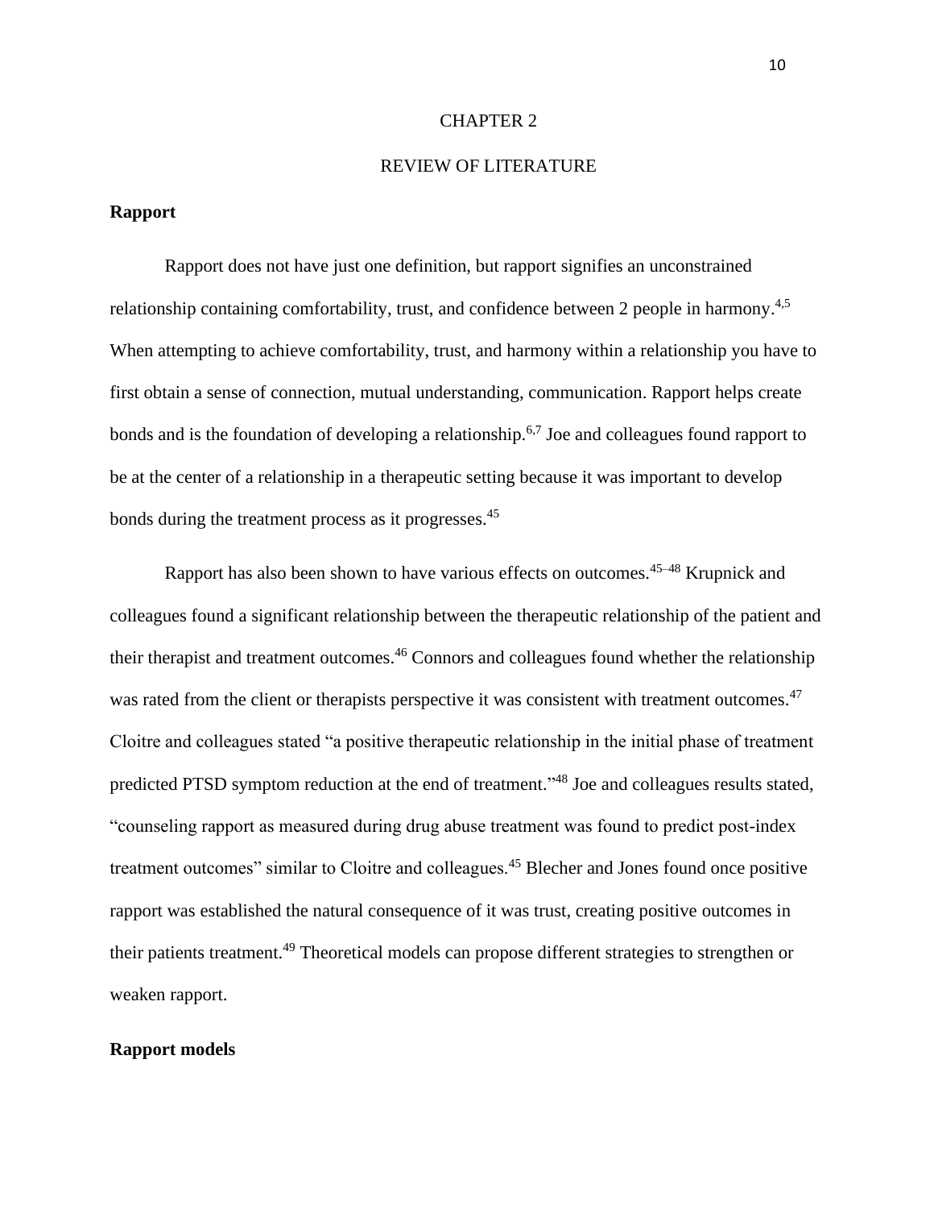# CHAPTER 2

# REVIEW OF LITERATURE

## Rapport

Rapport does not have just one definition, but rapport signifies an unconstrained relationship containing comfortability, trust, and confidence between 2 people in harmony.[4,5] When attempting to achieve comfortability, trust, and harmony within a relationship you have to first obtain a sense of connection, mutual understanding, communication. Rapport helps create bonds and is the foundation of developing a relationship.[6,7] Joe and colleagues found rapport to be at the center of a relationship in a therapeutic setting because it was important to develop bonds during the treatment process as it progresses.[45]

Rapport has also been shown to have various effects on outcomes.[45–48] Krupnick and colleagues found a significant relationship between the therapeutic relationship of the patient and their therapist and treatment outcomes.[46] Connors and colleagues found whether the relationship was rated from the client or therapists perspective it was consistent with treatment outcomes.[47] Cloitre and colleagues stated "a positive therapeutic relationship in the initial phase of treatment predicted PTSD symptom reduction at the end of treatment."[48] Joe and colleagues results stated, "counseling rapport as measured during drug abuse treatment was found to predict post-index treatment outcomes" similar to Cloitre and colleagues.[45] Blecher and Jones found once positive rapport was established the natural consequence of it was trust, creating positive outcomes in their patients treatment.[49] Theoretical models can propose different strategies to strengthen or weaken rapport.

## Rapport models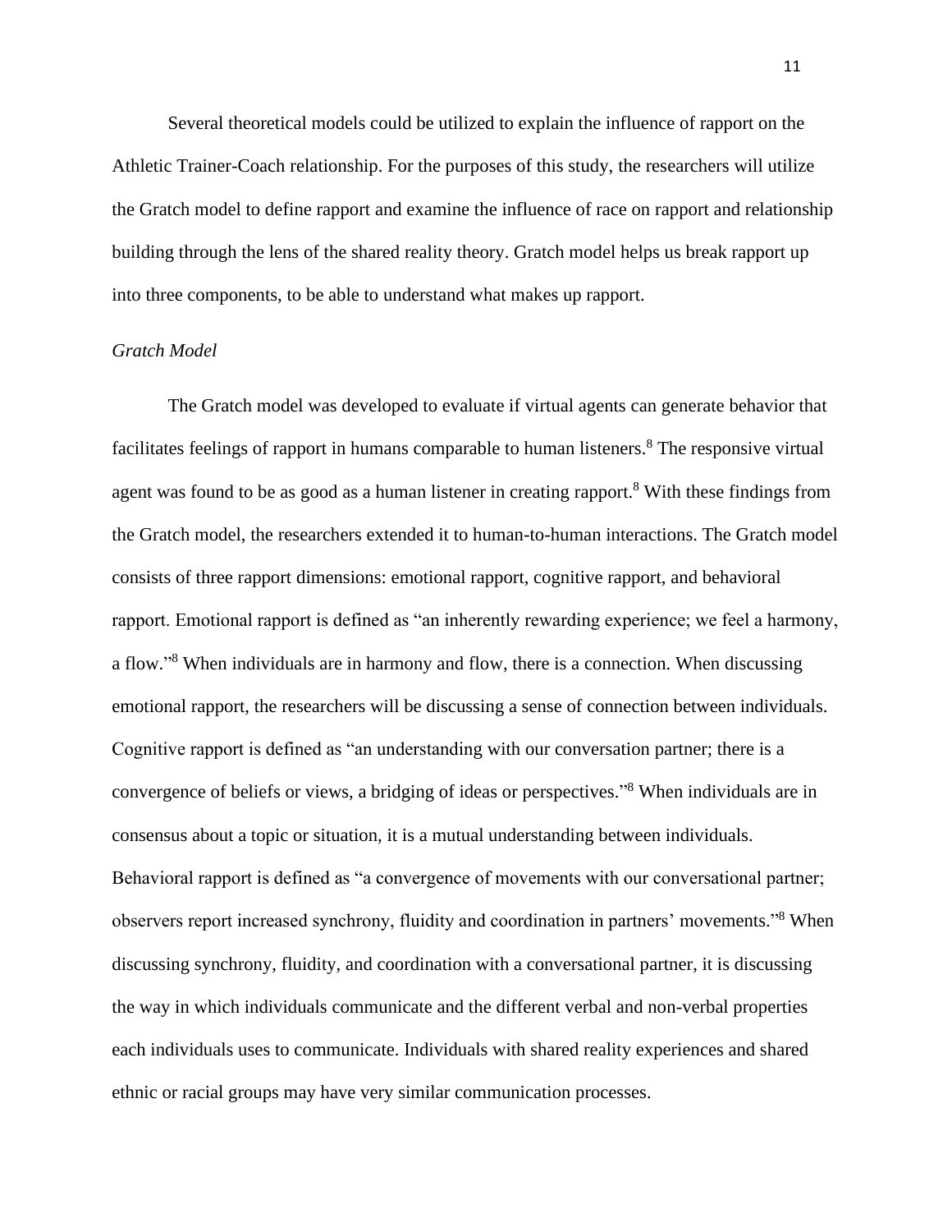Several theoretical models could be utilized to explain the influence of rapport on the Athletic Trainer-Coach relationship. For the purposes of this study, the researchers will utilize the Gratch model to define rapport and examine the influence of race on rapport and relationship building through the lens of the shared reality theory. Gratch model helps us break rapport up into three components, to be able to understand what makes up rapport.

*Gratch Model*

The Gratch model was developed to evaluate if virtual agents can generate behavior that facilitates feelings of rapport in humans comparable to human listeners.[8] The responsive virtual agent was found to be as good as a human listener in creating rapport.[8] With these findings from the Gratch model, the researchers extended it to human-to-human interactions. The Gratch model consists of three rapport dimensions: emotional rapport, cognitive rapport, and behavioral rapport. Emotional rapport is defined as "an inherently rewarding experience; we feel a harmony, a flow."[8] When individuals are in harmony and flow, there is a connection. When discussing emotional rapport, the researchers will be discussing a sense of connection between individuals. Cognitive rapport is defined as "an understanding with our conversation partner; there is a convergence of beliefs or views, a bridging of ideas or perspectives."[8] When individuals are in consensus about a topic or situation, it is a mutual understanding between individuals. Behavioral rapport is defined as "a convergence of movements with our conversational partner; observers report increased synchrony, fluidity and coordination in partners' movements."[8] When discussing synchrony, fluidity, and coordination with a conversational partner, it is discussing the way in which individuals communicate and the different verbal and non-verbal properties each individuals uses to communicate. Individuals with shared reality experiences and shared ethnic or racial groups may have very similar communication processes.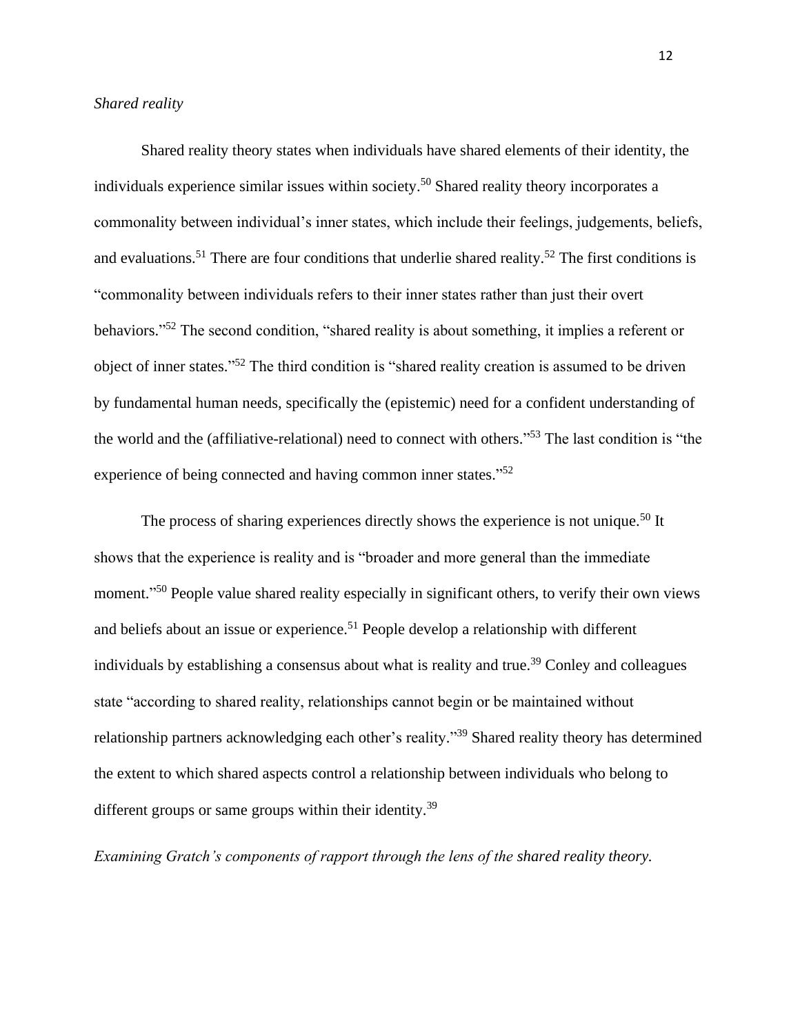*Shared reality*

Shared reality theory states when individuals have shared elements of their identity, the individuals experience similar issues within society.[50] Shared reality theory incorporates a commonality between individual's inner states, which include their feelings, judgements, beliefs, and evaluations.[51] There are four conditions that underlie shared reality.[52] The first conditions is "commonality between individuals refers to their inner states rather than just their overt behaviors."[52] The second condition, "shared reality is about something, it implies a referent or object of inner states."[52] The third condition is "shared reality creation is assumed to be driven by fundamental human needs, specifically the (epistemic) need for a confident understanding of the world and the (affiliative-relational) need to connect with others."[53] The last condition is "the experience of being connected and having common inner states."[52]

The process of sharing experiences directly shows the experience is not unique.[50] It shows that the experience is reality and is "broader and more general than the immediate moment."[50] People value shared reality especially in significant others, to verify their own views and beliefs about an issue or experience.[51] People develop a relationship with different individuals by establishing a consensus about what is reality and true.[39] Conley and colleagues state "according to shared reality, relationships cannot begin or be maintained without relationship partners acknowledging each other's reality."[39] Shared reality theory has determined the extent to which shared aspects control a relationship between individuals who belong to different groups or same groups within their identity.[39]

*Examining Gratch's components of rapport through the lens of the shared reality theory.*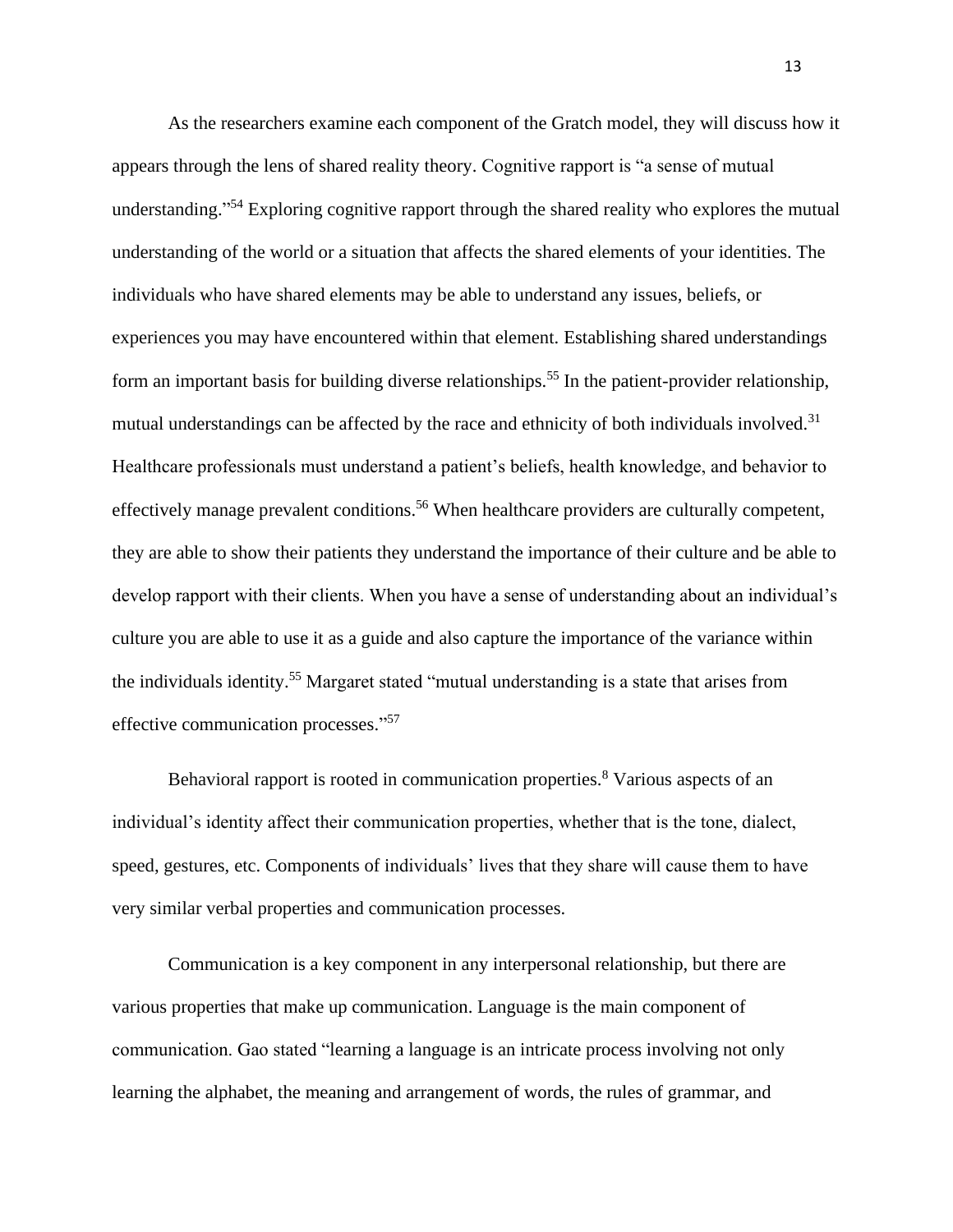As the researchers examine each component of the Gratch model, they will discuss how it appears through the lens of shared reality theory. Cognitive rapport is "a sense of mutual understanding."[54] Exploring cognitive rapport through the shared reality who explores the mutual understanding of the world or a situation that affects the shared elements of your identities. The individuals who have shared elements may be able to understand any issues, beliefs, or experiences you may have encountered within that element. Establishing shared understandings form an important basis for building diverse relationships.[55] In the patient-provider relationship, mutual understandings can be affected by the race and ethnicity of both individuals involved.[31] Healthcare professionals must understand a patient's beliefs, health knowledge, and behavior to effectively manage prevalent conditions.[56] When healthcare providers are culturally competent, they are able to show their patients they understand the importance of their culture and be able to develop rapport with their clients. When you have a sense of understanding about an individual's culture you are able to use it as a guide and also capture the importance of the variance within the individuals identity.[55] Margaret stated "mutual understanding is a state that arises from effective communication processes."[57]

Behavioral rapport is rooted in communication properties.[8] Various aspects of an individual's identity affect their communication properties, whether that is the tone, dialect, speed, gestures, etc. Components of individuals' lives that they share will cause them to have very similar verbal properties and communication processes.

Communication is a key component in any interpersonal relationship, but there are various properties that make up communication. Language is the main component of communication. Gao stated "learning a language is an intricate process involving not only learning the alphabet, the meaning and arrangement of words, the rules of grammar, and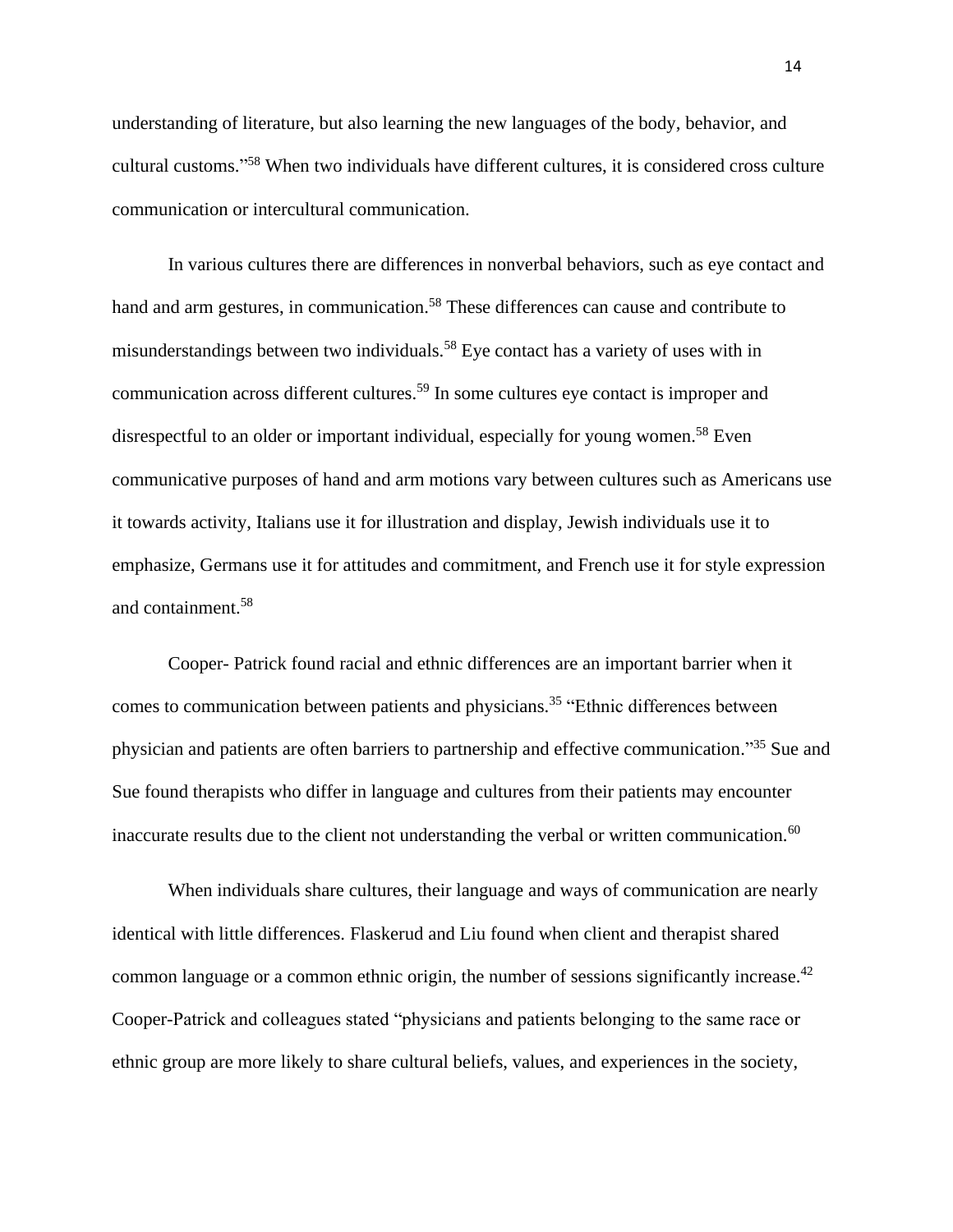understanding of literature, but also learning the new languages of the body, behavior, and cultural customs."[58] When two individuals have different cultures, it is considered cross culture communication or intercultural communication.

In various cultures there are differences in nonverbal behaviors, such as eye contact and hand and arm gestures, in communication.[58] These differences can cause and contribute to misunderstandings between two individuals.[58] Eye contact has a variety of uses with in communication across different cultures.[59] In some cultures eye contact is improper and disrespectful to an older or important individual, especially for young women.[58] Even communicative purposes of hand and arm motions vary between cultures such as Americans use it towards activity, Italians use it for illustration and display, Jewish individuals use it to emphasize, Germans use it for attitudes and commitment, and French use it for style expression and containment.[58]

Cooper- Patrick found racial and ethnic differences are an important barrier when it comes to communication between patients and physicians.[35] "Ethnic differences between physician and patients are often barriers to partnership and effective communication."[35] Sue and Sue found therapists who differ in language and cultures from their patients may encounter inaccurate results due to the client not understanding the verbal or written communication.[60]

When individuals share cultures, their language and ways of communication are nearly identical with little differences. Flaskerud and Liu found when client and therapist shared common language or a common ethnic origin, the number of sessions significantly increase.[42] Cooper-Patrick and colleagues stated "physicians and patients belonging to the same race or ethnic group are more likely to share cultural beliefs, values, and experiences in the society,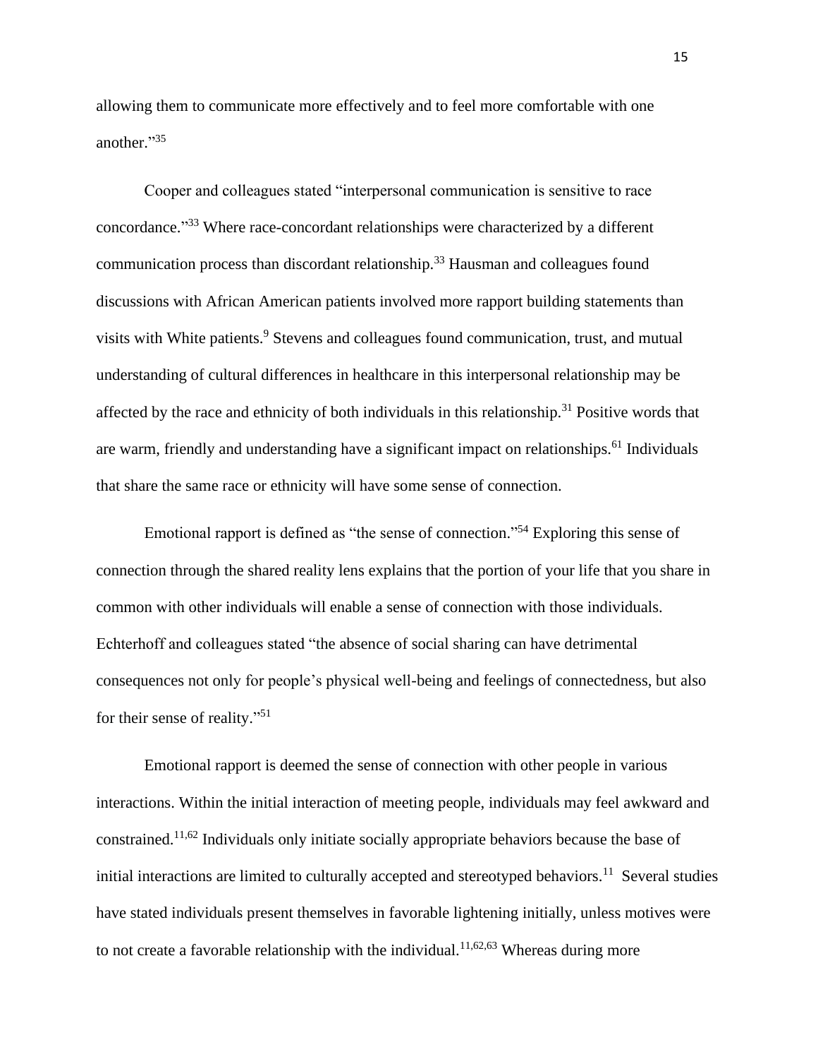allowing them to communicate more effectively and to feel more comfortable with one another."[35]

Cooper and colleagues stated "interpersonal communication is sensitive to race concordance."[33] Where race-concordant relationships were characterized by a different communication process than discordant relationship.[33] Hausman and colleagues found discussions with African American patients involved more rapport building statements than visits with White patients.[9] Stevens and colleagues found communication, trust, and mutual understanding of cultural differences in healthcare in this interpersonal relationship may be affected by the race and ethnicity of both individuals in this relationship.[31] Positive words that are warm, friendly and understanding have a significant impact on relationships.[61] Individuals that share the same race or ethnicity will have some sense of connection.

Emotional rapport is defined as "the sense of connection."[54] Exploring this sense of connection through the shared reality lens explains that the portion of your life that you share in common with other individuals will enable a sense of connection with those individuals. Echterhoff and colleagues stated "the absence of social sharing can have detrimental consequences not only for people's physical well-being and feelings of connectedness, but also for their sense of reality."[51]

Emotional rapport is deemed the sense of connection with other people in various interactions. Within the initial interaction of meeting people, individuals may feel awkward and constrained.[11,62] Individuals only initiate socially appropriate behaviors because the base of initial interactions are limited to culturally accepted and stereotyped behaviors.[11] Several studies have stated individuals present themselves in favorable lightening initially, unless motives were to not create a favorable relationship with the individual.[11,62,63] Whereas during more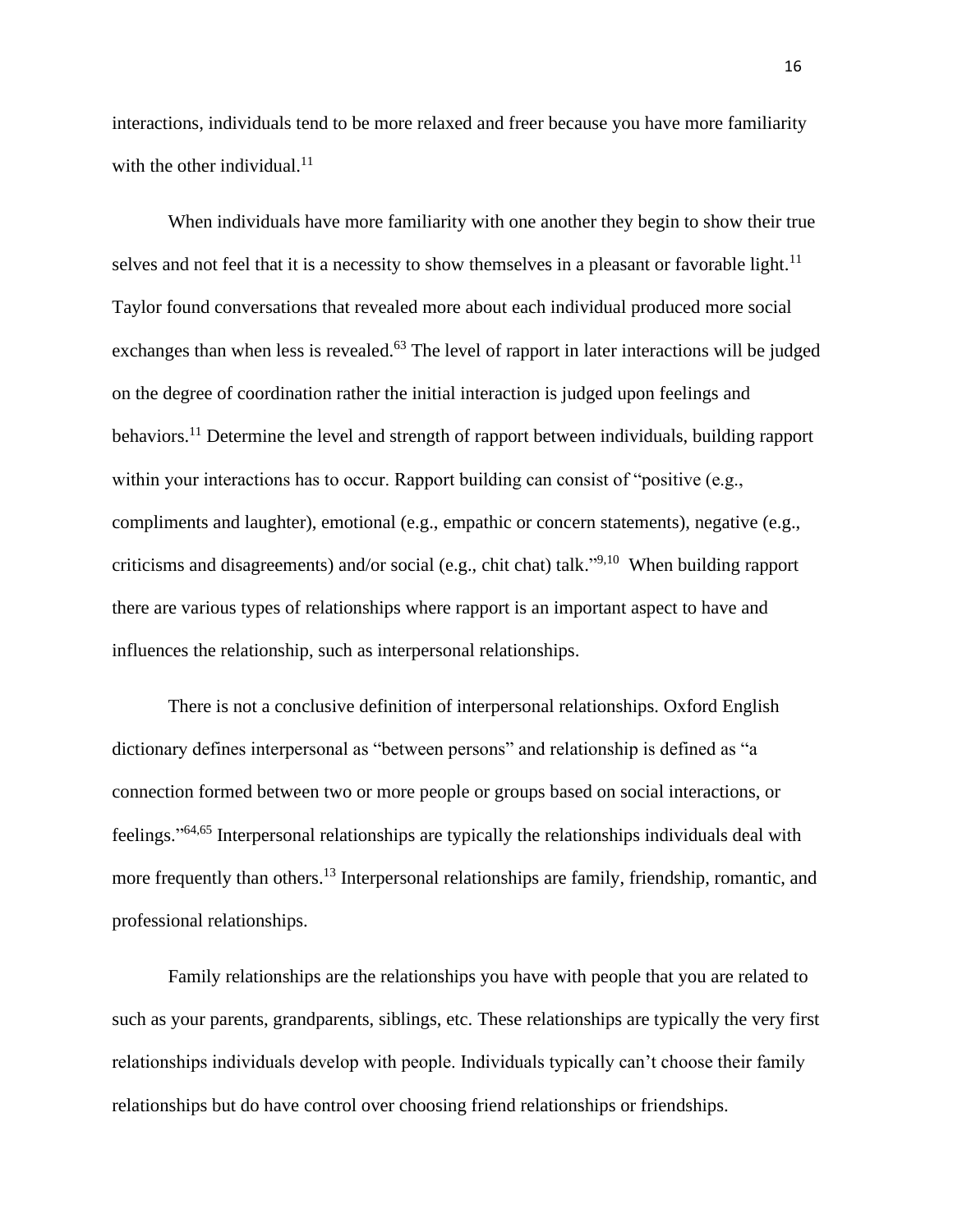interactions, individuals tend to be more relaxed and freer because you have more familiarity with the other individual.[11]

When individuals have more familiarity with one another they begin to show their true selves and not feel that it is a necessity to show themselves in a pleasant or favorable light.[11] Taylor found conversations that revealed more about each individual produced more social exchanges than when less is revealed.[63] The level of rapport in later interactions will be judged on the degree of coordination rather the initial interaction is judged upon feelings and behaviors.[11] Determine the level and strength of rapport between individuals, building rapport within your interactions has to occur. Rapport building can consist of "positive (e.g., compliments and laughter), emotional (e.g., empathic or concern statements), negative (e.g., criticisms and disagreements) and/or social (e.g., chit chat) talk."[9,10] When building rapport there are various types of relationships where rapport is an important aspect to have and influences the relationship, such as interpersonal relationships.

There is not a conclusive definition of interpersonal relationships. Oxford English dictionary defines interpersonal as "between persons" and relationship is defined as "a connection formed between two or more people or groups based on social interactions, or feelings."[64,65] Interpersonal relationships are typically the relationships individuals deal with more frequently than others.[13] Interpersonal relationships are family, friendship, romantic, and professional relationships.

Family relationships are the relationships you have with people that you are related to such as your parents, grandparents, siblings, etc. These relationships are typically the very first relationships individuals develop with people. Individuals typically can't choose their family relationships but do have control over choosing friend relationships or friendships.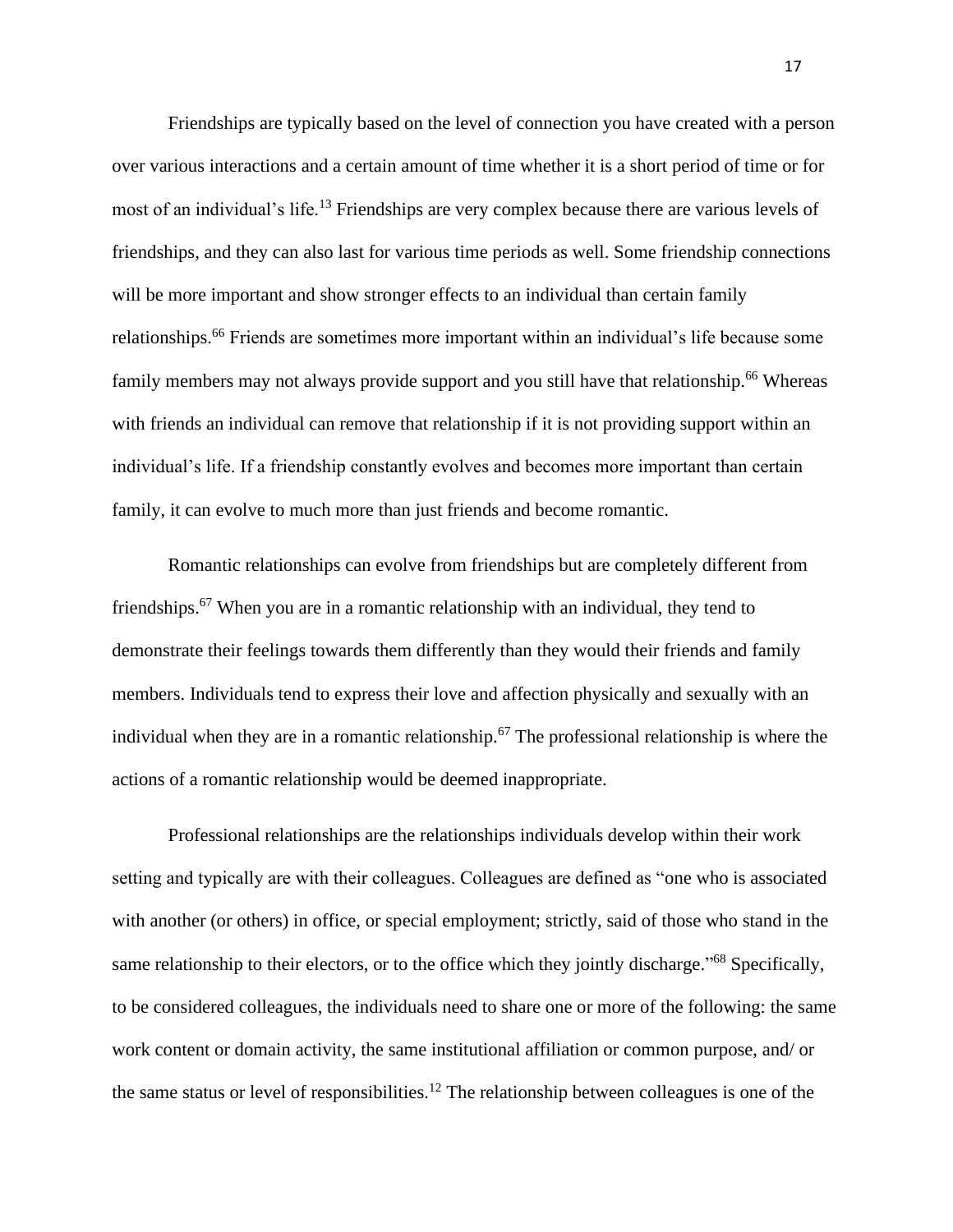Friendships are typically based on the level of connection you have created with a person over various interactions and a certain amount of time whether it is a short period of time or for most of an individual's life.[13] Friendships are very complex because there are various levels of friendships, and they can also last for various time periods as well. Some friendship connections will be more important and show stronger effects to an individual than certain family relationships.[66] Friends are sometimes more important within an individual's life because some family members may not always provide support and you still have that relationship.[66] Whereas with friends an individual can remove that relationship if it is not providing support within an individual's life. If a friendship constantly evolves and becomes more important than certain family, it can evolve to much more than just friends and become romantic.

Romantic relationships can evolve from friendships but are completely different from friendships.[67] When you are in a romantic relationship with an individual, they tend to demonstrate their feelings towards them differently than they would their friends and family members. Individuals tend to express their love and affection physically and sexually with an individual when they are in a romantic relationship.[67] The professional relationship is where the actions of a romantic relationship would be deemed inappropriate.

Professional relationships are the relationships individuals develop within their work setting and typically are with their colleagues. Colleagues are defined as "one who is associated with another (or others) in office, or special employment; strictly, said of those who stand in the same relationship to their electors, or to the office which they jointly discharge."[68] Specifically, to be considered colleagues, the individuals need to share one or more of the following: the same work content or domain activity, the same institutional affiliation or common purpose, and/ or the same status or level of responsibilities.[12] The relationship between colleagues is one of the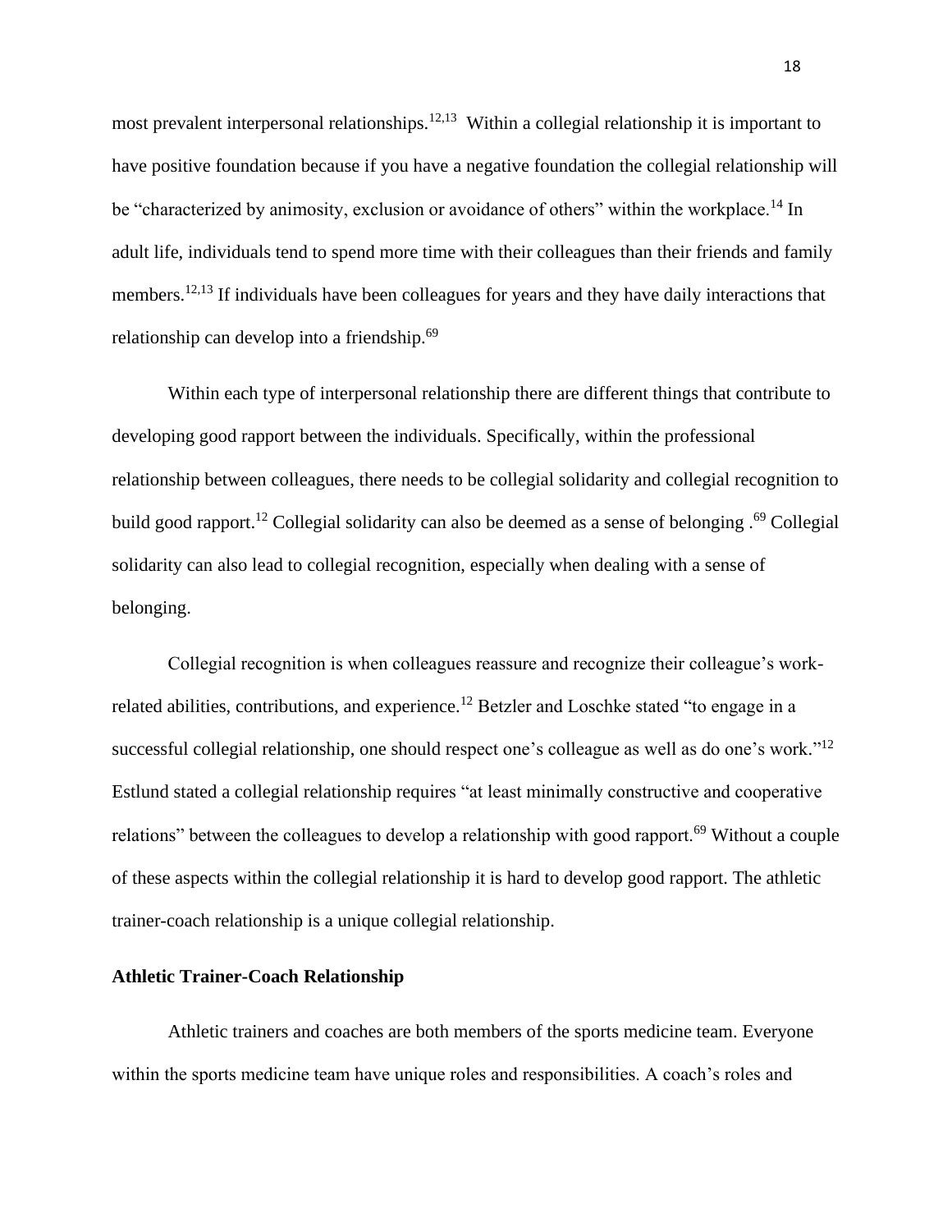most prevalent interpersonal relationships.[12,13] Within a collegial relationship it is important to have positive foundation because if you have a negative foundation the collegial relationship will be "characterized by animosity, exclusion or avoidance of others" within the workplace.[14] In adult life, individuals tend to spend more time with their colleagues than their friends and family members.[12,13] If individuals have been colleagues for years and they have daily interactions that relationship can develop into a friendship.[69]

Within each type of interpersonal relationship there are different things that contribute to developing good rapport between the individuals. Specifically, within the professional relationship between colleagues, there needs to be collegial solidarity and collegial recognition to build good rapport.[12] Collegial solidarity can also be deemed as a sense of belonging .[69] Collegial solidarity can also lead to collegial recognition, especially when dealing with a sense of belonging.

Collegial recognition is when colleagues reassure and recognize their colleague's work-related abilities, contributions, and experience.[12] Betzler and Loschke stated "to engage in a successful collegial relationship, one should respect one's colleague as well as do one's work."[12] Estlund stated a collegial relationship requires "at least minimally constructive and cooperative relations" between the colleagues to develop a relationship with good rapport.[69] Without a couple of these aspects within the collegial relationship it is hard to develop good rapport. The athletic trainer-coach relationship is a unique collegial relationship.

**Athletic Trainer-Coach Relationship**

Athletic trainers and coaches are both members of the sports medicine team. Everyone within the sports medicine team have unique roles and responsibilities. A coach's roles and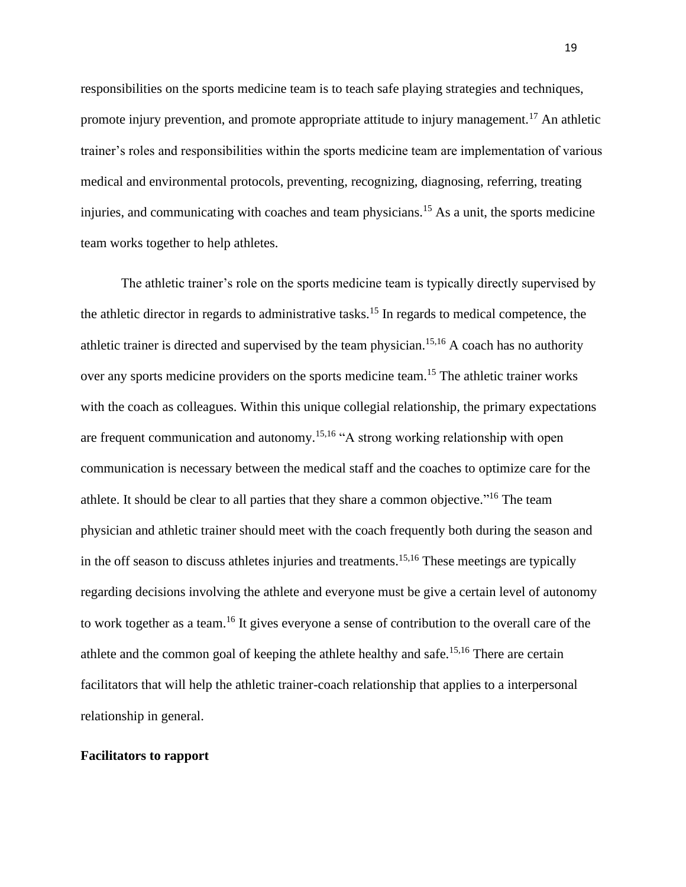responsibilities on the sports medicine team is to teach safe playing strategies and techniques, promote injury prevention, and promote appropriate attitude to injury management.[17] An athletic trainer's roles and responsibilities within the sports medicine team are implementation of various medical and environmental protocols, preventing, recognizing, diagnosing, referring, treating injuries, and communicating with coaches and team physicians.[15] As a unit, the sports medicine team works together to help athletes.

The athletic trainer's role on the sports medicine team is typically directly supervised by the athletic director in regards to administrative tasks.[15] In regards to medical competence, the athletic trainer is directed and supervised by the team physician.[15,16] A coach has no authority over any sports medicine providers on the sports medicine team.[15] The athletic trainer works with the coach as colleagues. Within this unique collegial relationship, the primary expectations are frequent communication and autonomy.[15,16] "A strong working relationship with open communication is necessary between the medical staff and the coaches to optimize care for the athlete. It should be clear to all parties that they share a common objective."[16] The team physician and athletic trainer should meet with the coach frequently both during the season and in the off season to discuss athletes injuries and treatments.[15,16] These meetings are typically regarding decisions involving the athlete and everyone must be give a certain level of autonomy to work together as a team.[16] It gives everyone a sense of contribution to the overall care of the athlete and the common goal of keeping the athlete healthy and safe.[15,16] There are certain facilitators that will help the athletic trainer-coach relationship that applies to a interpersonal relationship in general.

**Facilitators to rapport**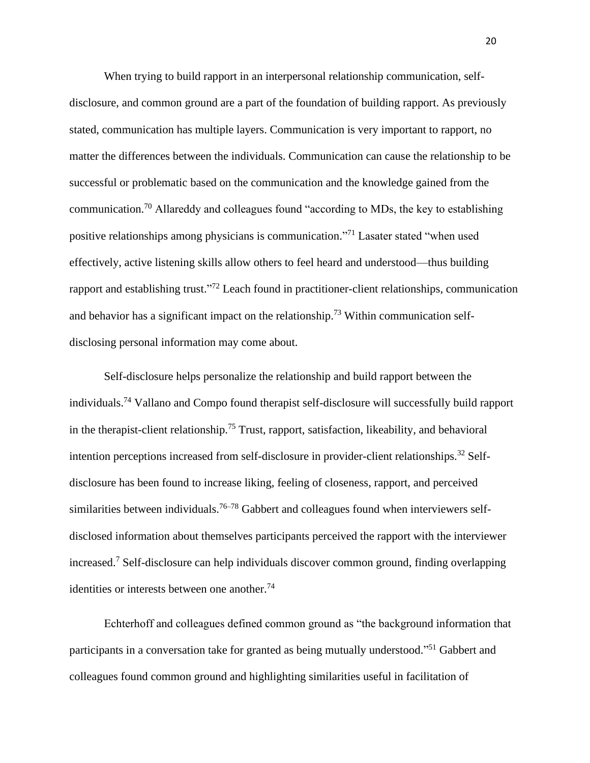When trying to build rapport in an interpersonal relationship communication, self-disclosure, and common ground are a part of the foundation of building rapport. As previously stated, communication has multiple layers. Communication is very important to rapport, no matter the differences between the individuals. Communication can cause the relationship to be successful or problematic based on the communication and the knowledge gained from the communication.[70] Allareddy and colleagues found "according to MDs, the key to establishing positive relationships among physicians is communication."[71] Lasater stated "when used effectively, active listening skills allow others to feel heard and understood—thus building rapport and establishing trust."[72] Leach found in practitioner-client relationships, communication and behavior has a significant impact on the relationship.[73] Within communication self-disclosing personal information may come about.

Self-disclosure helps personalize the relationship and build rapport between the individuals.[74] Vallano and Compo found therapist self-disclosure will successfully build rapport in the therapist-client relationship.[75] Trust, rapport, satisfaction, likeability, and behavioral intention perceptions increased from self-disclosure in provider-client relationships.[32] Self-disclosure has been found to increase liking, feeling of closeness, rapport, and perceived similarities between individuals.[76–78] Gabbert and colleagues found when interviewers self-disclosed information about themselves participants perceived the rapport with the interviewer increased.[7] Self-disclosure can help individuals discover common ground, finding overlapping identities or interests between one another.[74]

Echterhoff and colleagues defined common ground as "the background information that participants in a conversation take for granted as being mutually understood."[51] Gabbert and colleagues found common ground and highlighting similarities useful in facilitation of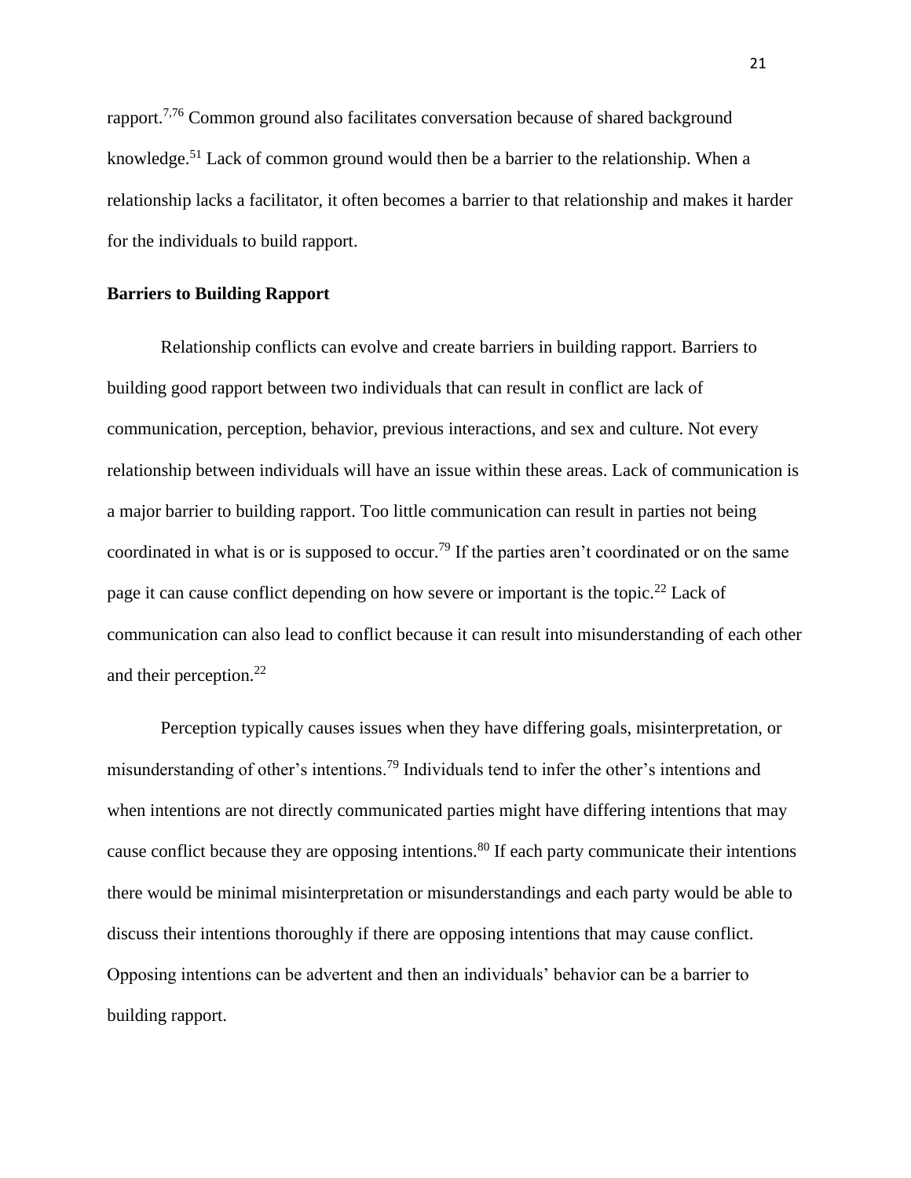rapport.[7,76] Common ground also facilitates conversation because of shared background knowledge.[51] Lack of common ground would then be a barrier to the relationship. When a relationship lacks a facilitator, it often becomes a barrier to that relationship and makes it harder for the individuals to build rapport.

**Barriers to Building Rapport**

Relationship conflicts can evolve and create barriers in building rapport. Barriers to building good rapport between two individuals that can result in conflict are lack of communication, perception, behavior, previous interactions, and sex and culture. Not every relationship between individuals will have an issue within these areas. Lack of communication is a major barrier to building rapport. Too little communication can result in parties not being coordinated in what is or is supposed to occur.[79] If the parties aren't coordinated or on the same page it can cause conflict depending on how severe or important is the topic.[22] Lack of communication can also lead to conflict because it can result into misunderstanding of each other and their perception.[22]

Perception typically causes issues when they have differing goals, misinterpretation, or misunderstanding of other's intentions.[79] Individuals tend to infer the other's intentions and when intentions are not directly communicated parties might have differing intentions that may cause conflict because they are opposing intentions.[80] If each party communicate their intentions there would be minimal misinterpretation or misunderstandings and each party would be able to discuss their intentions thoroughly if there are opposing intentions that may cause conflict. Opposing intentions can be advertent and then an individuals' behavior can be a barrier to building rapport.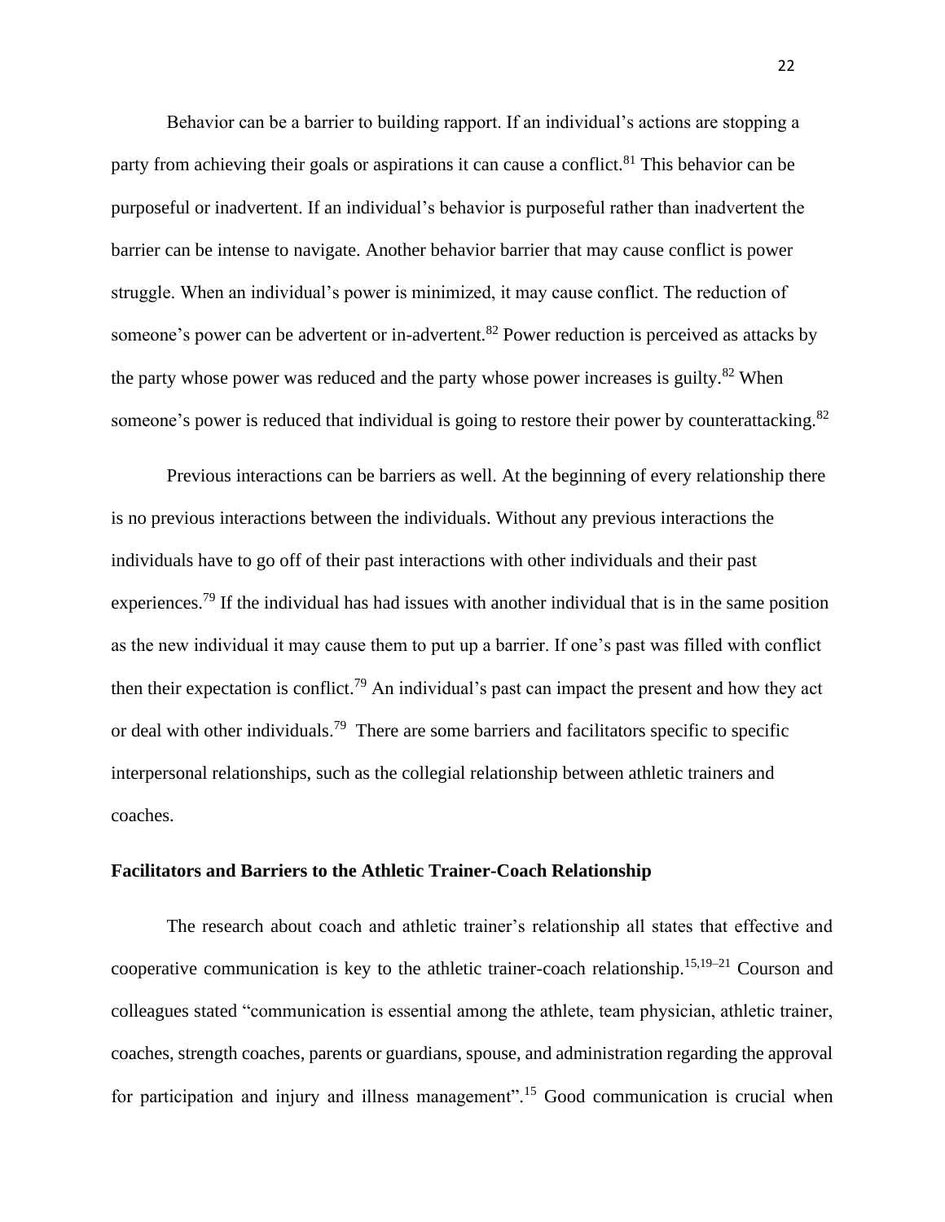Behavior can be a barrier to building rapport. If an individual's actions are stopping a party from achieving their goals or aspirations it can cause a conflict.[81] This behavior can be purposeful or inadvertent. If an individual's behavior is purposeful rather than inadvertent the barrier can be intense to navigate. Another behavior barrier that may cause conflict is power struggle. When an individual's power is minimized, it may cause conflict. The reduction of someone's power can be advertent or in-advertent.[82] Power reduction is perceived as attacks by the party whose power was reduced and the party whose power increases is guilty.[82] When someone's power is reduced that individual is going to restore their power by counterattacking.[82]

Previous interactions can be barriers as well. At the beginning of every relationship there is no previous interactions between the individuals. Without any previous interactions the individuals have to go off of their past interactions with other individuals and their past experiences.[79] If the individual has had issues with another individual that is in the same position as the new individual it may cause them to put up a barrier. If one's past was filled with conflict then their expectation is conflict.[79] An individual's past can impact the present and how they act or deal with other individuals.[79] There are some barriers and facilitators specific to specific interpersonal relationships, such as the collegial relationship between athletic trainers and coaches.

**Facilitators and Barriers to the Athletic Trainer-Coach Relationship**

The research about coach and athletic trainer's relationship all states that effective and cooperative communication is key to the athletic trainer-coach relationship.[15,19–21] Courson and colleagues stated "communication is essential among the athlete, team physician, athletic trainer, coaches, strength coaches, parents or guardians, spouse, and administration regarding the approval for participation and injury and illness management".[15] Good communication is crucial when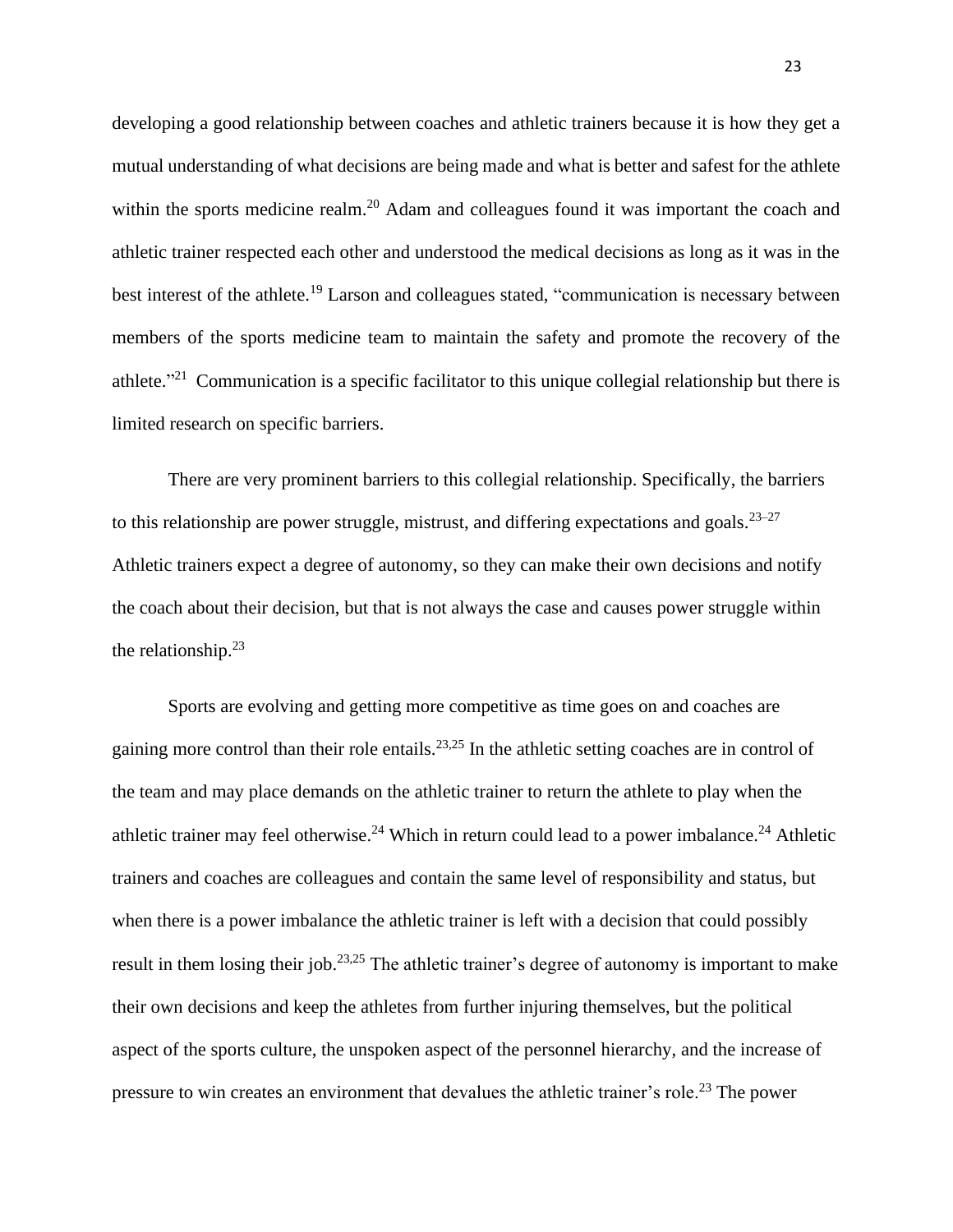developing a good relationship between coaches and athletic trainers because it is how they get a mutual understanding of what decisions are being made and what is better and safest for the athlete within the sports medicine realm.[20] Adam and colleagues found it was important the coach and athletic trainer respected each other and understood the medical decisions as long as it was in the best interest of the athlete.[19] Larson and colleagues stated, "communication is necessary between members of the sports medicine team to maintain the safety and promote the recovery of the athlete."[21] Communication is a specific facilitator to this unique collegial relationship but there is limited research on specific barriers.

There are very prominent barriers to this collegial relationship. Specifically, the barriers to this relationship are power struggle, mistrust, and differing expectations and goals.[23–27] Athletic trainers expect a degree of autonomy, so they can make their own decisions and notify the coach about their decision, but that is not always the case and causes power struggle within the relationship.[23]

Sports are evolving and getting more competitive as time goes on and coaches are gaining more control than their role entails.[23,25] In the athletic setting coaches are in control of the team and may place demands on the athletic trainer to return the athlete to play when the athletic trainer may feel otherwise.[24] Which in return could lead to a power imbalance.[24] Athletic trainers and coaches are colleagues and contain the same level of responsibility and status, but when there is a power imbalance the athletic trainer is left with a decision that could possibly result in them losing their job.[23,25] The athletic trainer's degree of autonomy is important to make their own decisions and keep the athletes from further injuring themselves, but the political aspect of the sports culture, the unspoken aspect of the personnel hierarchy, and the increase of pressure to win creates an environment that devalues the athletic trainer's role.[23] The power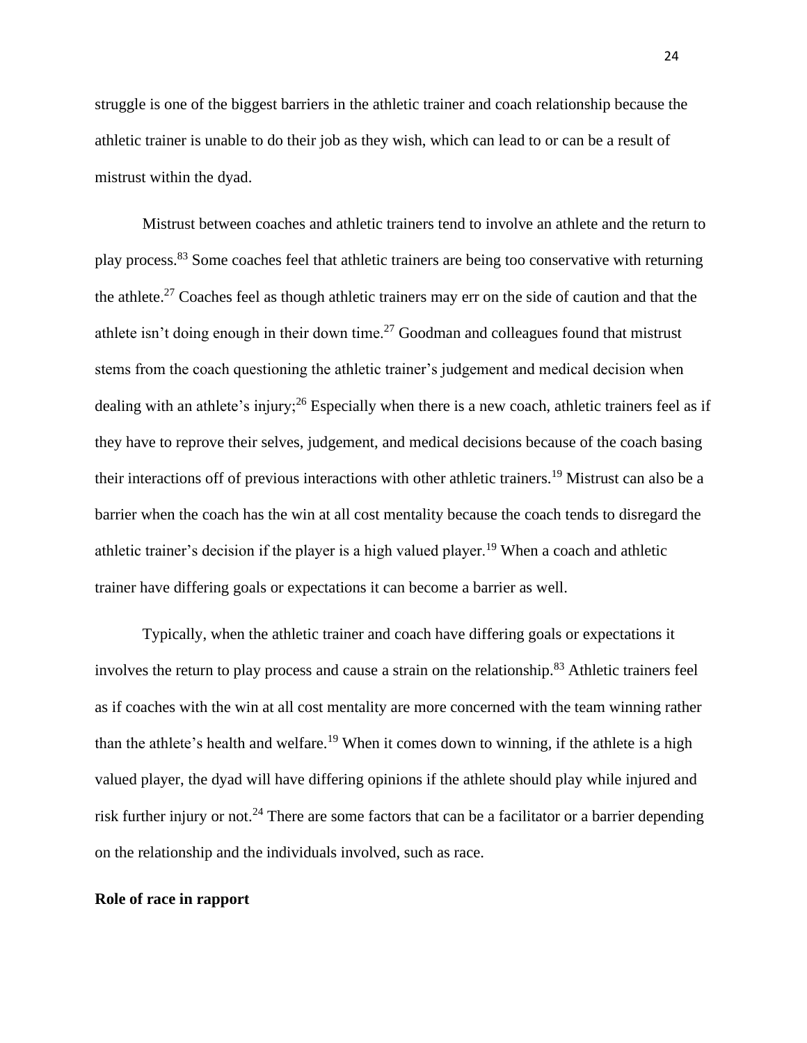struggle is one of the biggest barriers in the athletic trainer and coach relationship because the athletic trainer is unable to do their job as they wish, which can lead to or can be a result of mistrust within the dyad.

Mistrust between coaches and athletic trainers tend to involve an athlete and the return to play process.[83] Some coaches feel that athletic trainers are being too conservative with returning the athlete.[27] Coaches feel as though athletic trainers may err on the side of caution and that the athlete isn't doing enough in their down time.[27] Goodman and colleagues found that mistrust stems from the coach questioning the athletic trainer's judgement and medical decision when dealing with an athlete's injury;[26] Especially when there is a new coach, athletic trainers feel as if they have to reprove their selves, judgement, and medical decisions because of the coach basing their interactions off of previous interactions with other athletic trainers.[19] Mistrust can also be a barrier when the coach has the win at all cost mentality because the coach tends to disregard the athletic trainer's decision if the player is a high valued player.[19] When a coach and athletic trainer have differing goals or expectations it can become a barrier as well.

Typically, when the athletic trainer and coach have differing goals or expectations it involves the return to play process and cause a strain on the relationship.[83] Athletic trainers feel as if coaches with the win at all cost mentality are more concerned with the team winning rather than the athlete's health and welfare.[19] When it comes down to winning, if the athlete is a high valued player, the dyad will have differing opinions if the athlete should play while injured and risk further injury or not.[24] There are some factors that can be a facilitator or a barrier depending on the relationship and the individuals involved, such as race.

**Role of race in rapport**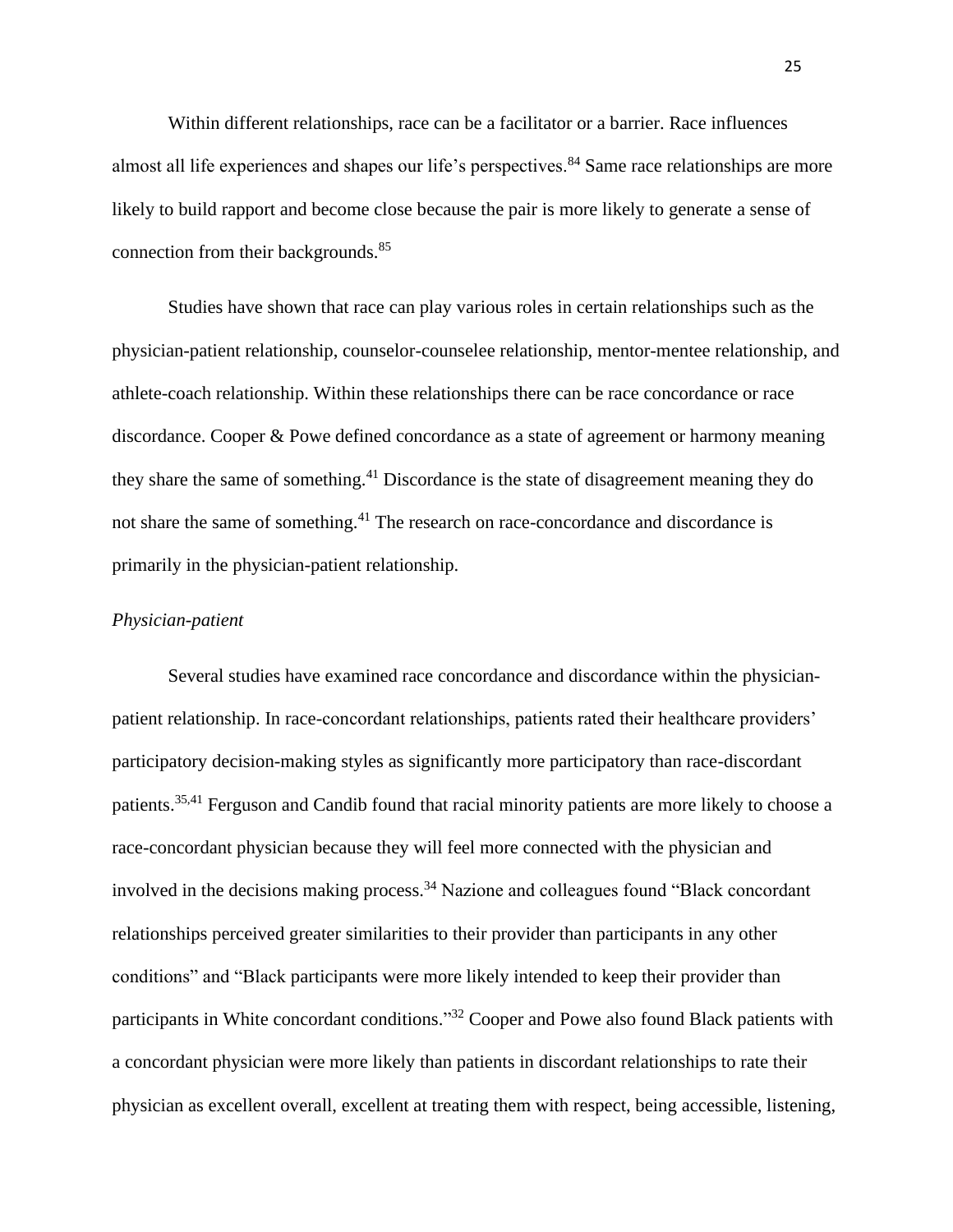Within different relationships, race can be a facilitator or a barrier. Race influences almost all life experiences and shapes our life's perspectives.[84] Same race relationships are more likely to build rapport and become close because the pair is more likely to generate a sense of connection from their backgrounds.[85]

Studies have shown that race can play various roles in certain relationships such as the physician-patient relationship, counselor-counselee relationship, mentor-mentee relationship, and athlete-coach relationship. Within these relationships there can be race concordance or race discordance. Cooper & Powe defined concordance as a state of agreement or harmony meaning they share the same of something.[41] Discordance is the state of disagreement meaning they do not share the same of something.[41] The research on race-concordance and discordance is primarily in the physician-patient relationship.

*Physician-patient*

Several studies have examined race concordance and discordance within the physician-patient relationship. In race-concordant relationships, patients rated their healthcare providers' participatory decision-making styles as significantly more participatory than race-discordant patients.[35,41] Ferguson and Candib found that racial minority patients are more likely to choose a race-concordant physician because they will feel more connected with the physician and involved in the decisions making process.[34] Nazione and colleagues found "Black concordant relationships perceived greater similarities to their provider than participants in any other conditions" and "Black participants were more likely intended to keep their provider than participants in White concordant conditions."[32] Cooper and Powe also found Black patients with a concordant physician were more likely than patients in discordant relationships to rate their physician as excellent overall, excellent at treating them with respect, being accessible, listening,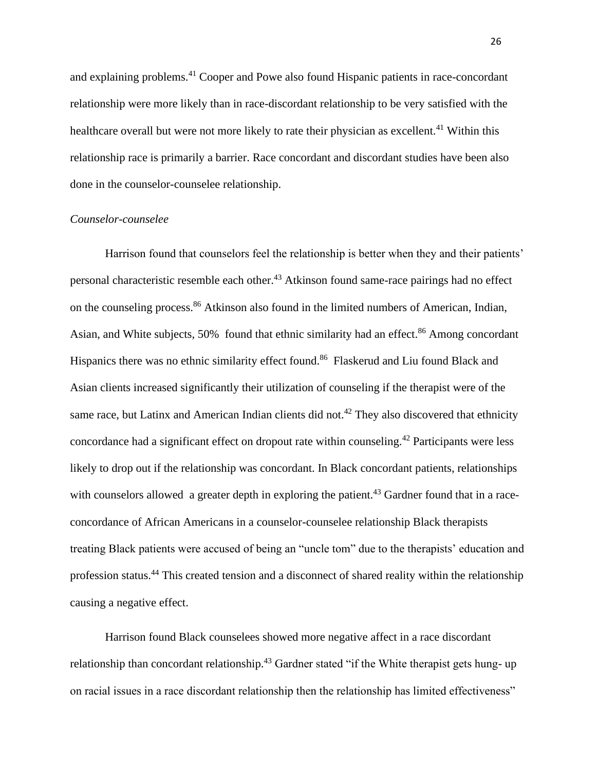and explaining problems.[41] Cooper and Powe also found Hispanic patients in race-concordant relationship were more likely than in race-discordant relationship to be very satisfied with the healthcare overall but were not more likely to rate their physician as excellent.[41] Within this relationship race is primarily a barrier. Race concordant and discordant studies have been also done in the counselor-counselee relationship.

*Counselor-counselee*

Harrison found that counselors feel the relationship is better when they and their patients' personal characteristic resemble each other.[43] Atkinson found same-race pairings had no effect on the counseling process.[86] Atkinson also found in the limited numbers of American, Indian, Asian, and White subjects, 50% found that ethnic similarity had an effect.[86] Among concordant Hispanics there was no ethnic similarity effect found.[86] Flaskerud and Liu found Black and Asian clients increased significantly their utilization of counseling if the therapist were of the same race, but Latinx and American Indian clients did not.[42] They also discovered that ethnicity concordance had a significant effect on dropout rate within counseling.[42] Participants were less likely to drop out if the relationship was concordant. In Black concordant patients, relationships with counselors allowed a greater depth in exploring the patient.[43] Gardner found that in a race-concordance of African Americans in a counselor-counselee relationship Black therapists treating Black patients were accused of being an "uncle tom" due to the therapists' education and profession status.[44] This created tension and a disconnect of shared reality within the relationship causing a negative effect.

Harrison found Black counselees showed more negative affect in a race discordant relationship than concordant relationship.[43] Gardner stated "if the White therapist gets hung- up on racial issues in a race discordant relationship then the relationship has limited effectiveness"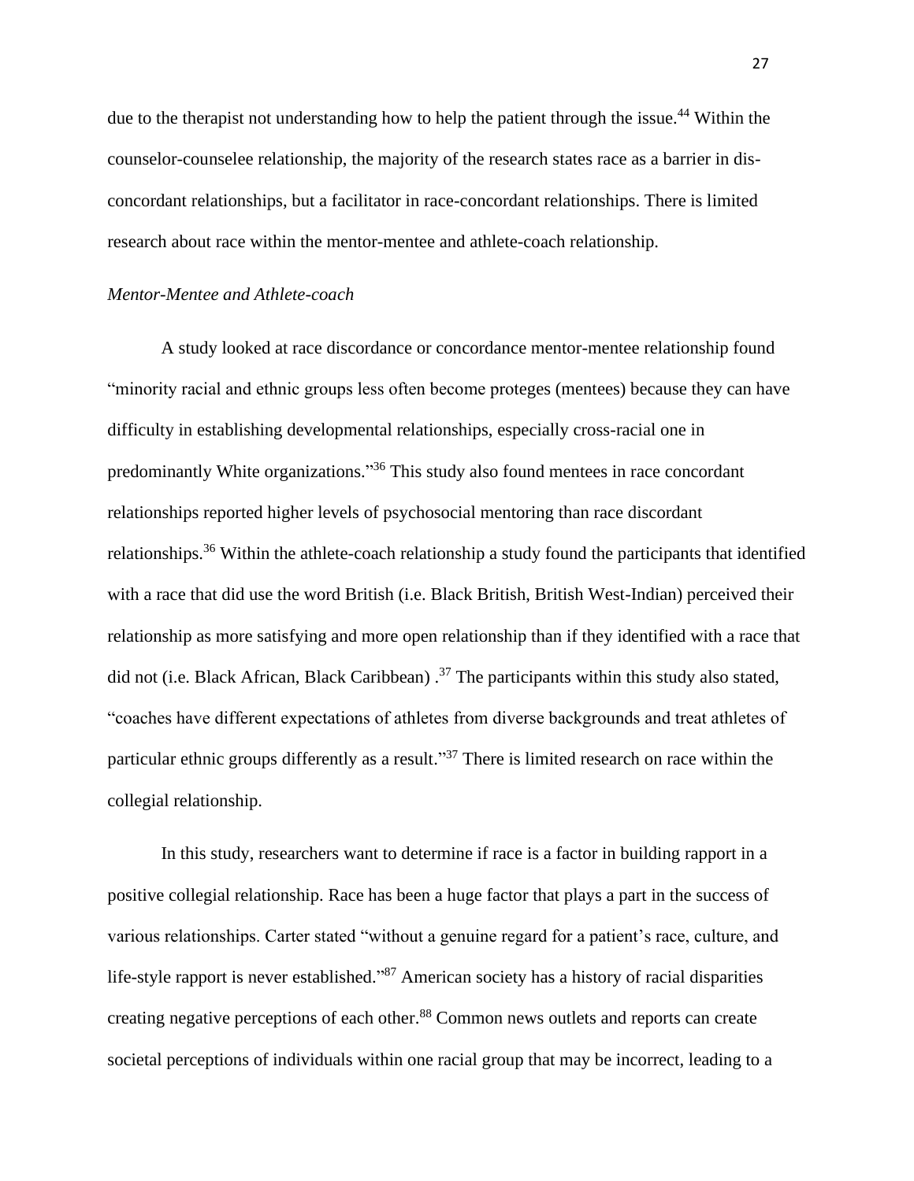due to the therapist not understanding how to help the patient through the issue.[44] Within the counselor-counselee relationship, the majority of the research states race as a barrier in dis-concordant relationships, but a facilitator in race-concordant relationships. There is limited research about race within the mentor-mentee and athlete-coach relationship.

*Mentor-Mentee and Athlete-coach*

A study looked at race discordance or concordance mentor-mentee relationship found "minority racial and ethnic groups less often become proteges (mentees) because they can have difficulty in establishing developmental relationships, especially cross-racial one in predominantly White organizations."[36] This study also found mentees in race concordant relationships reported higher levels of psychosocial mentoring than race discordant relationships.[36] Within the athlete-coach relationship a study found the participants that identified with a race that did use the word British (i.e. Black British, British West-Indian) perceived their relationship as more satisfying and more open relationship than if they identified with a race that did not (i.e. Black African, Black Caribbean) .[37] The participants within this study also stated, "coaches have different expectations of athletes from diverse backgrounds and treat athletes of particular ethnic groups differently as a result."[37] There is limited research on race within the collegial relationship.

In this study, researchers want to determine if race is a factor in building rapport in a positive collegial relationship. Race has been a huge factor that plays a part in the success of various relationships. Carter stated "without a genuine regard for a patient's race, culture, and life-style rapport is never established."[87] American society has a history of racial disparities creating negative perceptions of each other.[88] Common news outlets and reports can create societal perceptions of individuals within one racial group that may be incorrect, leading to a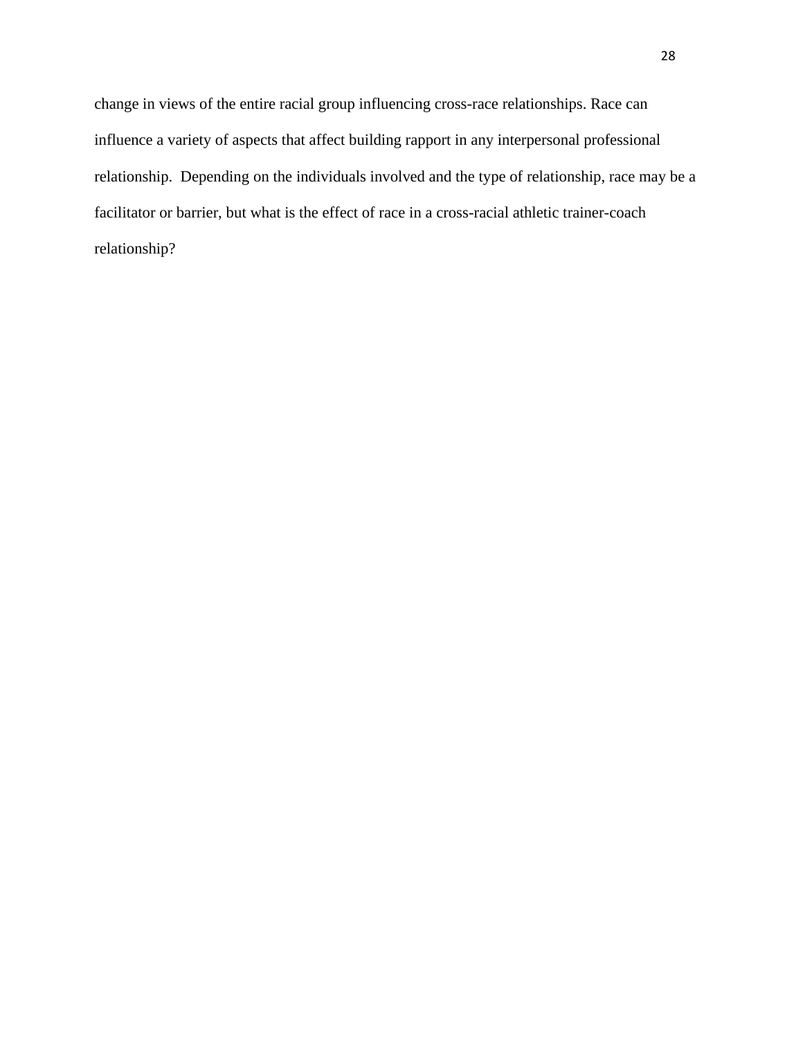change in views of the entire racial group influencing cross-race relationships. Race can influence a variety of aspects that affect building rapport in any interpersonal professional relationship. Depending on the individuals involved and the type of relationship, race may be a facilitator or barrier, but what is the effect of race in a cross-racial athletic trainer-coach relationship?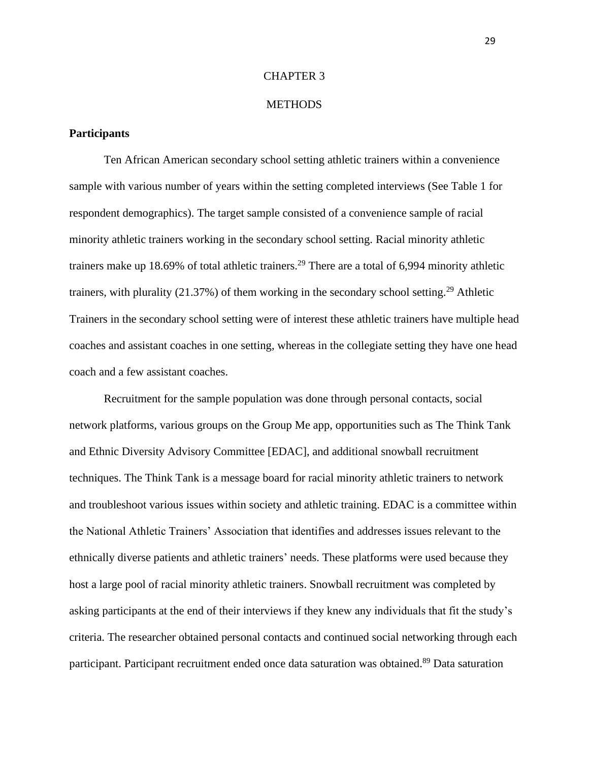# CHAPTER 3

# METHODS

## Participants

Ten African American secondary school setting athletic trainers within a convenience sample with various number of years within the setting completed interviews (See Table 1 for respondent demographics). The target sample consisted of a convenience sample of racial minority athletic trainers working in the secondary school setting. Racial minority athletic trainers make up 18.69% of total athletic trainers.[29] There are a total of 6,994 minority athletic trainers, with plurality (21.37%) of them working in the secondary school setting.[29] Athletic Trainers in the secondary school setting were of interest these athletic trainers have multiple head coaches and assistant coaches in one setting, whereas in the collegiate setting they have one head coach and a few assistant coaches.

Recruitment for the sample population was done through personal contacts, social network platforms, various groups on the Group Me app, opportunities such as The Think Tank and Ethnic Diversity Advisory Committee [EDAC], and additional snowball recruitment techniques. The Think Tank is a message board for racial minority athletic trainers to network and troubleshoot various issues within society and athletic training. EDAC is a committee within the National Athletic Trainers' Association that identifies and addresses issues relevant to the ethnically diverse patients and athletic trainers' needs. These platforms were used because they host a large pool of racial minority athletic trainers. Snowball recruitment was completed by asking participants at the end of their interviews if they knew any individuals that fit the study's criteria. The researcher obtained personal contacts and continued social networking through each participant. Participant recruitment ended once data saturation was obtained.[89] Data saturation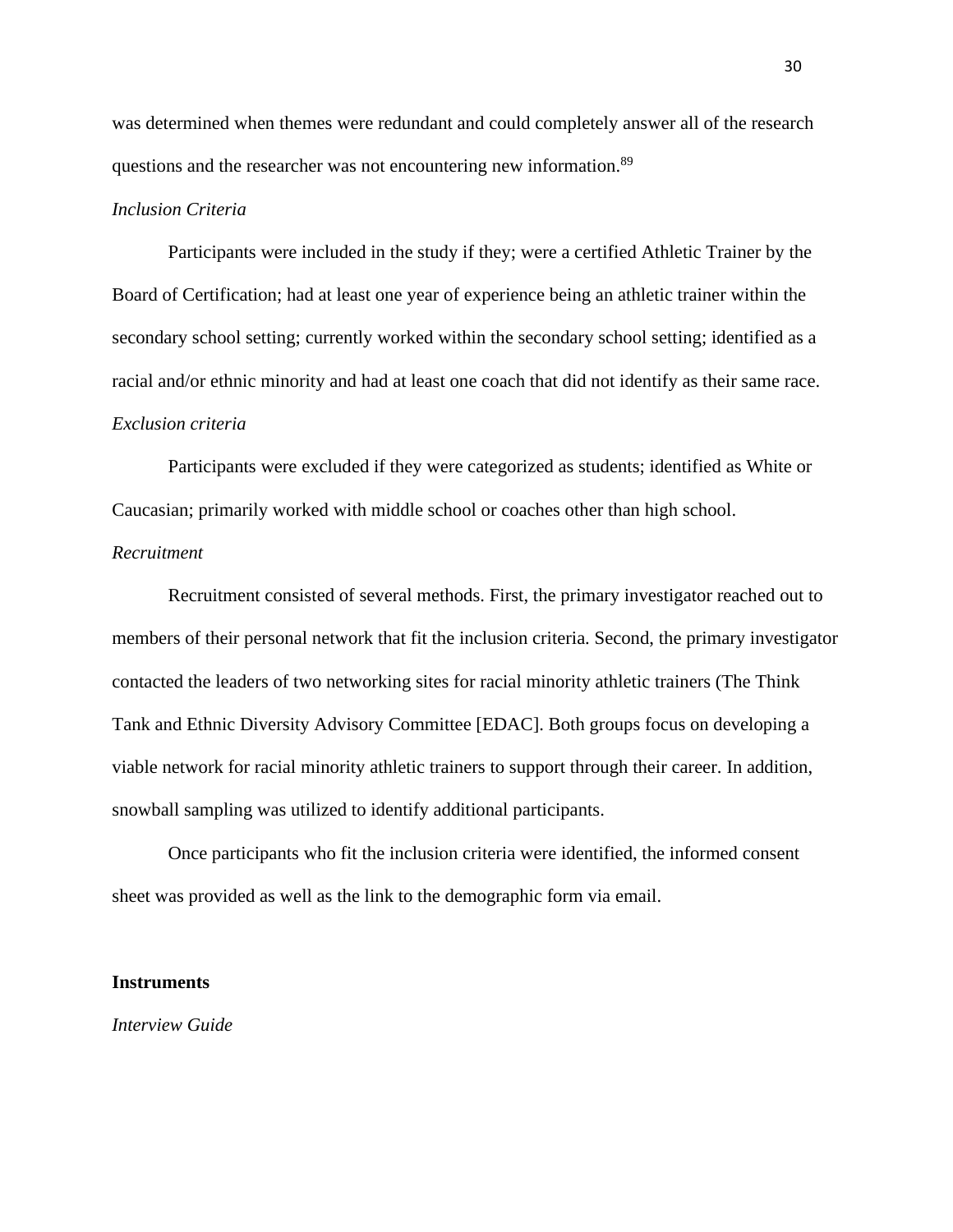was determined when themes were redundant and could completely answer all of the research questions and the researcher was not encountering new information.[89]

*Inclusion Criteria*

Participants were included in the study if they; were a certified Athletic Trainer by the Board of Certification; had at least one year of experience being an athletic trainer within the secondary school setting; currently worked within the secondary school setting; identified as a racial and/or ethnic minority and had at least one coach that did not identify as their same race.

*Exclusion criteria*

Participants were excluded if they were categorized as students; identified as White or Caucasian; primarily worked with middle school or coaches other than high school.

*Recruitment*

Recruitment consisted of several methods. First, the primary investigator reached out to members of their personal network that fit the inclusion criteria. Second, the primary investigator contacted the leaders of two networking sites for racial minority athletic trainers (The Think Tank and Ethnic Diversity Advisory Committee [EDAC]. Both groups focus on developing a viable network for racial minority athletic trainers to support through their career. In addition, snowball sampling was utilized to identify additional participants.

Once participants who fit the inclusion criteria were identified, the informed consent sheet was provided as well as the link to the demographic form via email.

**Instruments**

*Interview Guide*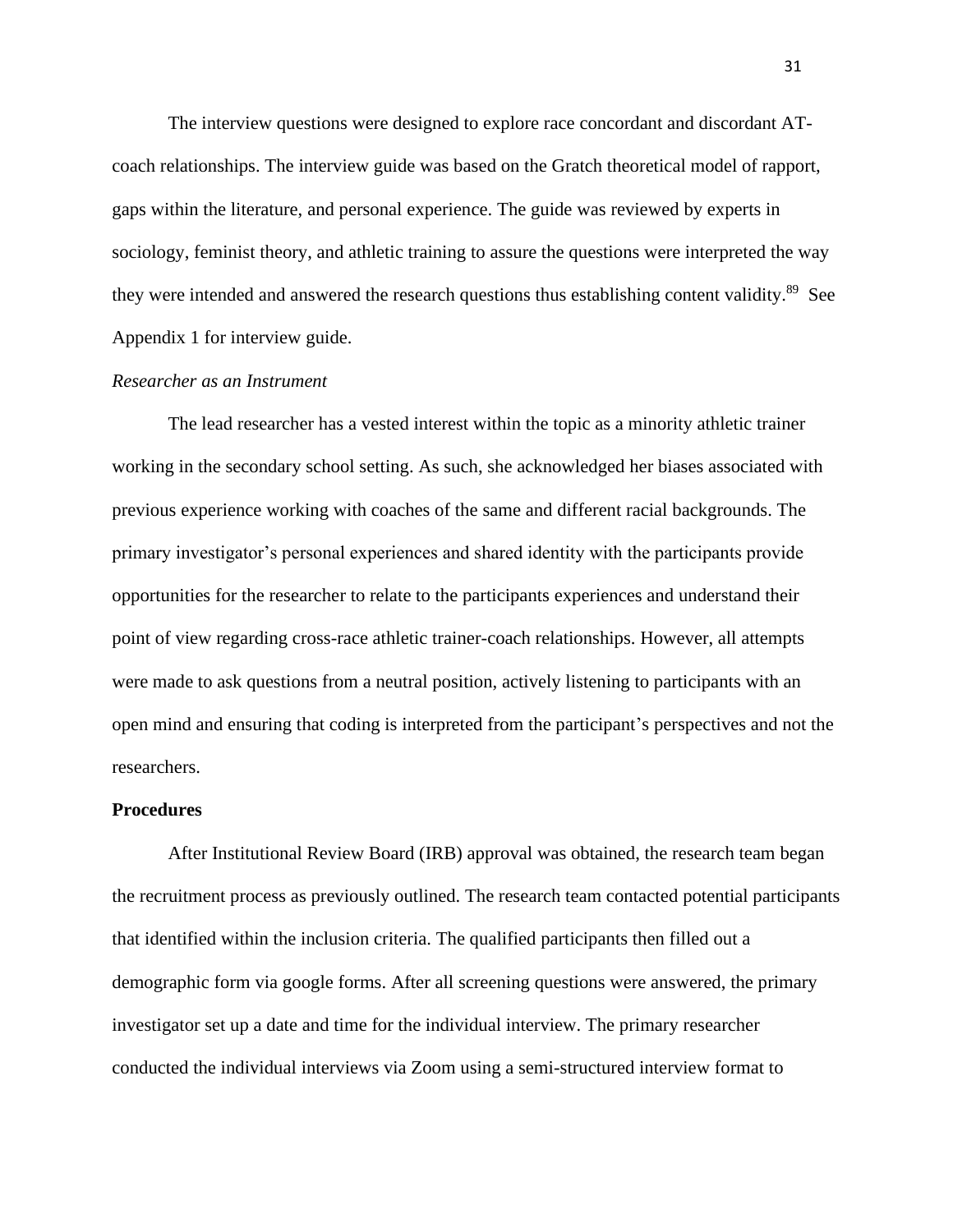The interview questions were designed to explore race concordant and discordant AT-coach relationships. The interview guide was based on the Gratch theoretical model of rapport, gaps within the literature, and personal experience. The guide was reviewed by experts in sociology, feminist theory, and athletic training to assure the questions were interpreted the way they were intended and answered the research questions thus establishing content validity.[89] See Appendix 1 for interview guide.

*Researcher as an Instrument*

The lead researcher has a vested interest within the topic as a minority athletic trainer working in the secondary school setting. As such, she acknowledged her biases associated with previous experience working with coaches of the same and different racial backgrounds. The primary investigator's personal experiences and shared identity with the participants provide opportunities for the researcher to relate to the participants experiences and understand their point of view regarding cross-race athletic trainer-coach relationships. However, all attempts were made to ask questions from a neutral position, actively listening to participants with an open mind and ensuring that coding is interpreted from the participant's perspectives and not the researchers.

**Procedures**

After Institutional Review Board (IRB) approval was obtained, the research team began the recruitment process as previously outlined. The research team contacted potential participants that identified within the inclusion criteria. The qualified participants then filled out a demographic form via google forms. After all screening questions were answered, the primary investigator set up a date and time for the individual interview. The primary researcher conducted the individual interviews via Zoom using a semi-structured interview format to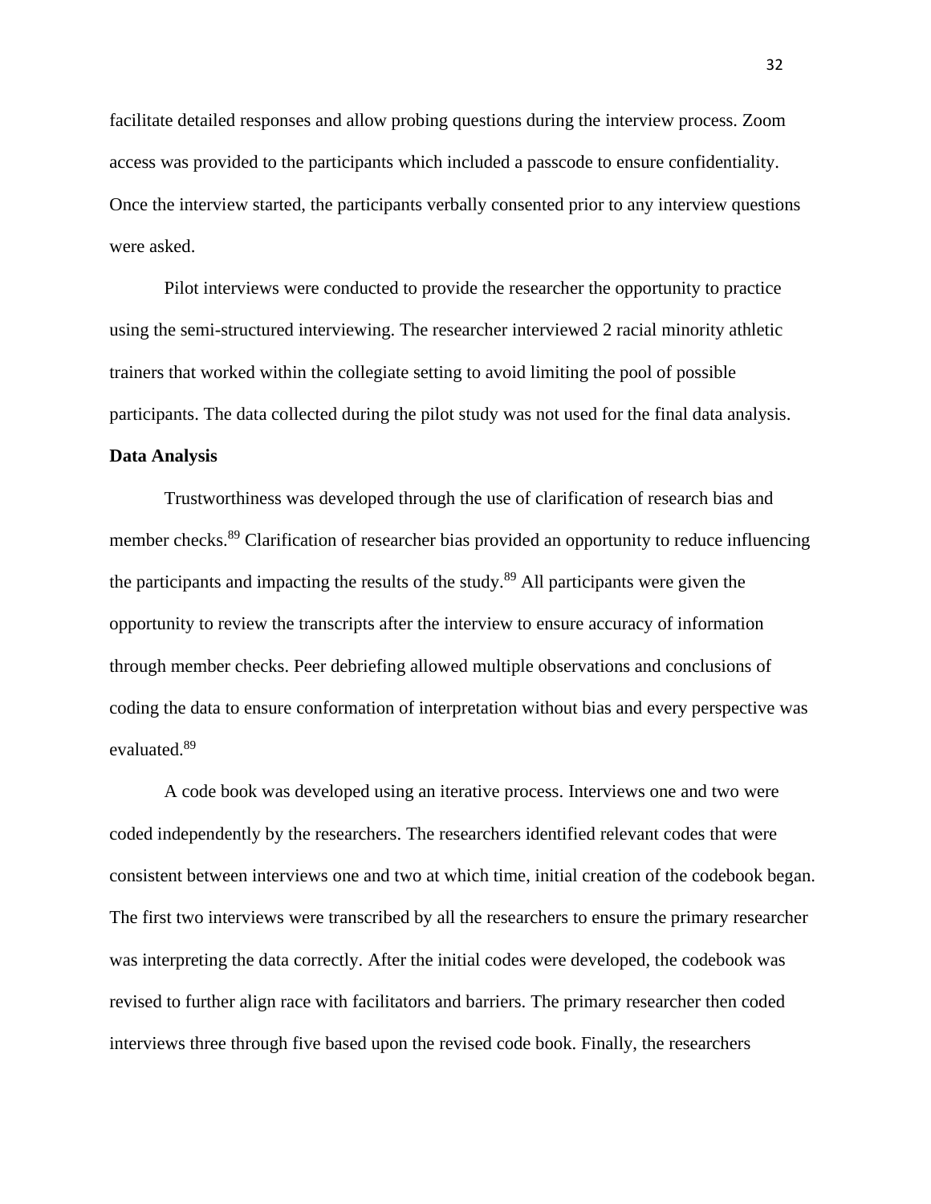facilitate detailed responses and allow probing questions during the interview process. Zoom access was provided to the participants which included a passcode to ensure confidentiality. Once the interview started, the participants verbally consented prior to any interview questions were asked.

Pilot interviews were conducted to provide the researcher the opportunity to practice using the semi-structured interviewing. The researcher interviewed 2 racial minority athletic trainers that worked within the collegiate setting to avoid limiting the pool of possible participants. The data collected during the pilot study was not used for the final data analysis.

**Data Analysis**

Trustworthiness was developed through the use of clarification of research bias and member checks.[89] Clarification of researcher bias provided an opportunity to reduce influencing the participants and impacting the results of the study.[89] All participants were given the opportunity to review the transcripts after the interview to ensure accuracy of information through member checks. Peer debriefing allowed multiple observations and conclusions of coding the data to ensure conformation of interpretation without bias and every perspective was evaluated.[89]

A code book was developed using an iterative process. Interviews one and two were coded independently by the researchers. The researchers identified relevant codes that were consistent between interviews one and two at which time, initial creation of the codebook began. The first two interviews were transcribed by all the researchers to ensure the primary researcher was interpreting the data correctly. After the initial codes were developed, the codebook was revised to further align race with facilitators and barriers. The primary researcher then coded interviews three through five based upon the revised code book. Finally, the researchers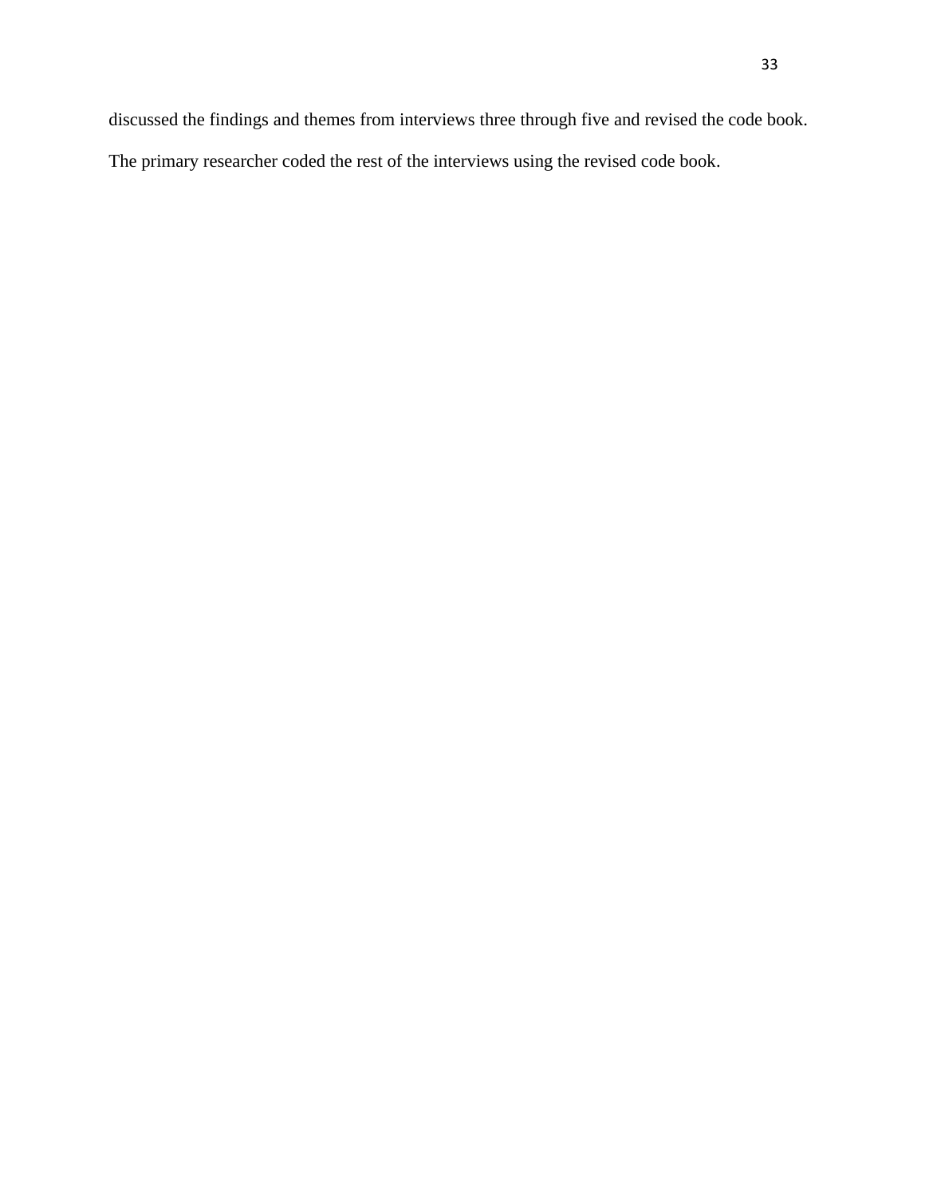discussed the findings and themes from interviews three through five and revised the code book. The primary researcher coded the rest of the interviews using the revised code book.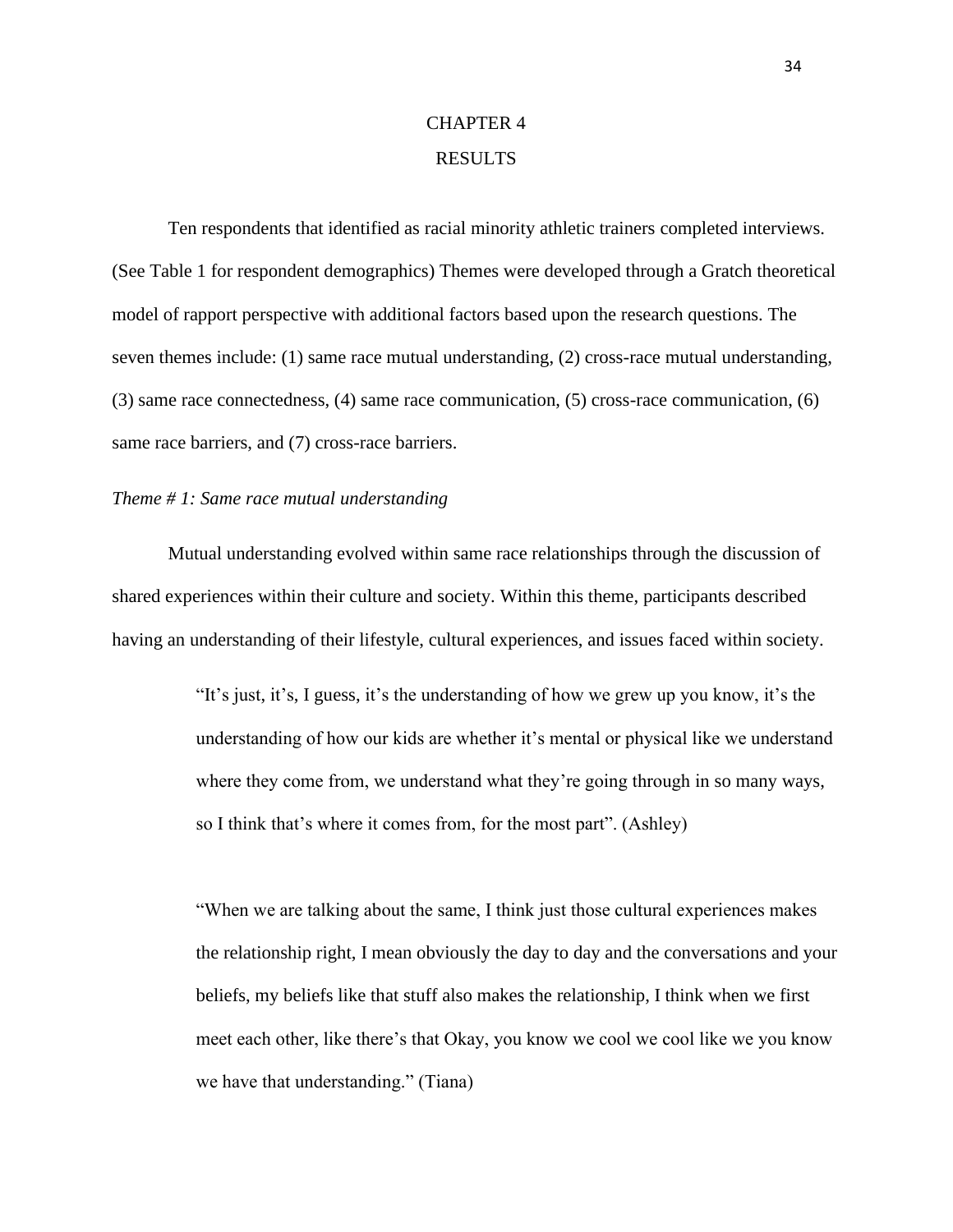# CHAPTER 4

# RESULTS

Ten respondents that identified as racial minority athletic trainers completed interviews. (See Table 1 for respondent demographics) Themes were developed through a Gratch theoretical model of rapport perspective with additional factors based upon the research questions. The seven themes include: (1) same race mutual understanding, (2) cross-race mutual understanding, (3) same race connectedness, (4) same race communication, (5) cross-race communication, (6) same race barriers, and (7) cross-race barriers.

*Theme # 1: Same race mutual understanding*

Mutual understanding evolved within same race relationships through the discussion of shared experiences within their culture and society. Within this theme, participants described having an understanding of their lifestyle, cultural experiences, and issues faced within society.

> "It's just, it's, I guess, it's the understanding of how we grew up you know, it's the understanding of how our kids are whether it's mental or physical like we understand where they come from, we understand what they're going through in so many ways, so I think that's where it comes from, for the most part". (Ashley)

> "When we are talking about the same, I think just those cultural experiences makes the relationship right, I mean obviously the day to day and the conversations and your beliefs, my beliefs like that stuff also makes the relationship, I think when we first meet each other, like there's that Okay, you know we cool we cool like we you know we have that understanding." (Tiana)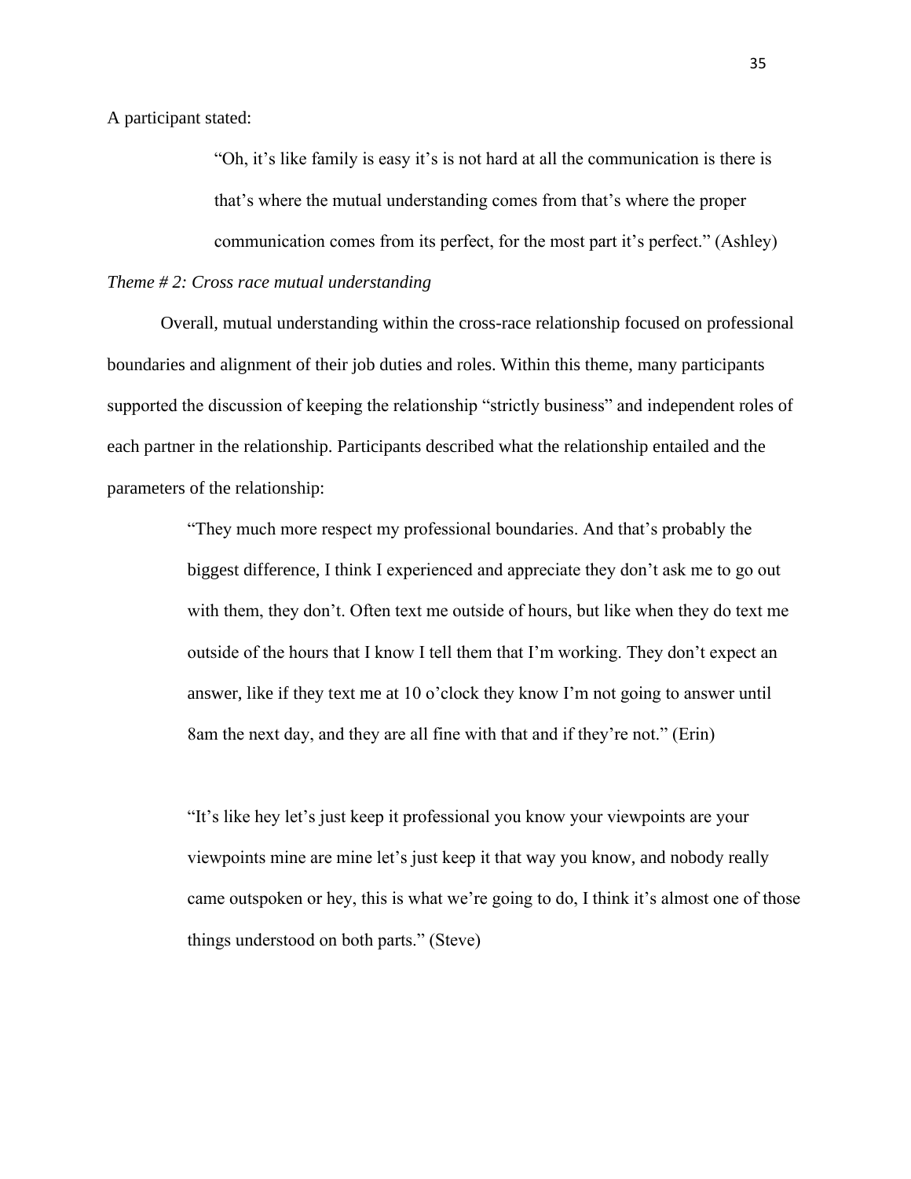A participant stated:

> "Oh, it's like family is easy it's is not hard at all the communication is there is that's where the mutual understanding comes from that's where the proper communication comes from its perfect, for the most part it's perfect." (Ashley)

*Theme # 2: Cross race mutual understanding*

Overall, mutual understanding within the cross-race relationship focused on professional boundaries and alignment of their job duties and roles. Within this theme, many participants supported the discussion of keeping the relationship "strictly business" and independent roles of each partner in the relationship. Participants described what the relationship entailed and the parameters of the relationship:

> "They much more respect my professional boundaries. And that's probably the biggest difference, I think I experienced and appreciate they don't ask me to go out with them, they don't. Often text me outside of hours, but like when they do text me outside of the hours that I know I tell them that I'm working. They don't expect an answer, like if they text me at 10 o'clock they know I'm not going to answer until 8am the next day, and they are all fine with that and if they're not." (Erin)

> "It's like hey let's just keep it professional you know your viewpoints are your viewpoints mine are mine let's just keep it that way you know, and nobody really came outspoken or hey, this is what we're going to do, I think it's almost one of those things understood on both parts." (Steve)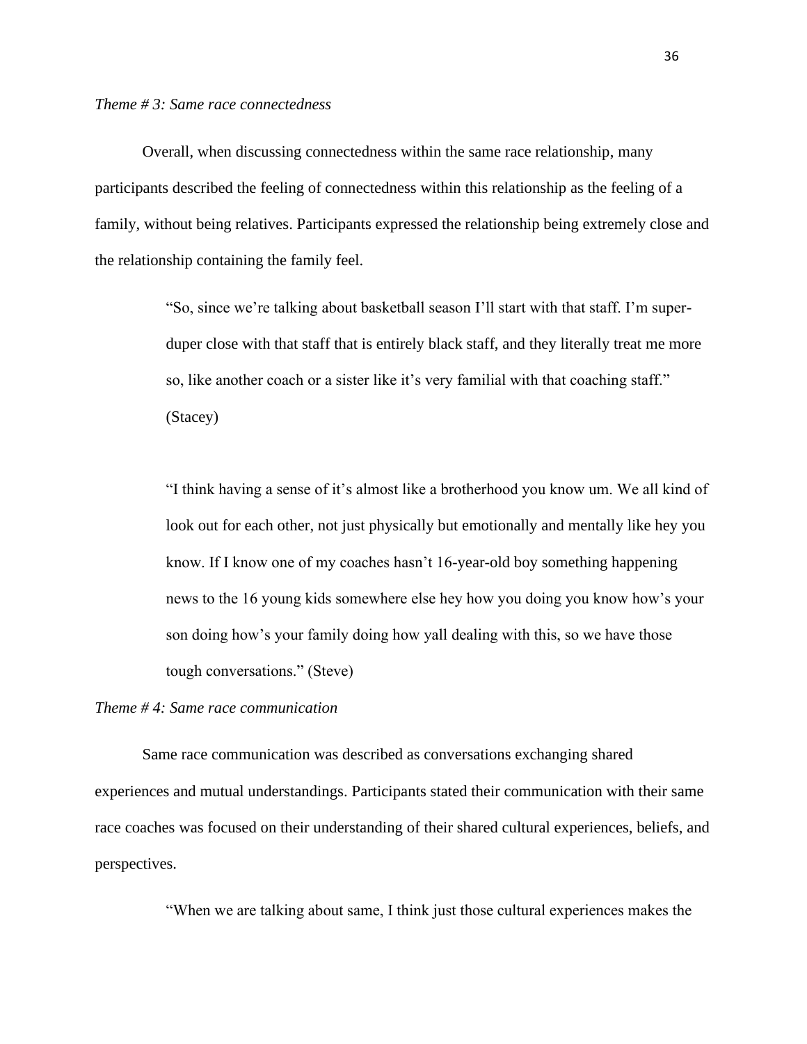*Theme # 3: Same race connectedness*

Overall, when discussing connectedness within the same race relationship, many participants described the feeling of connectedness within this relationship as the feeling of a family, without being relatives. Participants expressed the relationship being extremely close and the relationship containing the family feel.

> "So, since we're talking about basketball season I'll start with that staff. I'm super-duper close with that staff that is entirely black staff, and they literally treat me more so, like another coach or a sister like it's very familial with that coaching staff." (Stacey)

> "I think having a sense of it's almost like a brotherhood you know um. We all kind of look out for each other, not just physically but emotionally and mentally like hey you know. If I know one of my coaches hasn't 16-year-old boy something happening news to the 16 young kids somewhere else hey how you doing you know how's your son doing how's your family doing how yall dealing with this, so we have those tough conversations." (Steve)

*Theme # 4: Same race communication*

Same race communication was described as conversations exchanging shared experiences and mutual understandings. Participants stated their communication with their same race coaches was focused on their understanding of their shared cultural experiences, beliefs, and perspectives.

> "When we are talking about same, I think just those cultural experiences makes the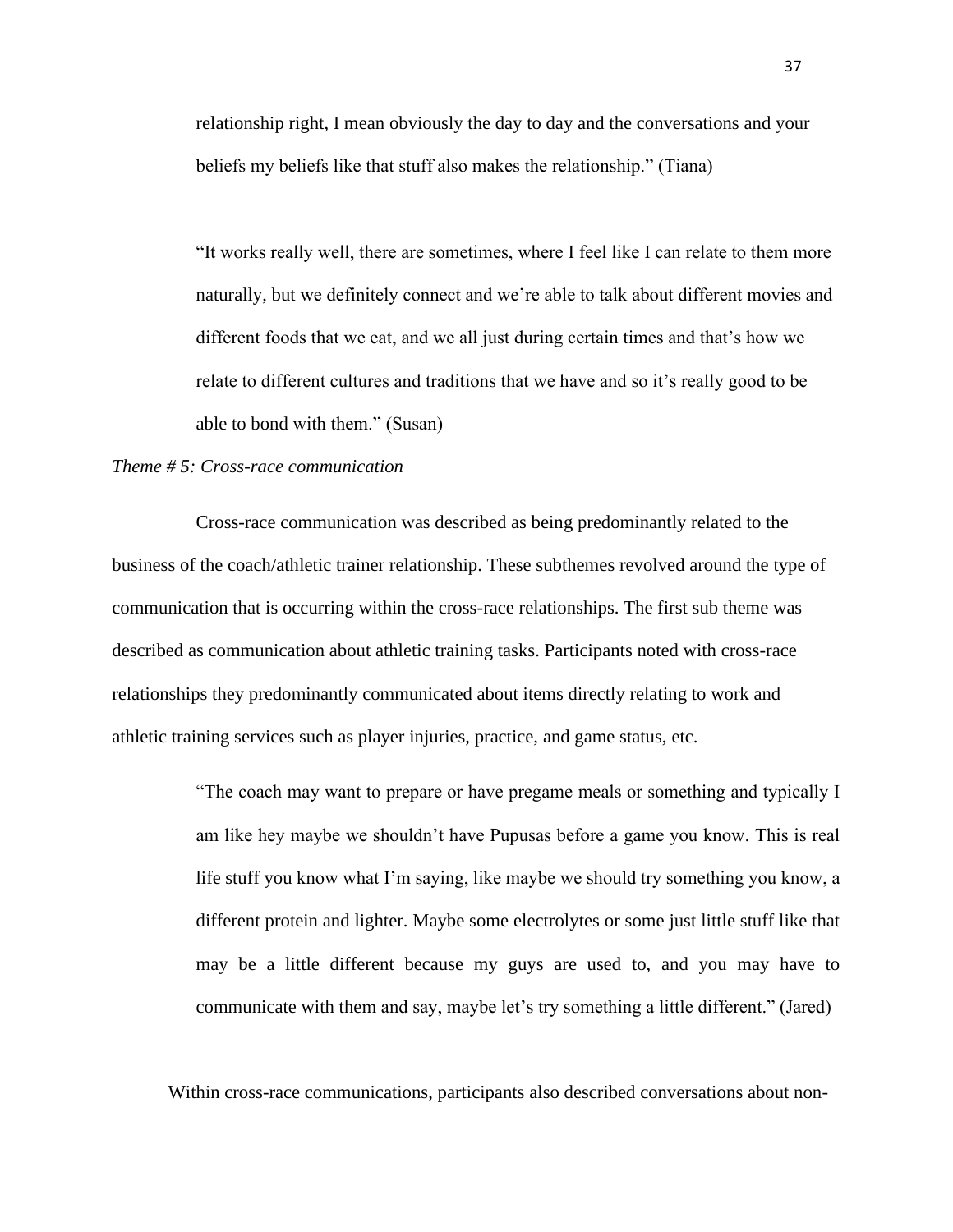relationship right, I mean obviously the day to day and the conversations and your beliefs my beliefs like that stuff also makes the relationship." (Tiana)

> "It works really well, there are sometimes, where I feel like I can relate to them more naturally, but we definitely connect and we're able to talk about different movies and different foods that we eat, and we all just during certain times and that's how we relate to different cultures and traditions that we have and so it's really good to be able to bond with them." (Susan)

*Theme # 5: Cross-race communication*

Cross-race communication was described as being predominantly related to the business of the coach/athletic trainer relationship. These subthemes revolved around the type of communication that is occurring within the cross-race relationships. The first sub theme was described as communication about athletic training tasks. Participants noted with cross-race relationships they predominantly communicated about items directly relating to work and athletic training services such as player injuries, practice, and game status, etc.

> "The coach may want to prepare or have pregame meals or something and typically I am like hey maybe we shouldn't have Pupusas before a game you know. This is real life stuff you know what I'm saying, like maybe we should try something you know, a different protein and lighter. Maybe some electrolytes or some just little stuff like that may be a little different because my guys are used to, and you may have to communicate with them and say, maybe let's try something a little different." (Jared)

Within cross-race communications, participants also described conversations about non-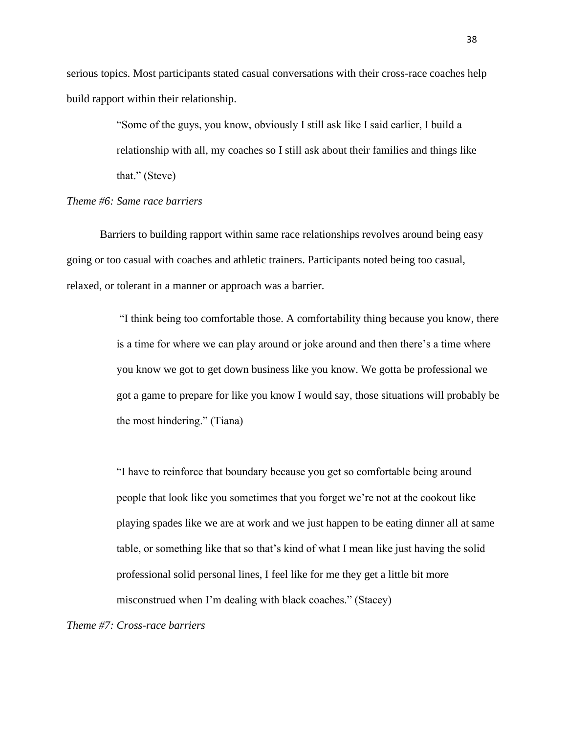serious topics. Most participants stated casual conversations with their cross-race coaches help build rapport within their relationship.

> "Some of the guys, you know, obviously I still ask like I said earlier, I build a relationship with all, my coaches so I still ask about their families and things like that." (Steve)

*Theme #6: Same race barriers*

Barriers to building rapport within same race relationships revolves around being easy going or too casual with coaches and athletic trainers. Participants noted being too casual, relaxed, or tolerant in a manner or approach was a barrier.

> "I think being too comfortable those. A comfortability thing because you know, there is a time for where we can play around or joke around and then there's a time where you know we got to get down business like you know. We gotta be professional we got a game to prepare for like you know I would say, those situations will probably be the most hindering." (Tiana)

> "I have to reinforce that boundary because you get so comfortable being around people that look like you sometimes that you forget we're not at the cookout like playing spades like we are at work and we just happen to be eating dinner all at same table, or something like that so that's kind of what I mean like just having the solid professional solid personal lines, I feel like for me they get a little bit more misconstrued when I'm dealing with black coaches." (Stacey)

*Theme #7: Cross-race barriers*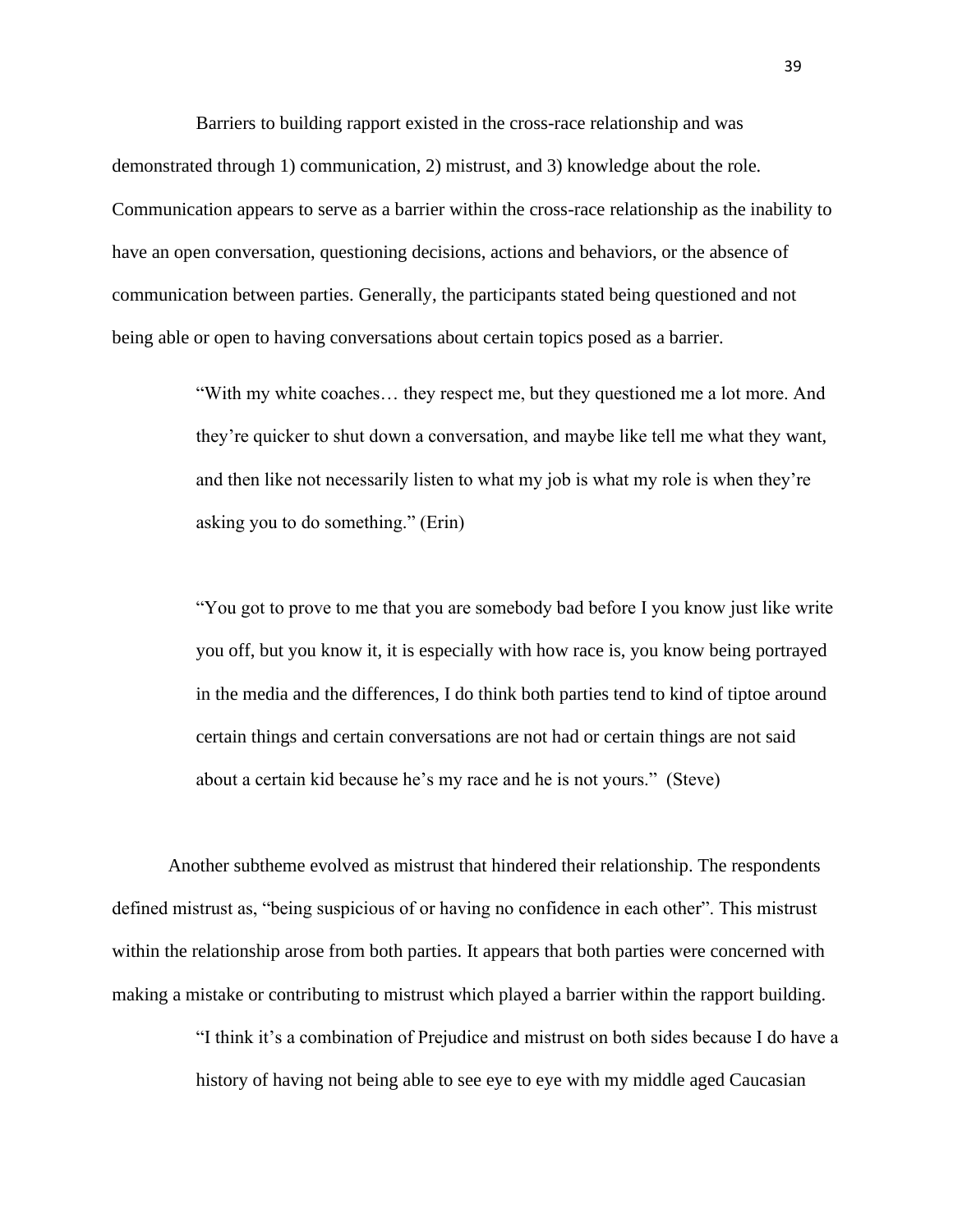Barriers to building rapport existed in the cross-race relationship and was demonstrated through 1) communication, 2) mistrust, and 3) knowledge about the role. Communication appears to serve as a barrier within the cross-race relationship as the inability to have an open conversation, questioning decisions, actions and behaviors, or the absence of communication between parties. Generally, the participants stated being questioned and not being able or open to having conversations about certain topics posed as a barrier.

> "With my white coaches… they respect me, but they questioned me a lot more. And they're quicker to shut down a conversation, and maybe like tell me what they want, and then like not necessarily listen to what my job is what my role is when they're asking you to do something." (Erin)

> "You got to prove to me that you are somebody bad before I you know just like write you off, but you know it, it is especially with how race is, you know being portrayed in the media and the differences, I do think both parties tend to kind of tiptoe around certain things and certain conversations are not had or certain things are not said about a certain kid because he's my race and he is not yours." (Steve)

Another subtheme evolved as mistrust that hindered their relationship. The respondents defined mistrust as, "being suspicious of or having no confidence in each other". This mistrust within the relationship arose from both parties. It appears that both parties were concerned with making a mistake or contributing to mistrust which played a barrier within the rapport building.

> "I think it's a combination of Prejudice and mistrust on both sides because I do have a history of having not being able to see eye to eye with my middle aged Caucasian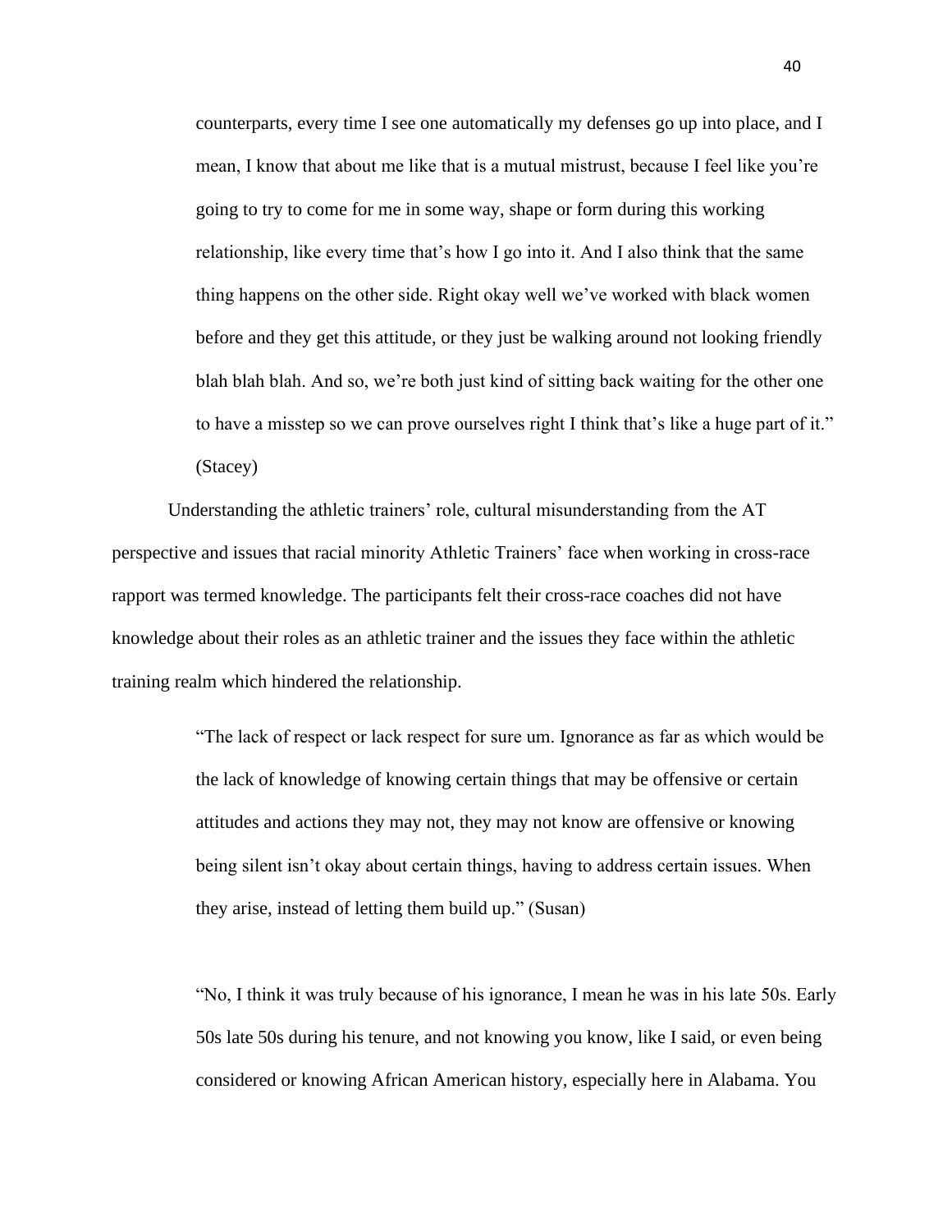> counterparts, every time I see one automatically my defenses go up into place, and I mean, I know that about me like that is a mutual mistrust, because I feel like you're going to try to come for me in some way, shape or form during this working relationship, like every time that's how I go into it. And I also think that the same thing happens on the other side. Right okay well we've worked with black women before and they get this attitude, or they just be walking around not looking friendly blah blah blah. And so, we're both just kind of sitting back waiting for the other one to have a misstep so we can prove ourselves right I think that's like a huge part of it." (Stacey)

Understanding the athletic trainers' role, cultural misunderstanding from the AT perspective and issues that racial minority Athletic Trainers' face when working in cross-race rapport was termed knowledge. The participants felt their cross-race coaches did not have knowledge about their roles as an athletic trainer and the issues they face within the athletic training realm which hindered the relationship.

> "The lack of respect or lack respect for sure um. Ignorance as far as which would be the lack of knowledge of knowing certain things that may be offensive or certain attitudes and actions they may not, they may not know are offensive or knowing being silent isn't okay about certain things, having to address certain issues. When they arise, instead of letting them build up." (Susan)

> "No, I think it was truly because of his ignorance, I mean he was in his late 50s. Early 50s late 50s during his tenure, and not knowing you know, like I said, or even being considered or knowing African American history, especially here in Alabama. You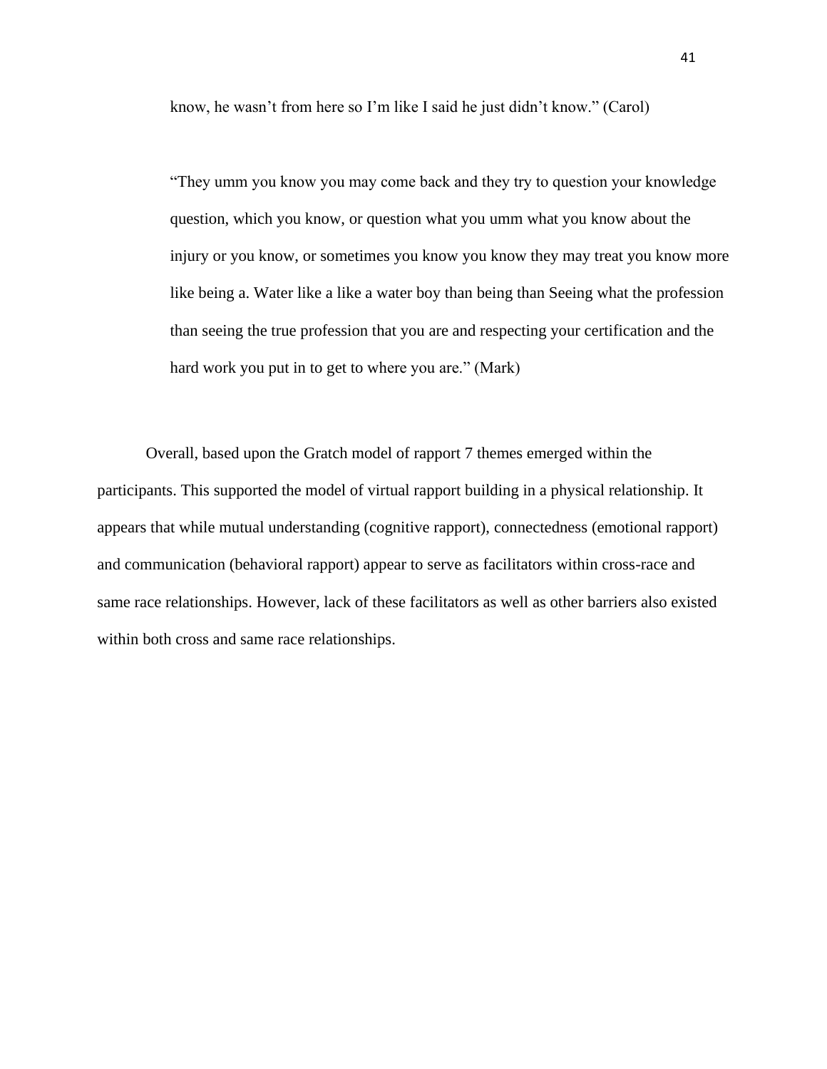> know, he wasn't from here so I'm like I said he just didn't know." (Carol)

> "They umm you know you may come back and they try to question your knowledge question, which you know, or question what you umm what you know about the injury or you know, or sometimes you know you know they may treat you know more like being a. Water like a like a water boy than being than Seeing what the profession than seeing the true profession that you are and respecting your certification and the hard work you put in to get to where you are." (Mark)

Overall, based upon the Gratch model of rapport 7 themes emerged within the participants. This supported the model of virtual rapport building in a physical relationship. It appears that while mutual understanding (cognitive rapport), connectedness (emotional rapport) and communication (behavioral rapport) appear to serve as facilitators within cross-race and same race relationships. However, lack of these facilitators as well as other barriers also existed within both cross and same race relationships.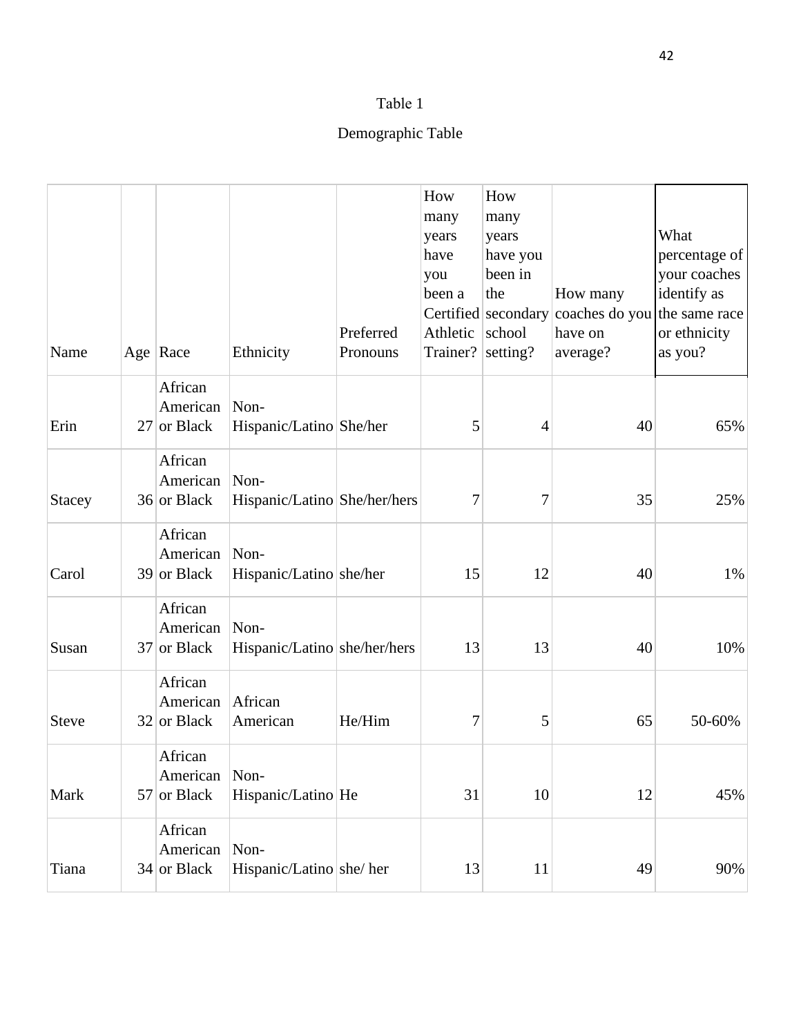Table 1

Demographic Table

| Name | Age | Race | Ethnicity | Preferred Pronouns | How many years have you been a Certified Athletic Trainer? | How many years have you been in the secondary school setting? | How many coaches do you have on average? | What percentage of your coaches identify as the same race or ethnicity as you? |
|---|---|---|---|---|---|---|---|---|
| Erin | 27 | African American or Black | Non-Hispanic/Latino | She/her | 5 | 4 | 40 | 65% |
| Stacey | 36 | African American or Black | Non-Hispanic/Latino | She/her/hers | 7 | 7 | 35 | 25% |
| Carol | 39 | African American or Black | Non-Hispanic/Latino | she/her | 15 | 12 | 40 | 1% |
| Susan | 37 | African American or Black | Non-Hispanic/Latino | she/her/hers | 13 | 13 | 40 | 10% |
| Steve | 32 | African American or Black | African American | He/Him | 7 | 5 | 65 | 50-60% |
| Mark | 57 | African American or Black | Non-Hispanic/Latino | He | 31 | 10 | 12 | 45% |
| Tiana | 34 | African American or Black | Non-Hispanic/Latino | she/ her | 13 | 11 | 49 | 90% |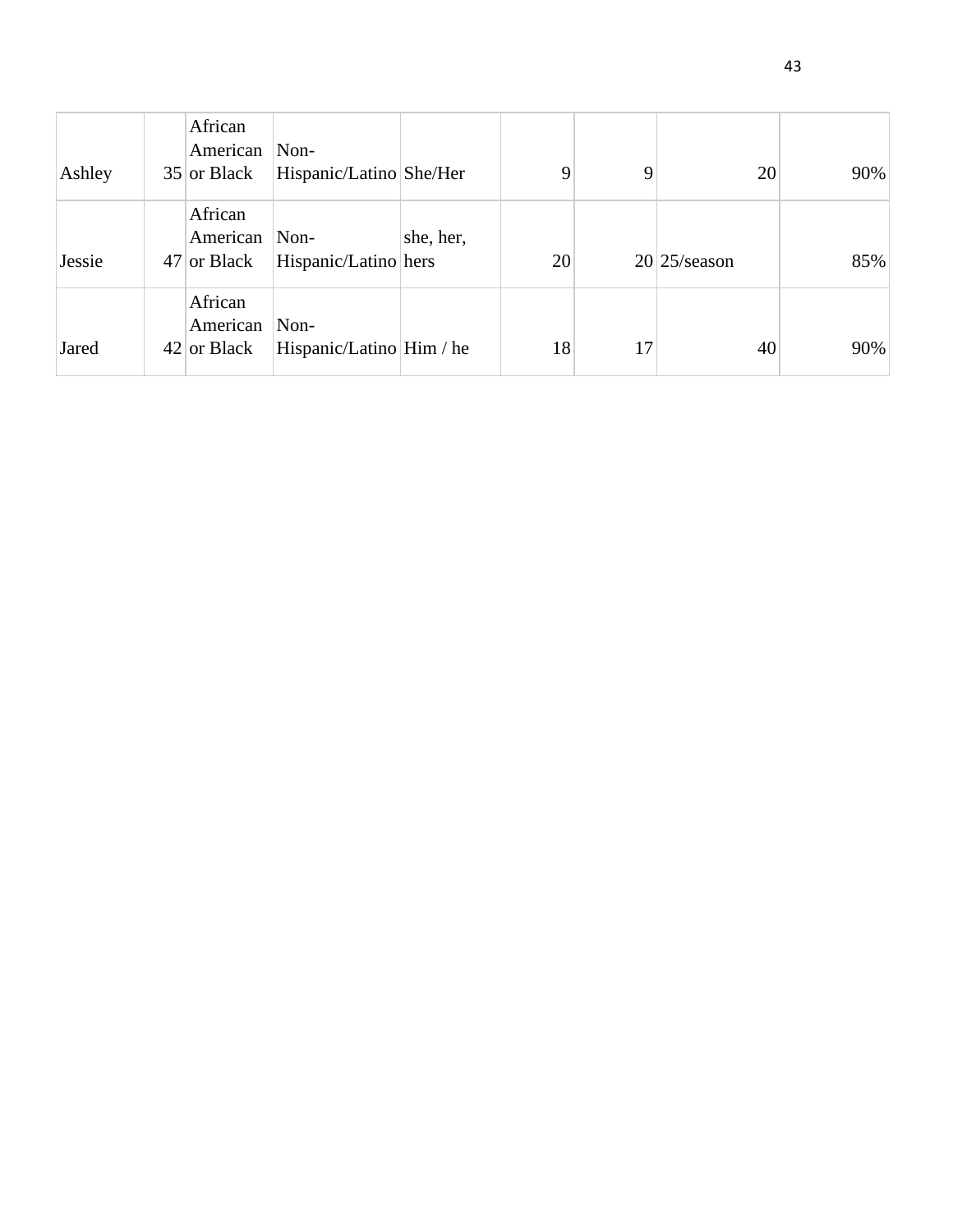| | | | | | | | | |
|---|---|---|---|---|---|---|---|---|
| Ashley | 35 | African American or Black | Non-Hispanic/Latino | She/Her | 9 | 9 | 20 | 90% |
| Jessie | 47 | African American or Black | Non-Hispanic/Latino | she, her, hers | 20 | 20 | 25/season | 85% |
| Jared | 42 | African American or Black | Non-Hispanic/Latino | Him / he | 18 | 17 | 40 | 90% |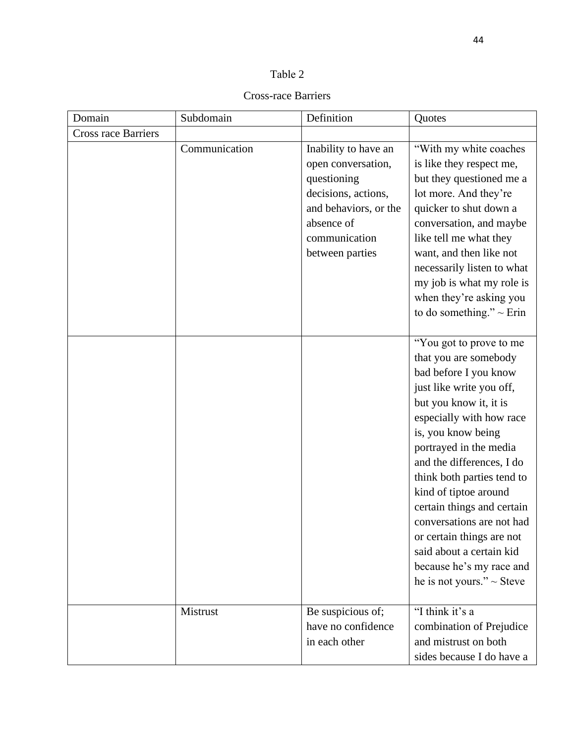Table 2

Cross-race Barriers

| Domain | Subdomain | Definition | Quotes |
| --- | --- | --- | --- |
| Cross race Barriers | | | |
| | Communication | Inability to have an open conversation, questioning decisions, actions, and behaviors, or the absence of communication between parties | "With my white coaches is like they respect me, but they questioned me a lot more. And they're quicker to shut down a conversation, and maybe like tell me what they want, and then like not necessarily listen to what my job is what my role is when they're asking you to do something." ~ Erin |
| | | | "You got to prove to me that you are somebody bad before I you know just like write you off, but you know it, it is especially with how race is, you know being portrayed in the media and the differences, I do think both parties tend to kind of tiptoe around certain things and certain conversations are not had or certain things are not said about a certain kid because he's my race and he is not yours." ~ Steve |
| | Mistrust | Be suspicious of; have no confidence in each other | "I think it's a combination of Prejudice and mistrust on both sides because I do have a |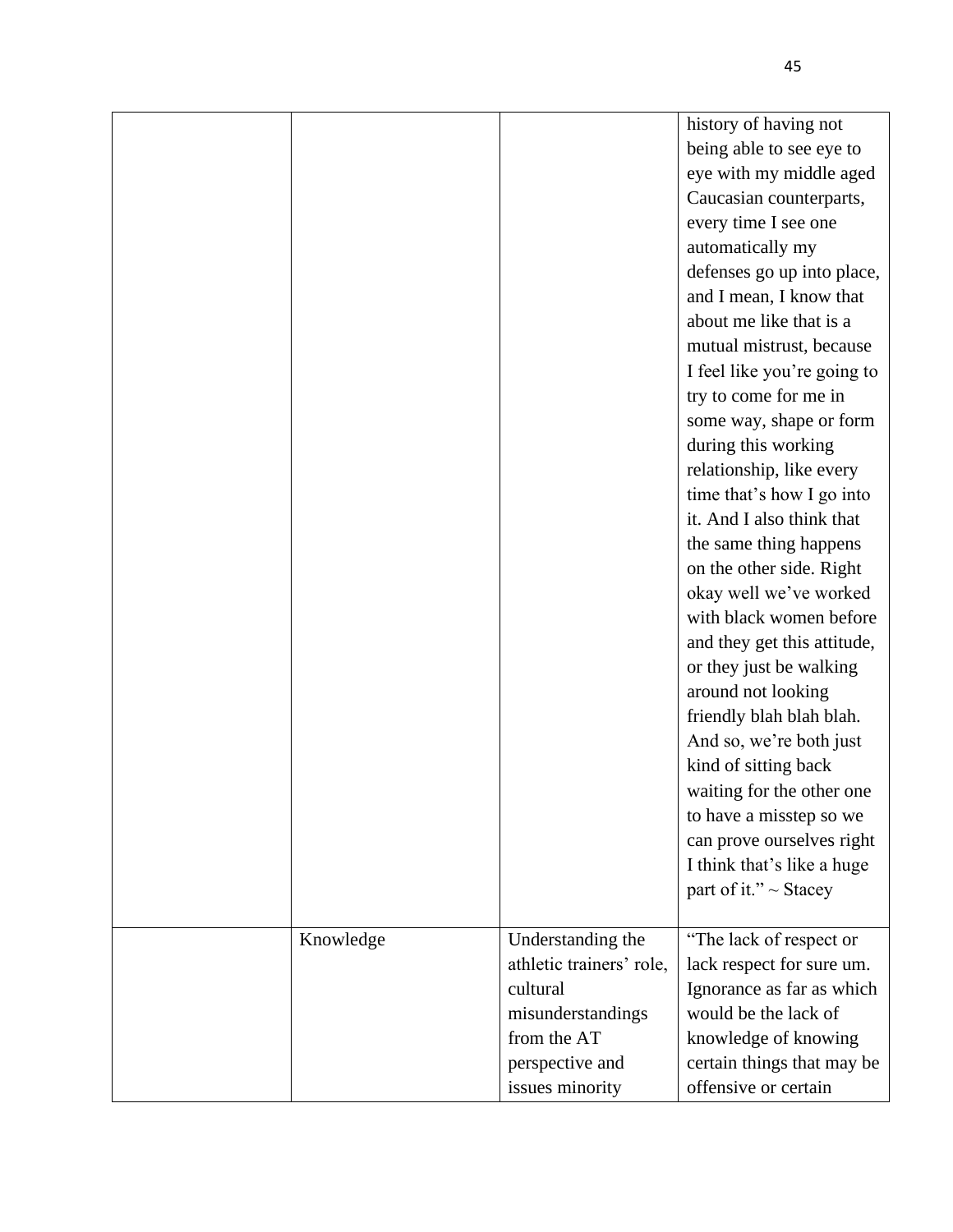| | | | |
|---|---|---|---|
| | | | history of having not being able to see eye to eye with my middle aged Caucasian counterparts, every time I see one automatically my defenses go up into place, and I mean, I know that about me like that is a mutual mistrust, because I feel like you're going to try to come for me in some way, shape or form during this working relationship, like every time that's how I go into it. And I also think that the same thing happens on the other side. Right okay well we've worked with black women before and they get this attitude, or they just be walking around not looking friendly blah blah blah. And so, we're both just kind of sitting back waiting for the other one to have a misstep so we can prove ourselves right I think that's like a huge part of it." ~ Stacey |
| | Knowledge | Understanding the athletic trainers' role, cultural misunderstandings from the AT perspective and issues minority | "The lack of respect or lack respect for sure um. Ignorance as far as which would be the lack of knowledge of knowing certain things that may be offensive or certain |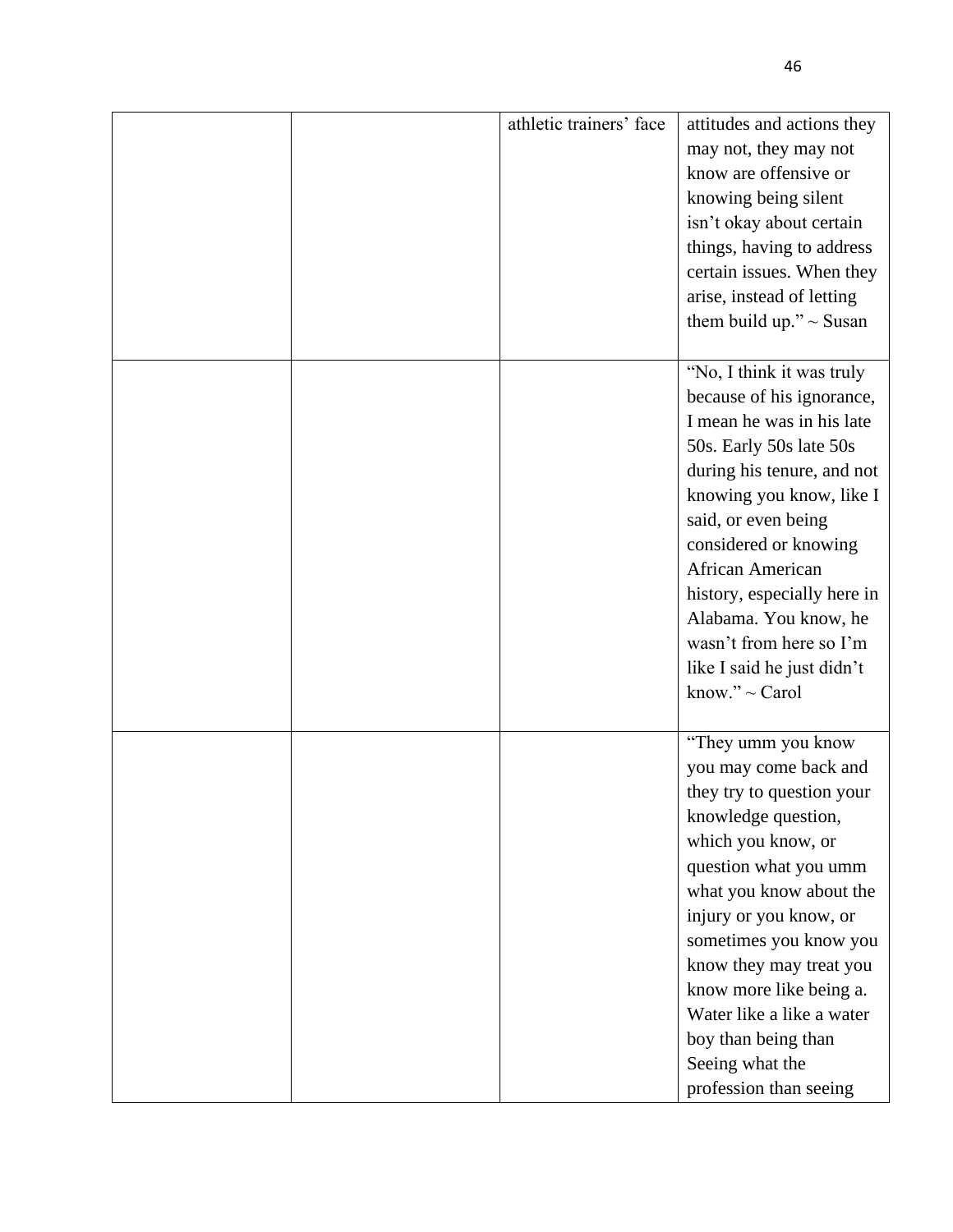|  |  |  |  |
|---|---|---|---|
|  |  | athletic trainers' face | attitudes and actions they may not, they may not know are offensive or knowing being silent isn't okay about certain things, having to address certain issues. When they arise, instead of letting them build up." ~ Susan |
|  |  |  | "No, I think it was truly because of his ignorance, I mean he was in his late 50s. Early 50s late 50s during his tenure, and not knowing you know, like I said, or even being considered or knowing African American history, especially here in Alabama. You know, he wasn't from here so I'm like I said he just didn't know." ~ Carol |
|  |  |  | "They umm you know you may come back and they try to question your knowledge question, which you know, or question what you umm what you know about the injury or you know, or sometimes you know you know they may treat you know more like being a. Water like a like a water boy than being than Seeing what the profession than seeing |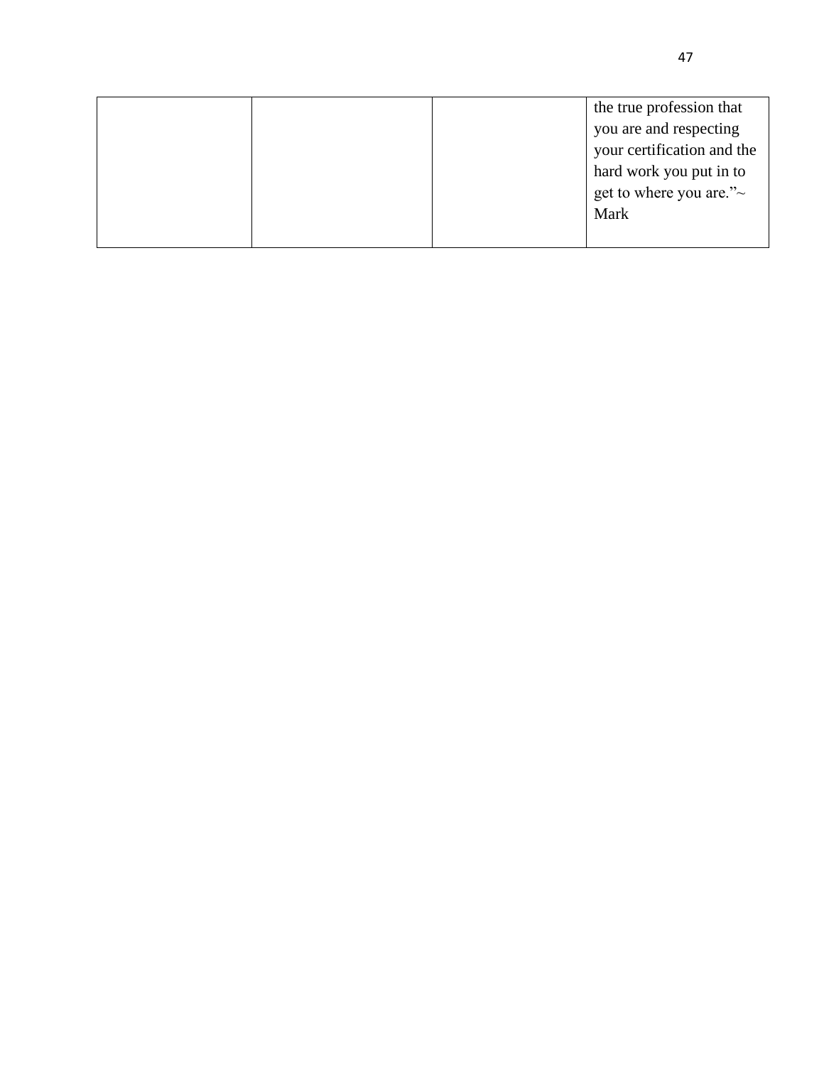| | | | |
|---|---|---|---|
| | | | the true profession that you are and respecting your certification and the hard work you put in to get to where you are."~ Mark |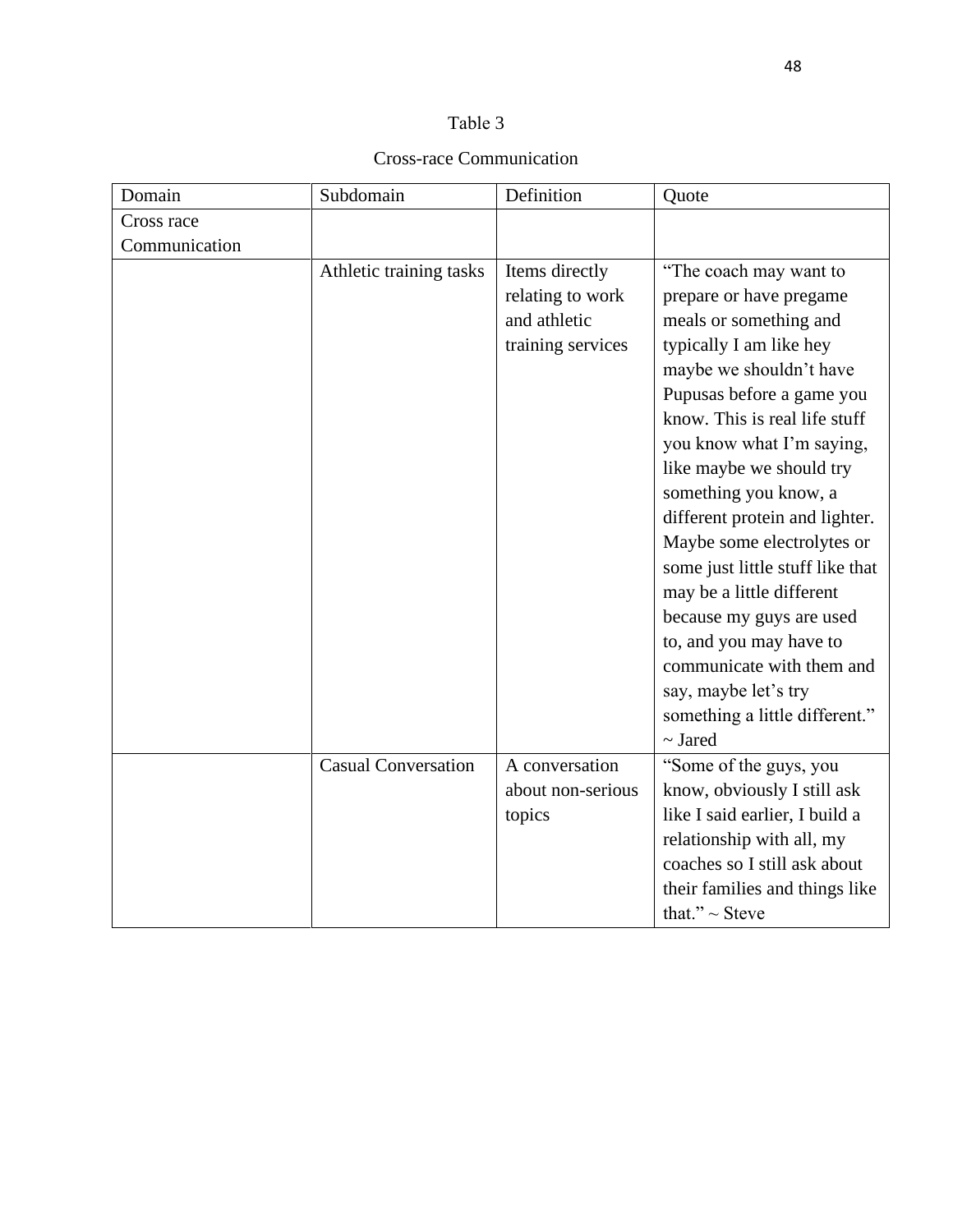Table 3

Cross-race Communication

| Domain | Subdomain | Definition | Quote |
|---|---|---|---|
| Cross race Communication | | | |
| | Athletic training tasks | Items directly relating to work and athletic training services | "The coach may want to prepare or have pregame meals or something and typically I am like hey maybe we shouldn't have Pupusas before a game you know. This is real life stuff you know what I'm saying, like maybe we should try something you know, a different protein and lighter. Maybe some electrolytes or some just little stuff like that may be a little different because my guys are used to, and you may have to communicate with them and say, maybe let's try something a little different." ~ Jared |
| | Casual Conversation | A conversation about non-serious topics | "Some of the guys, you know, obviously I still ask like I said earlier, I build a relationship with all, my coaches so I still ask about their families and things like that." ~ Steve |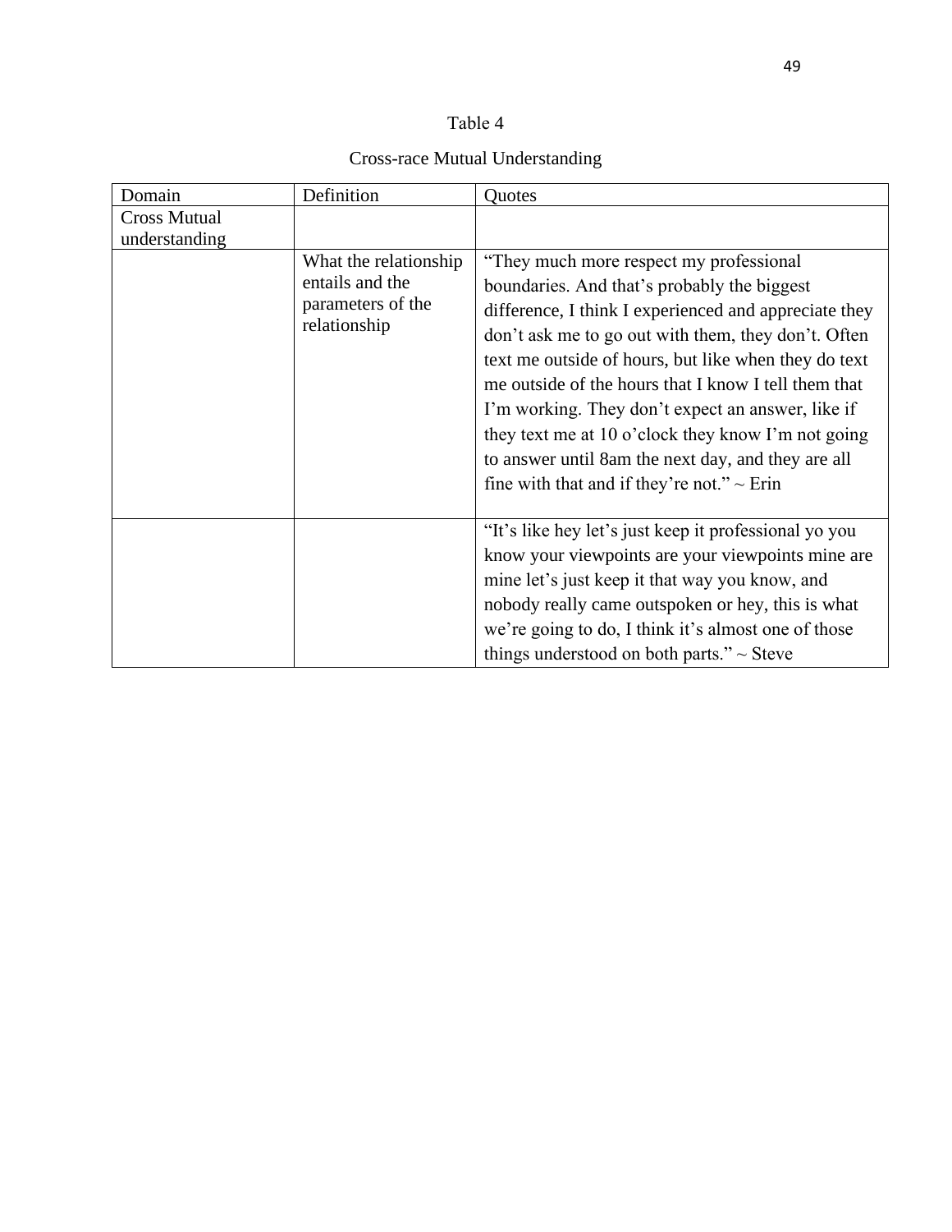Table 4

Cross-race Mutual Understanding

| Domain | Definition | Quotes |
| --- | --- | --- |
| Cross Mutual understanding | | |
| | What the relationship entails and the parameters of the relationship | "They much more respect my professional boundaries. And that's probably the biggest difference, I think I experienced and appreciate they don't ask me to go out with them, they don't. Often text me outside of hours, but like when they do text me outside of the hours that I know I tell them that I'm working. They don't expect an answer, like if they text me at 10 o'clock they know I'm not going to answer until 8am the next day, and they are all fine with that and if they're not." ~ Erin |
| | | "It's like hey let's just keep it professional yo you know your viewpoints are your viewpoints mine are mine let's just keep it that way you know, and nobody really came outspoken or hey, this is what we're going to do, I think it's almost one of those things understood on both parts." ~ Steve |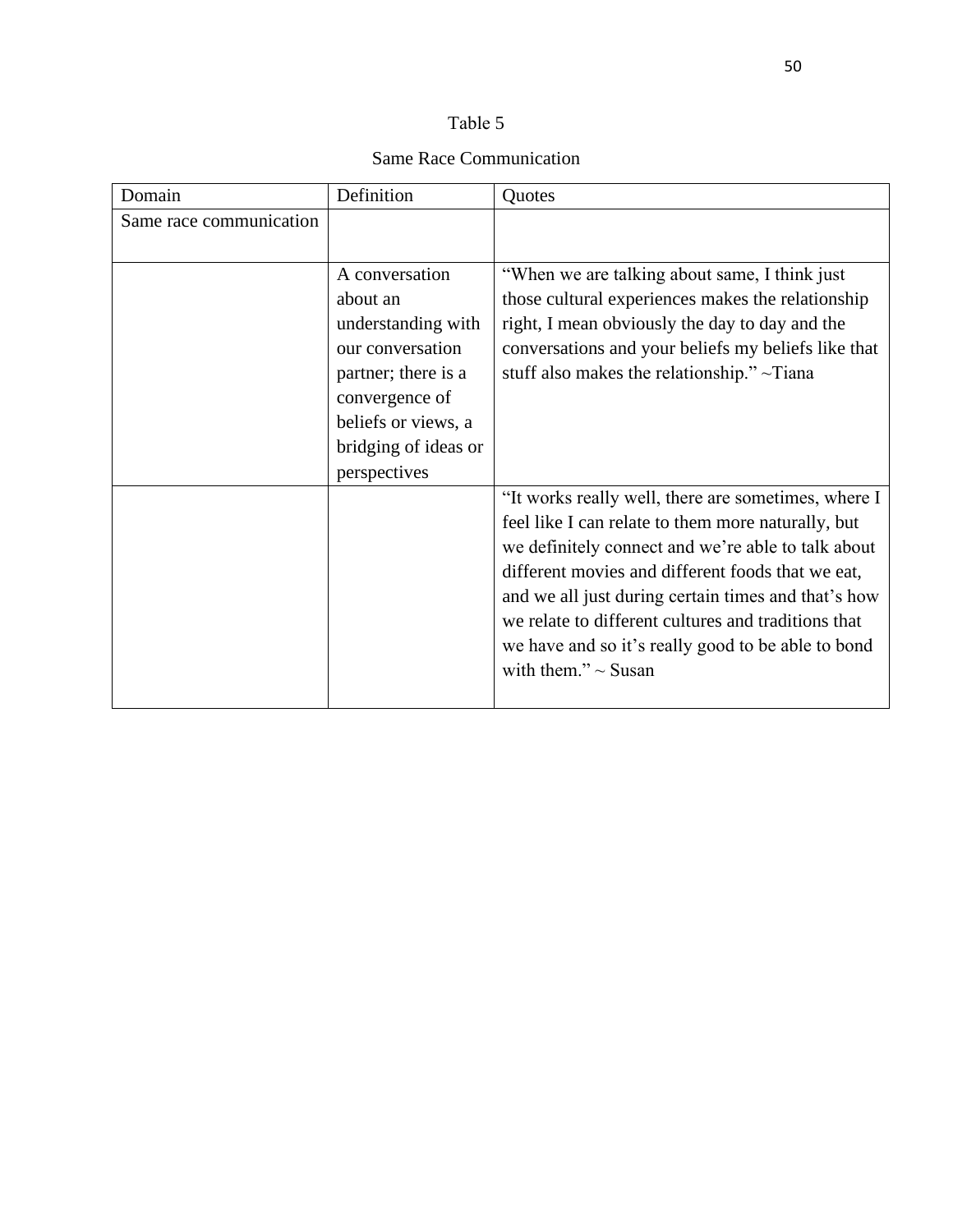Table 5

Same Race Communication

| Domain | Definition | Quotes |
|---|---|---|
| Same race communication | | |
| | A conversation about an understanding with our conversation partner; there is a convergence of beliefs or views, a bridging of ideas or perspectives | "When we are talking about same, I think just those cultural experiences makes the relationship right, I mean obviously the day to day and the conversations and your beliefs my beliefs like that stuff also makes the relationship." ~Tiana |
| | | "It works really well, there are sometimes, where I feel like I can relate to them more naturally, but we definitely connect and we're able to talk about different movies and different foods that we eat, and we all just during certain times and that's how we relate to different cultures and traditions that we have and so it's really good to be able to bond with them." ~ Susan |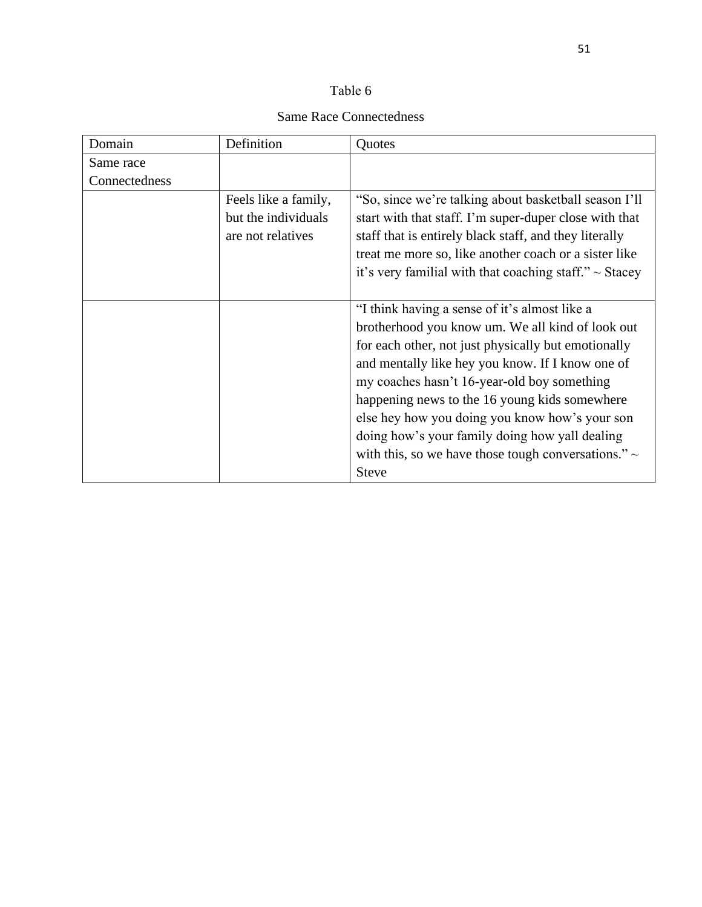Table 6

Same Race Connectedness

| Domain | Definition | Quotes |
| --- | --- | --- |
| Same race Connectedness | | |
| | Feels like a family, but the individuals are not relatives | "So, since we're talking about basketball season I'll start with that staff. I'm super-duper close with that staff that is entirely black staff, and they literally treat me more so, like another coach or a sister like it's very familial with that coaching staff." ~ Stacey |
| | | "I think having a sense of it's almost like a brotherhood you know um. We all kind of look out for each other, not just physically but emotionally and mentally like hey you know. If I know one of my coaches hasn't 16-year-old boy something happening news to the 16 young kids somewhere else hey how you doing you know how's your son doing how's your family doing how yall dealing with this, so we have those tough conversations." ~ Steve |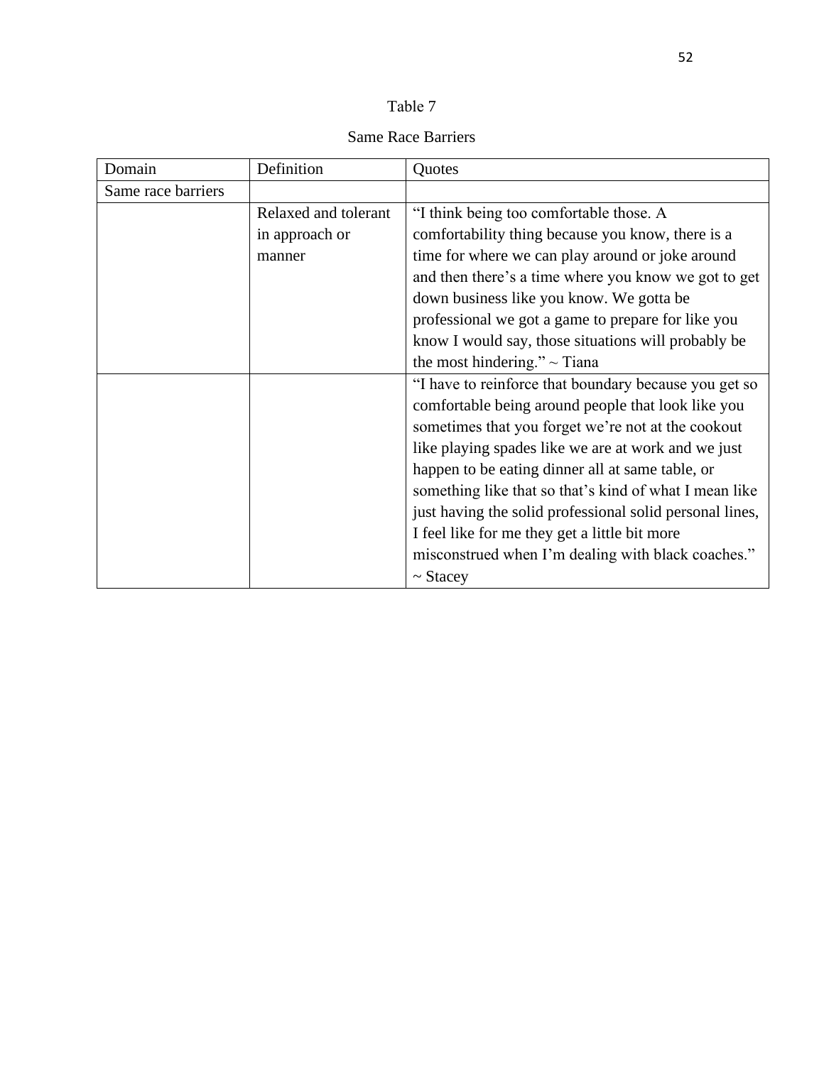Table 7

Same Race Barriers

| Domain | Definition | Quotes |
|---|---|---|
| Same race barriers | | |
| | Relaxed and tolerant in approach or manner | "I think being too comfortable those. A comfortability thing because you know, there is a time for where we can play around or joke around and then there's a time where you know we got to get down business like you know. We gotta be professional we got a game to prepare for like you know I would say, those situations will probably be the most hindering." ~ Tiana |
| | | "I have to reinforce that boundary because you get so comfortable being around people that look like you sometimes that you forget we're not at the cookout like playing spades like we are at work and we just happen to be eating dinner all at same table, or something like that so that's kind of what I mean like just having the solid professional solid personal lines, I feel like for me they get a little bit more misconstrued when I'm dealing with black coaches." ~ Stacey |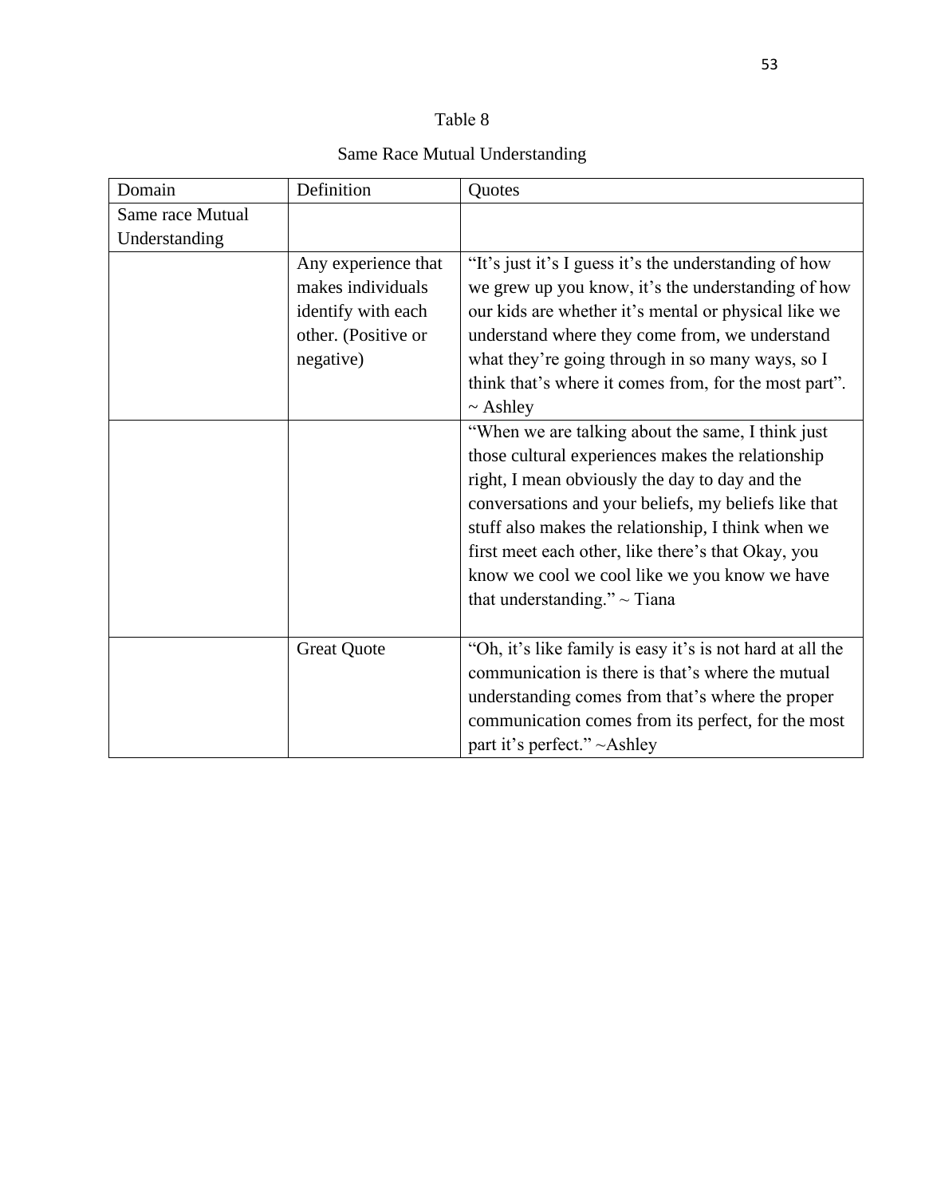Table 8

Same Race Mutual Understanding

| Domain | Definition | Quotes |
|---|---|---|
| Same race Mutual Understanding | | |
| | Any experience that makes individuals identify with each other. (Positive or negative) | "It's just it's I guess it's the understanding of how we grew up you know, it's the understanding of how our kids are whether it's mental or physical like we understand where they come from, we understand what they're going through in so many ways, so I think that's where it comes from, for the most part". ~ Ashley |
| | | "When we are talking about the same, I think just those cultural experiences makes the relationship right, I mean obviously the day to day and the conversations and your beliefs, my beliefs like that stuff also makes the relationship, I think when we first meet each other, like there's that Okay, you know we cool we cool like we you know we have that understanding." ~ Tiana |
| | Great Quote | "Oh, it's like family is easy it's is not hard at all the communication is there is that's where the mutual understanding comes from that's where the proper communication comes from its perfect, for the most part it's perfect." ~Ashley |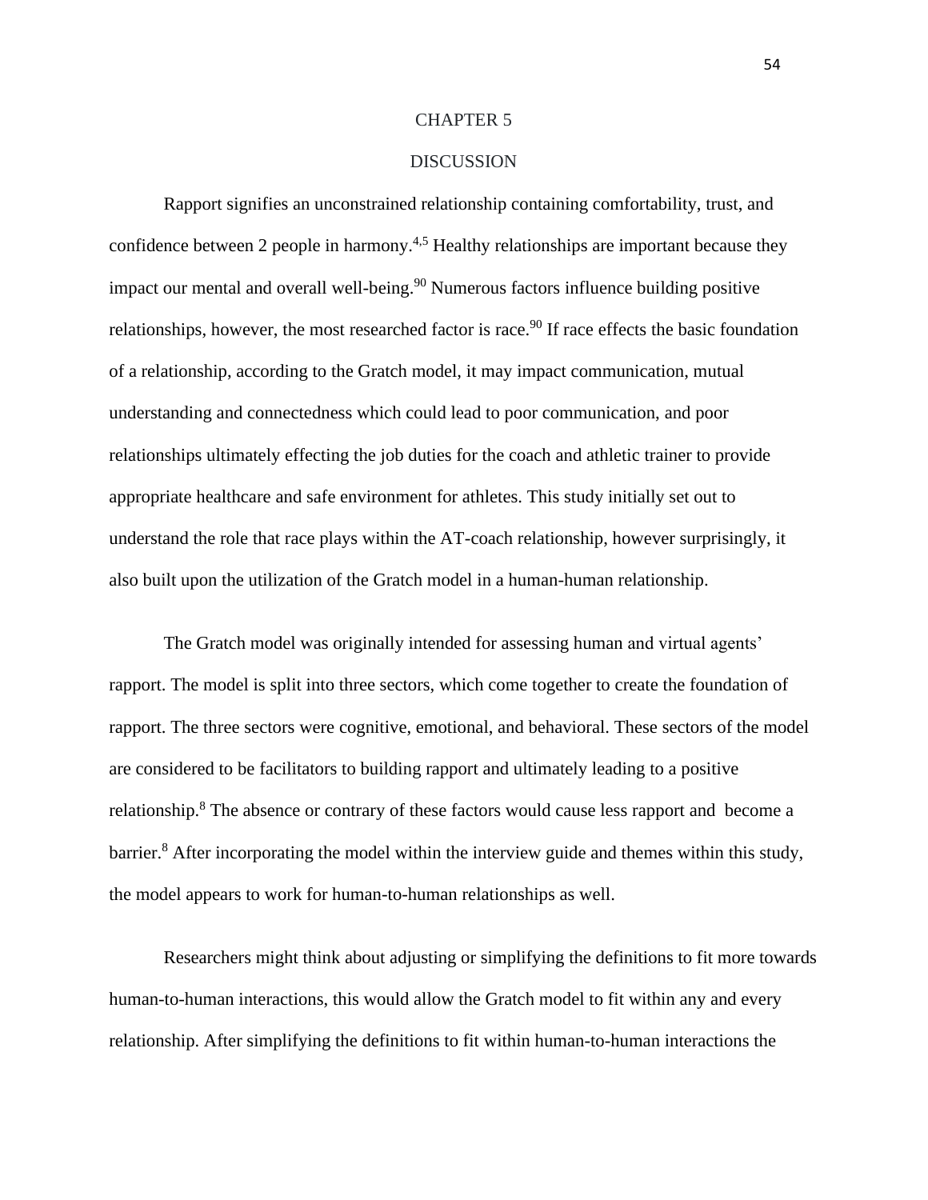# CHAPTER 5

## DISCUSSION

Rapport signifies an unconstrained relationship containing comfortability, trust, and confidence between 2 people in harmony.[4,5] Healthy relationships are important because they impact our mental and overall well-being.[90] Numerous factors influence building positive relationships, however, the most researched factor is race.[90] If race effects the basic foundation of a relationship, according to the Gratch model, it may impact communication, mutual understanding and connectedness which could lead to poor communication, and poor relationships ultimately effecting the job duties for the coach and athletic trainer to provide appropriate healthcare and safe environment for athletes. This study initially set out to understand the role that race plays within the AT-coach relationship, however surprisingly, it also built upon the utilization of the Gratch model in a human-human relationship.

The Gratch model was originally intended for assessing human and virtual agents' rapport. The model is split into three sectors, which come together to create the foundation of rapport. The three sectors were cognitive, emotional, and behavioral. These sectors of the model are considered to be facilitators to building rapport and ultimately leading to a positive relationship.[8] The absence or contrary of these factors would cause less rapport and become a barrier.[8] After incorporating the model within the interview guide and themes within this study, the model appears to work for human-to-human relationships as well.

Researchers might think about adjusting or simplifying the definitions to fit more towards human-to-human interactions, this would allow the Gratch model to fit within any and every relationship. After simplifying the definitions to fit within human-to-human interactions the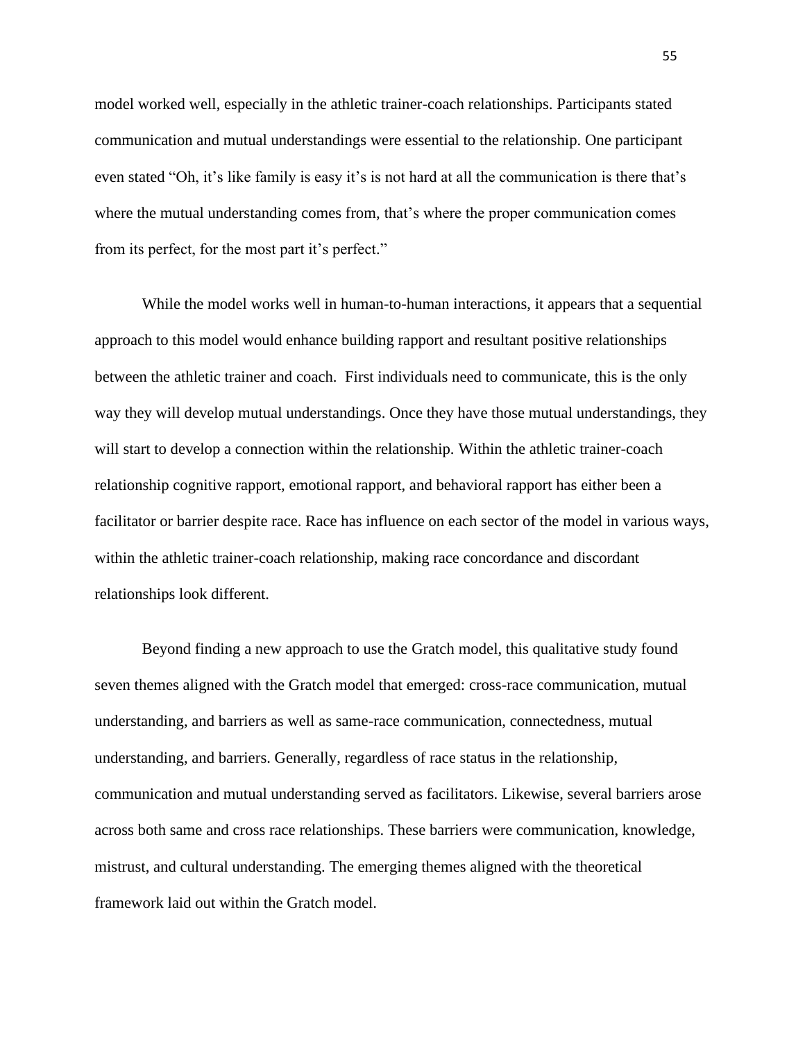model worked well, especially in the athletic trainer-coach relationships. Participants stated communication and mutual understandings were essential to the relationship. One participant even stated "Oh, it's like family is easy it's is not hard at all the communication is there that's where the mutual understanding comes from, that's where the proper communication comes from its perfect, for the most part it's perfect."

While the model works well in human-to-human interactions, it appears that a sequential approach to this model would enhance building rapport and resultant positive relationships between the athletic trainer and coach. First individuals need to communicate, this is the only way they will develop mutual understandings. Once they have those mutual understandings, they will start to develop a connection within the relationship. Within the athletic trainer-coach relationship cognitive rapport, emotional rapport, and behavioral rapport has either been a facilitator or barrier despite race. Race has influence on each sector of the model in various ways, within the athletic trainer-coach relationship, making race concordance and discordant relationships look different.

Beyond finding a new approach to use the Gratch model, this qualitative study found seven themes aligned with the Gratch model that emerged: cross-race communication, mutual understanding, and barriers as well as same-race communication, connectedness, mutual understanding, and barriers. Generally, regardless of race status in the relationship, communication and mutual understanding served as facilitators. Likewise, several barriers arose across both same and cross race relationships. These barriers were communication, knowledge, mistrust, and cultural understanding. The emerging themes aligned with the theoretical framework laid out within the Gratch model.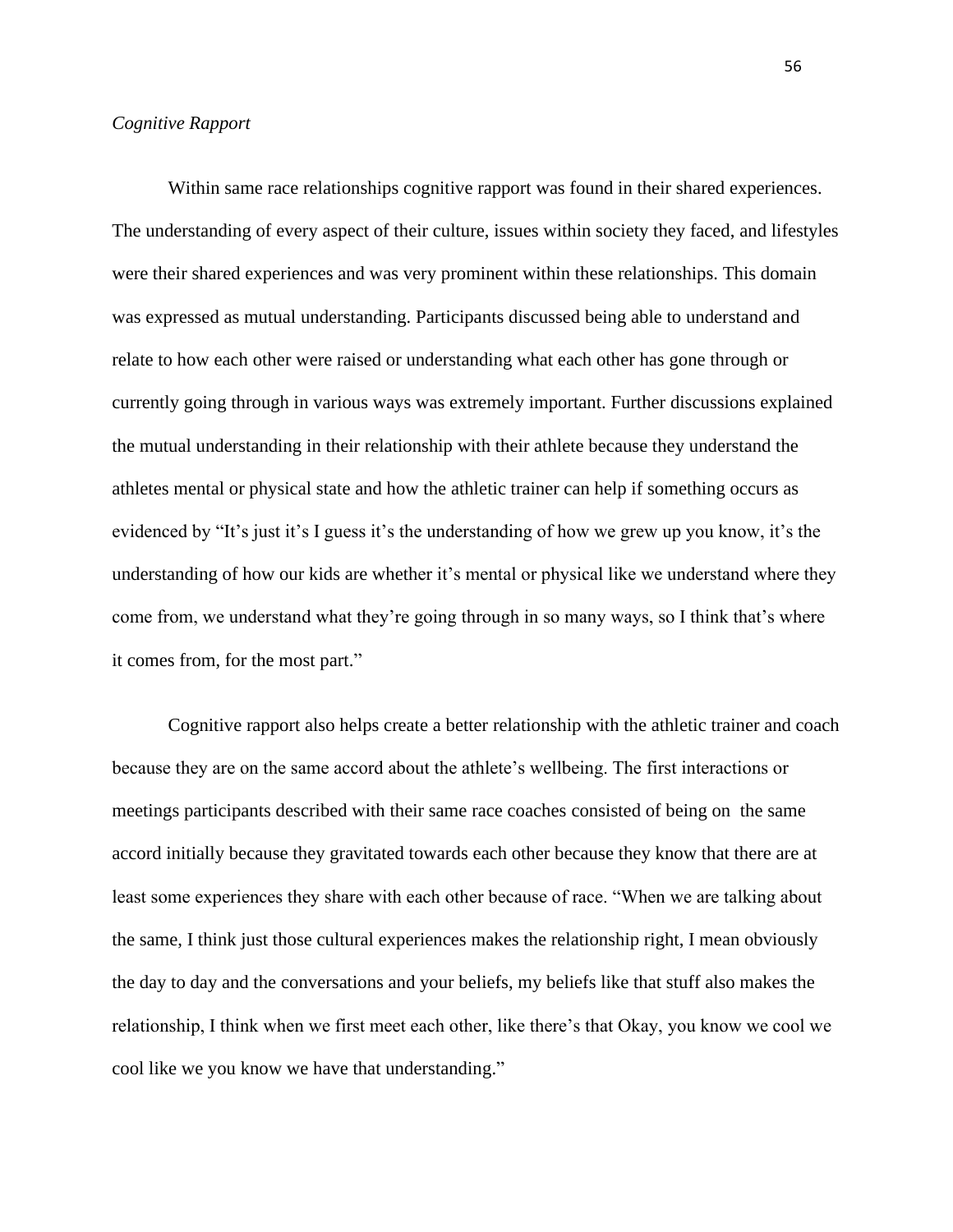*Cognitive Rapport*

Within same race relationships cognitive rapport was found in their shared experiences. The understanding of every aspect of their culture, issues within society they faced, and lifestyles were their shared experiences and was very prominent within these relationships. This domain was expressed as mutual understanding. Participants discussed being able to understand and relate to how each other were raised or understanding what each other has gone through or currently going through in various ways was extremely important. Further discussions explained the mutual understanding in their relationship with their athlete because they understand the athletes mental or physical state and how the athletic trainer can help if something occurs as evidenced by "It's just it's I guess it's the understanding of how we grew up you know, it's the understanding of how our kids are whether it's mental or physical like we understand where they come from, we understand what they're going through in so many ways, so I think that's where it comes from, for the most part."

Cognitive rapport also helps create a better relationship with the athletic trainer and coach because they are on the same accord about the athlete's wellbeing. The first interactions or meetings participants described with their same race coaches consisted of being on the same accord initially because they gravitated towards each other because they know that there are at least some experiences they share with each other because of race. "When we are talking about the same, I think just those cultural experiences makes the relationship right, I mean obviously the day to day and the conversations and your beliefs, my beliefs like that stuff also makes the relationship, I think when we first meet each other, like there's that Okay, you know we cool we cool like we you know we have that understanding."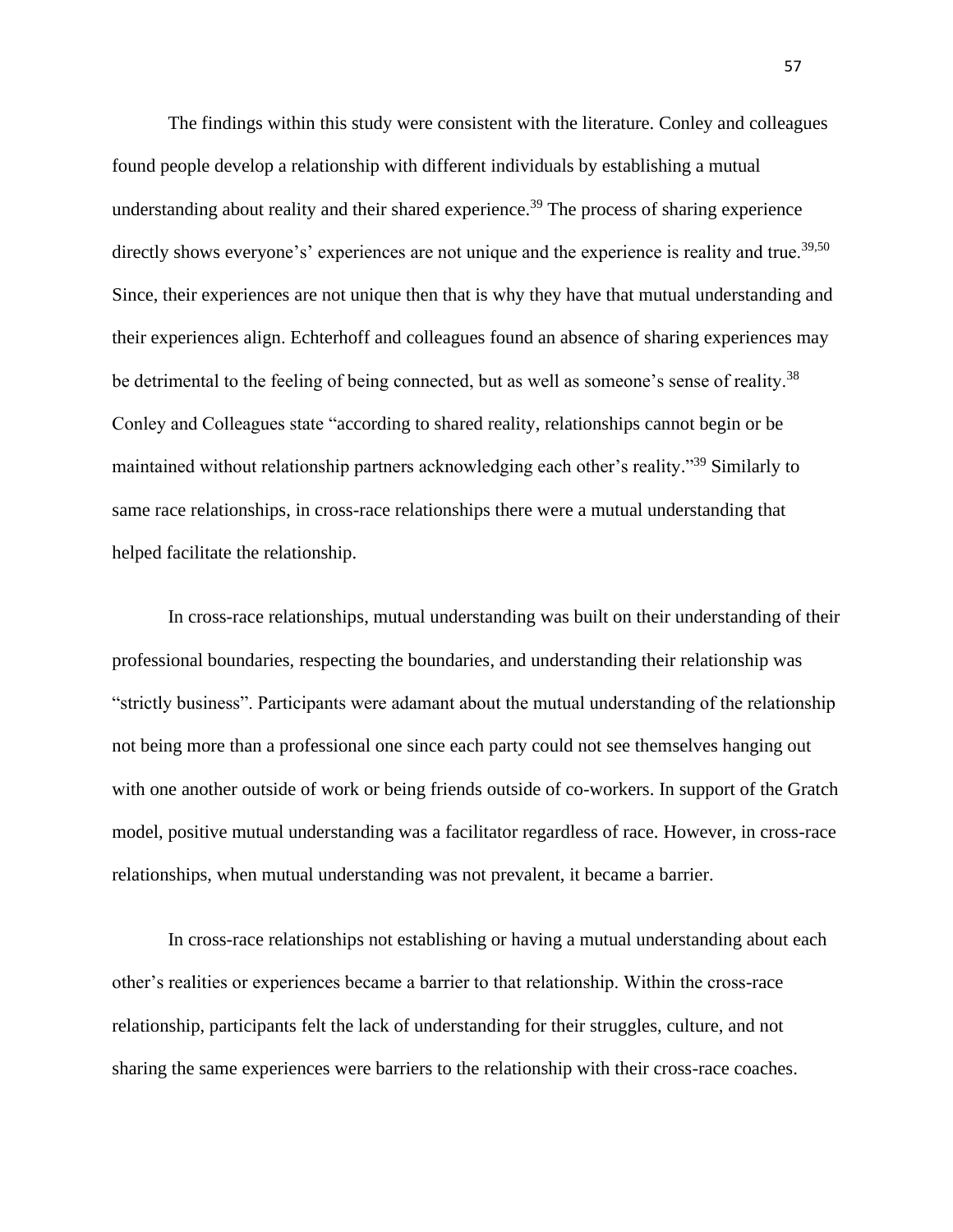The findings within this study were consistent with the literature. Conley and colleagues found people develop a relationship with different individuals by establishing a mutual understanding about reality and their shared experience.[39] The process of sharing experience directly shows everyone's' experiences are not unique and the experience is reality and true.[39,50] Since, their experiences are not unique then that is why they have that mutual understanding and their experiences align. Echterhoff and colleagues found an absence of sharing experiences may be detrimental to the feeling of being connected, but as well as someone's sense of reality.[38] Conley and Colleagues state "according to shared reality, relationships cannot begin or be maintained without relationship partners acknowledging each other's reality."[39] Similarly to same race relationships, in cross-race relationships there were a mutual understanding that helped facilitate the relationship.

In cross-race relationships, mutual understanding was built on their understanding of their professional boundaries, respecting the boundaries, and understanding their relationship was "strictly business". Participants were adamant about the mutual understanding of the relationship not being more than a professional one since each party could not see themselves hanging out with one another outside of work or being friends outside of co-workers. In support of the Gratch model, positive mutual understanding was a facilitator regardless of race. However, in cross-race relationships, when mutual understanding was not prevalent, it became a barrier.

In cross-race relationships not establishing or having a mutual understanding about each other's realities or experiences became a barrier to that relationship. Within the cross-race relationship, participants felt the lack of understanding for their struggles, culture, and not sharing the same experiences were barriers to the relationship with their cross-race coaches.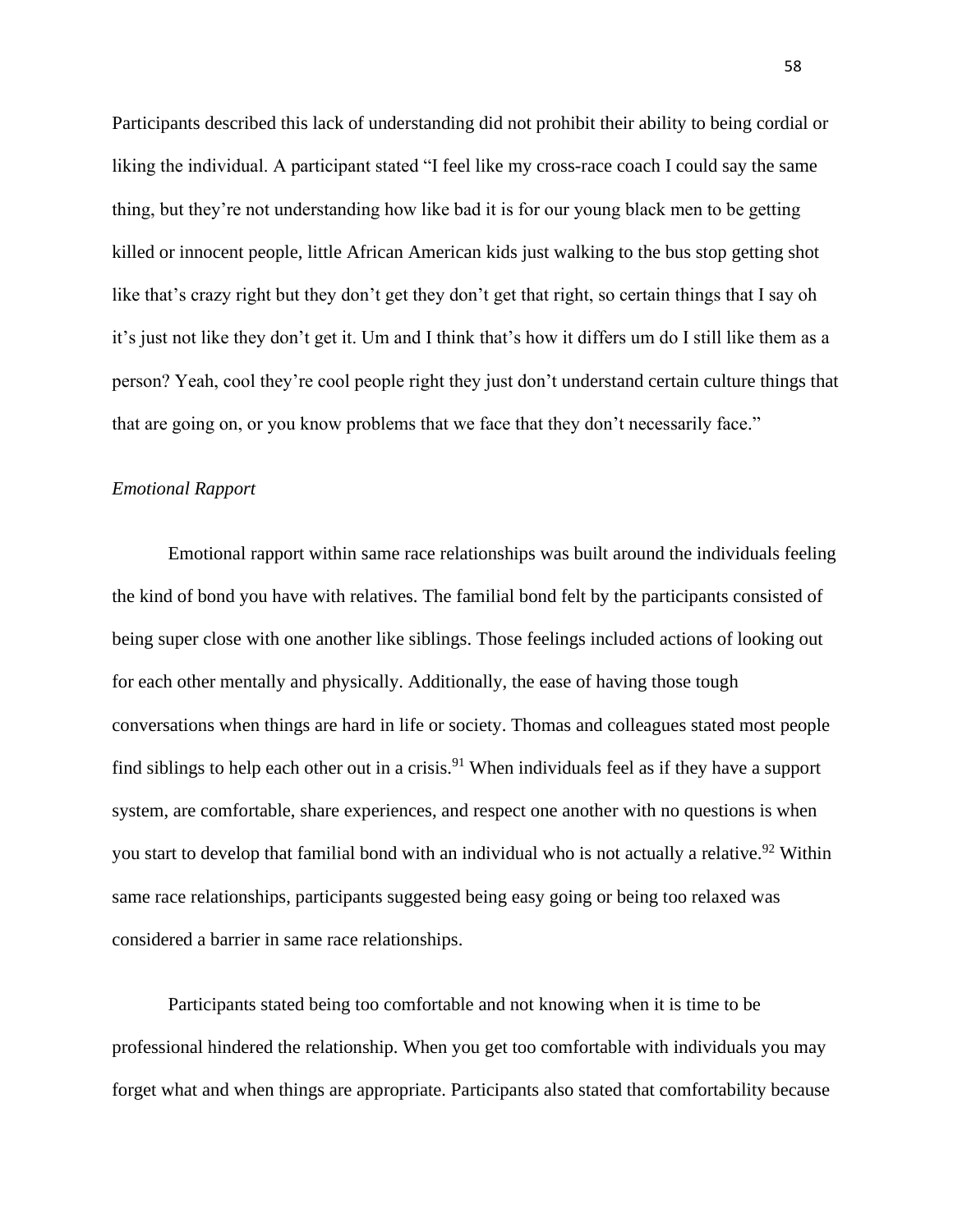Participants described this lack of understanding did not prohibit their ability to being cordial or liking the individual. A participant stated "I feel like my cross-race coach I could say the same thing, but they're not understanding how like bad it is for our young black men to be getting killed or innocent people, little African American kids just walking to the bus stop getting shot like that's crazy right but they don't get they don't get that right, so certain things that I say oh it's just not like they don't get it. Um and I think that's how it differs um do I still like them as a person? Yeah, cool they're cool people right they just don't understand certain culture things that that are going on, or you know problems that we face that they don't necessarily face."

*Emotional Rapport*

Emotional rapport within same race relationships was built around the individuals feeling the kind of bond you have with relatives. The familial bond felt by the participants consisted of being super close with one another like siblings. Those feelings included actions of looking out for each other mentally and physically. Additionally, the ease of having those tough conversations when things are hard in life or society. Thomas and colleagues stated most people find siblings to help each other out in a crisis.[91] When individuals feel as if they have a support system, are comfortable, share experiences, and respect one another with no questions is when you start to develop that familial bond with an individual who is not actually a relative.[92] Within same race relationships, participants suggested being easy going or being too relaxed was considered a barrier in same race relationships.

Participants stated being too comfortable and not knowing when it is time to be professional hindered the relationship. When you get too comfortable with individuals you may forget what and when things are appropriate. Participants also stated that comfortability because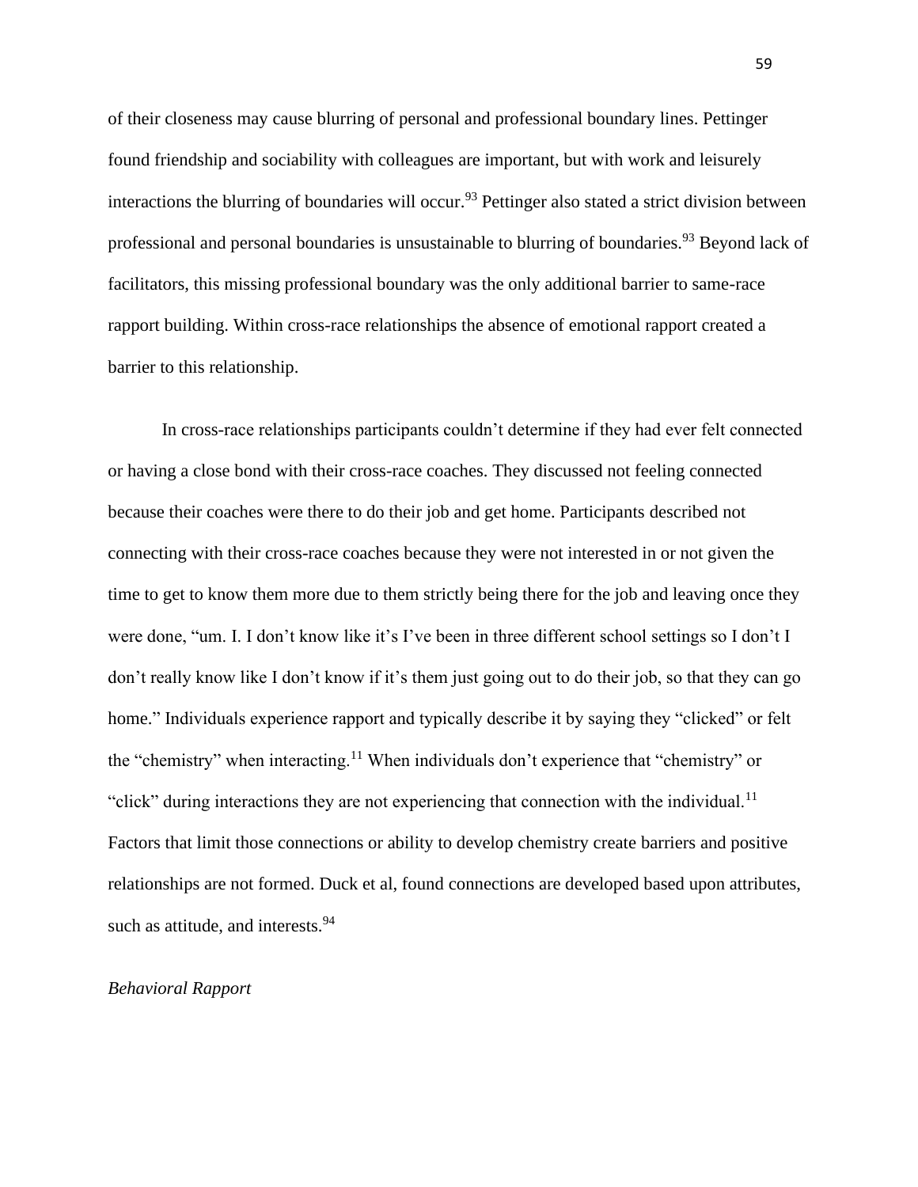of their closeness may cause blurring of personal and professional boundary lines. Pettinger found friendship and sociability with colleagues are important, but with work and leisurely interactions the blurring of boundaries will occur.[93] Pettinger also stated a strict division between professional and personal boundaries is unsustainable to blurring of boundaries.[93] Beyond lack of facilitators, this missing professional boundary was the only additional barrier to same-race rapport building. Within cross-race relationships the absence of emotional rapport created a barrier to this relationship.

In cross-race relationships participants couldn't determine if they had ever felt connected or having a close bond with their cross-race coaches. They discussed not feeling connected because their coaches were there to do their job and get home. Participants described not connecting with their cross-race coaches because they were not interested in or not given the time to get to know them more due to them strictly being there for the job and leaving once they were done, "um. I. I don't know like it's I've been in three different school settings so I don't I don't really know like I don't know if it's them just going out to do their job, so that they can go home." Individuals experience rapport and typically describe it by saying they "clicked" or felt the "chemistry" when interacting.[11] When individuals don't experience that "chemistry" or "click" during interactions they are not experiencing that connection with the individual.[11] Factors that limit those connections or ability to develop chemistry create barriers and positive relationships are not formed. Duck et al, found connections are developed based upon attributes, such as attitude, and interests.[94]

*Behavioral Rapport*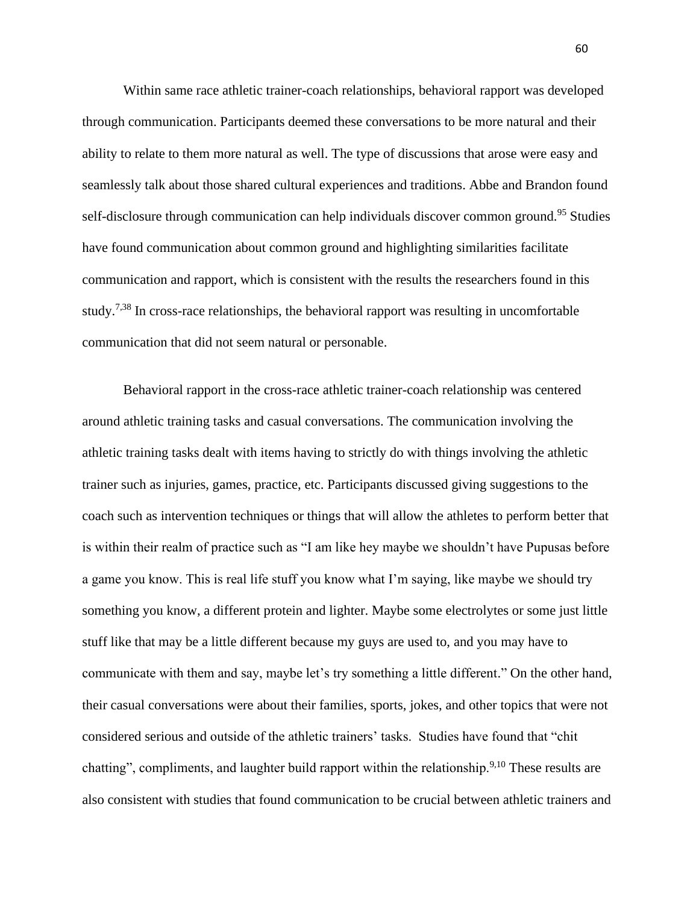Within same race athletic trainer-coach relationships, behavioral rapport was developed through communication. Participants deemed these conversations to be more natural and their ability to relate to them more natural as well. The type of discussions that arose were easy and seamlessly talk about those shared cultural experiences and traditions. Abbe and Brandon found self-disclosure through communication can help individuals discover common ground.[95] Studies have found communication about common ground and highlighting similarities facilitate communication and rapport, which is consistent with the results the researchers found in this study.[7,38] In cross-race relationships, the behavioral rapport was resulting in uncomfortable communication that did not seem natural or personable.

Behavioral rapport in the cross-race athletic trainer-coach relationship was centered around athletic training tasks and casual conversations. The communication involving the athletic training tasks dealt with items having to strictly do with things involving the athletic trainer such as injuries, games, practice, etc. Participants discussed giving suggestions to the coach such as intervention techniques or things that will allow the athletes to perform better that is within their realm of practice such as "I am like hey maybe we shouldn't have Pupusas before a game you know. This is real life stuff you know what I'm saying, like maybe we should try something you know, a different protein and lighter. Maybe some electrolytes or some just little stuff like that may be a little different because my guys are used to, and you may have to communicate with them and say, maybe let's try something a little different." On the other hand, their casual conversations were about their families, sports, jokes, and other topics that were not considered serious and outside of the athletic trainers' tasks. Studies have found that "chit chatting", compliments, and laughter build rapport within the relationship.[9,10] These results are also consistent with studies that found communication to be crucial between athletic trainers and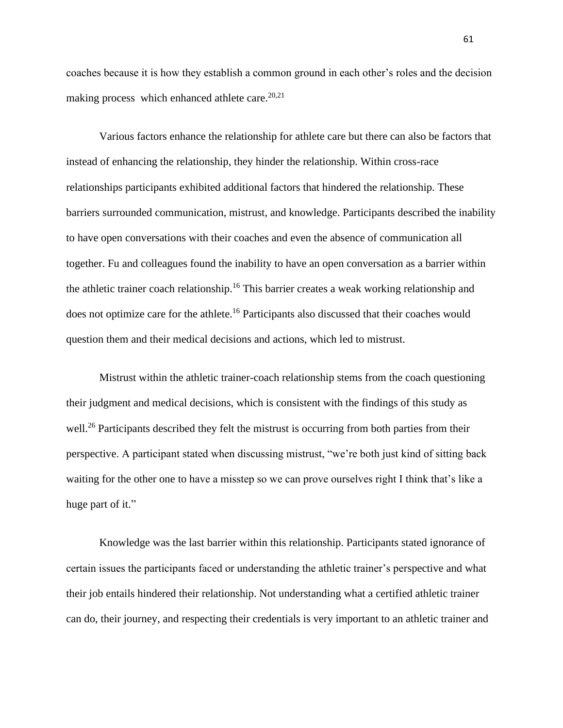coaches because it is how they establish a common ground in each other's roles and the decision making process  which enhanced athlete care.[20,21]

Various factors enhance the relationship for athlete care but there can also be factors that instead of enhancing the relationship, they hinder the relationship. Within cross-race relationships participants exhibited additional factors that hindered the relationship. These barriers surrounded communication, mistrust, and knowledge. Participants described the inability to have open conversations with their coaches and even the absence of communication all together. Fu and colleagues found the inability to have an open conversation as a barrier within the athletic trainer coach relationship.[16] This barrier creates a weak working relationship and does not optimize care for the athlete.[16] Participants also discussed that their coaches would question them and their medical decisions and actions, which led to mistrust.

Mistrust within the athletic trainer-coach relationship stems from the coach questioning their judgment and medical decisions, which is consistent with the findings of this study as well.[26] Participants described they felt the mistrust is occurring from both parties from their perspective. A participant stated when discussing mistrust, "we're both just kind of sitting back waiting for the other one to have a misstep so we can prove ourselves right I think that's like a huge part of it."

Knowledge was the last barrier within this relationship. Participants stated ignorance of certain issues the participants faced or understanding the athletic trainer's perspective and what their job entails hindered their relationship. Not understanding what a certified athletic trainer can do, their journey, and respecting their credentials is very important to an athletic trainer and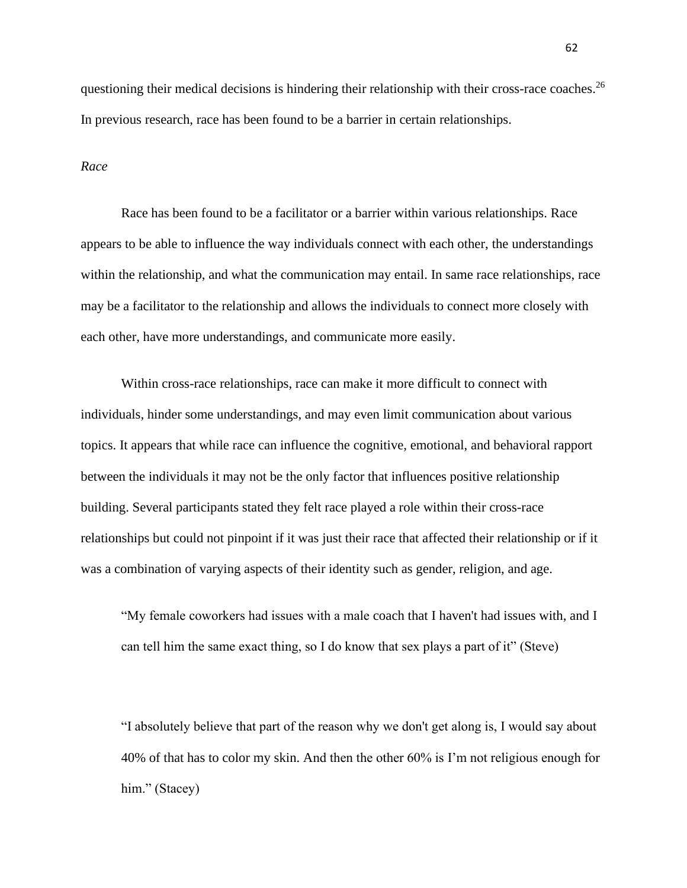questioning their medical decisions is hindering their relationship with their cross-race coaches.[26] In previous research, race has been found to be a barrier in certain relationships.

*Race*

Race has been found to be a facilitator or a barrier within various relationships. Race appears to be able to influence the way individuals connect with each other, the understandings within the relationship, and what the communication may entail. In same race relationships, race may be a facilitator to the relationship and allows the individuals to connect more closely with each other, have more understandings, and communicate more easily.

Within cross-race relationships, race can make it more difficult to connect with individuals, hinder some understandings, and may even limit communication about various topics. It appears that while race can influence the cognitive, emotional, and behavioral rapport between the individuals it may not be the only factor that influences positive relationship building. Several participants stated they felt race played a role within their cross-race relationships but could not pinpoint if it was just their race that affected their relationship or if it was a combination of varying aspects of their identity such as gender, religion, and age.

> "My female coworkers had issues with a male coach that I haven't had issues with, and I can tell him the same exact thing, so I do know that sex plays a part of it" (Steve)

> "I absolutely believe that part of the reason why we don't get along is, I would say about 40% of that has to color my skin. And then the other 60% is I'm not religious enough for him." (Stacey)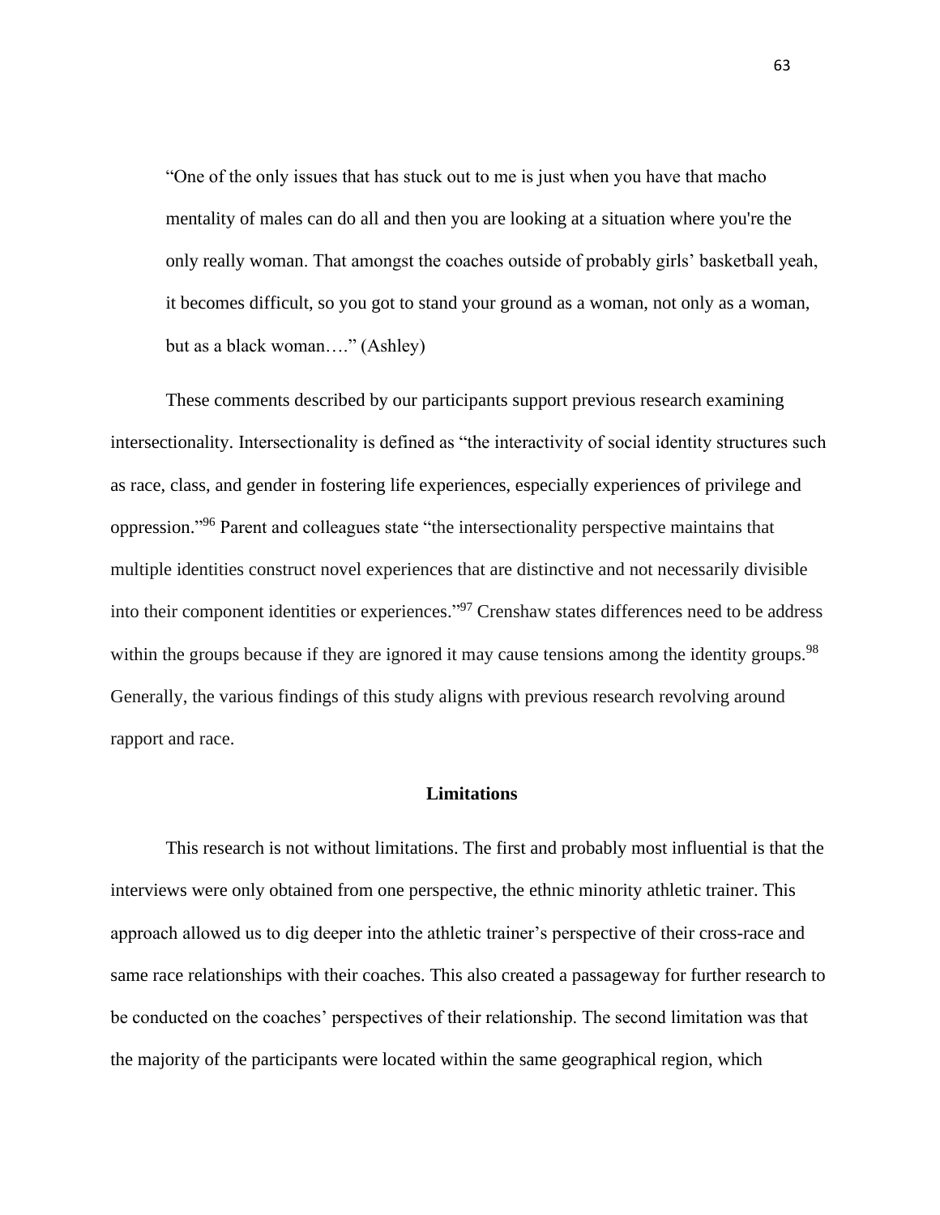> "One of the only issues that has stuck out to me is just when you have that macho mentality of males can do all and then you are looking at a situation where you're the only really woman. That amongst the coaches outside of probably girls' basketball yeah, it becomes difficult, so you got to stand your ground as a woman, not only as a woman, but as a black woman…." (Ashley)

These comments described by our participants support previous research examining intersectionality. Intersectionality is defined as "the interactivity of social identity structures such as race, class, and gender in fostering life experiences, especially experiences of privilege and oppression."[96] Parent and colleagues state "the intersectionality perspective maintains that multiple identities construct novel experiences that are distinctive and not necessarily divisible into their component identities or experiences."[97] Crenshaw states differences need to be address within the groups because if they are ignored it may cause tensions among the identity groups.[98] Generally, the various findings of this study aligns with previous research revolving around rapport and race.

## Limitations

This research is not without limitations. The first and probably most influential is that the interviews were only obtained from one perspective, the ethnic minority athletic trainer. This approach allowed us to dig deeper into the athletic trainer's perspective of their cross-race and same race relationships with their coaches. This also created a passageway for further research to be conducted on the coaches' perspectives of their relationship. The second limitation was that the majority of the participants were located within the same geographical region, which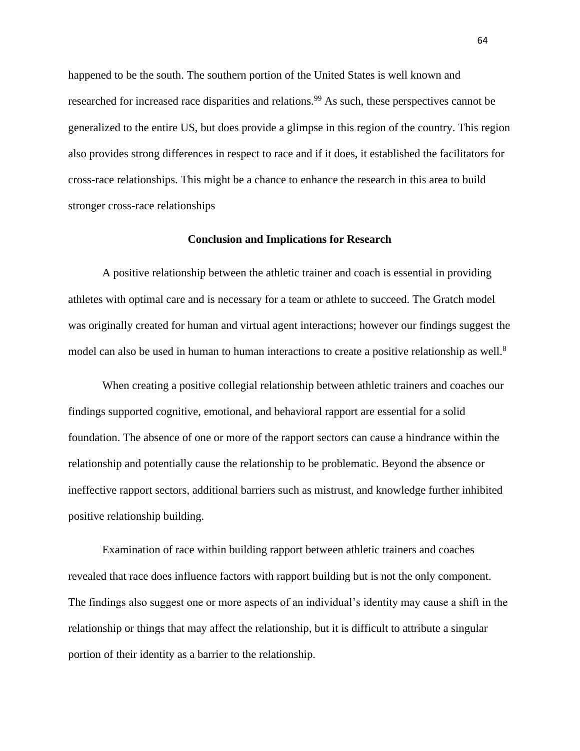happened to be the south. The southern portion of the United States is well known and researched for increased race disparities and relations.[99] As such, these perspectives cannot be generalized to the entire US, but does provide a glimpse in this region of the country. This region also provides strong differences in respect to race and if it does, it established the facilitators for cross-race relationships. This might be a chance to enhance the research in this area to build stronger cross-race relationships

## Conclusion and Implications for Research

A positive relationship between the athletic trainer and coach is essential in providing athletes with optimal care and is necessary for a team or athlete to succeed. The Gratch model was originally created for human and virtual agent interactions; however our findings suggest the model can also be used in human to human interactions to create a positive relationship as well.[8]

When creating a positive collegial relationship between athletic trainers and coaches our findings supported cognitive, emotional, and behavioral rapport are essential for a solid foundation. The absence of one or more of the rapport sectors can cause a hindrance within the relationship and potentially cause the relationship to be problematic. Beyond the absence or ineffective rapport sectors, additional barriers such as mistrust, and knowledge further inhibited positive relationship building.

Examination of race within building rapport between athletic trainers and coaches revealed that race does influence factors with rapport building but is not the only component. The findings also suggest one or more aspects of an individual's identity may cause a shift in the relationship or things that may affect the relationship, but it is difficult to attribute a singular portion of their identity as a barrier to the relationship.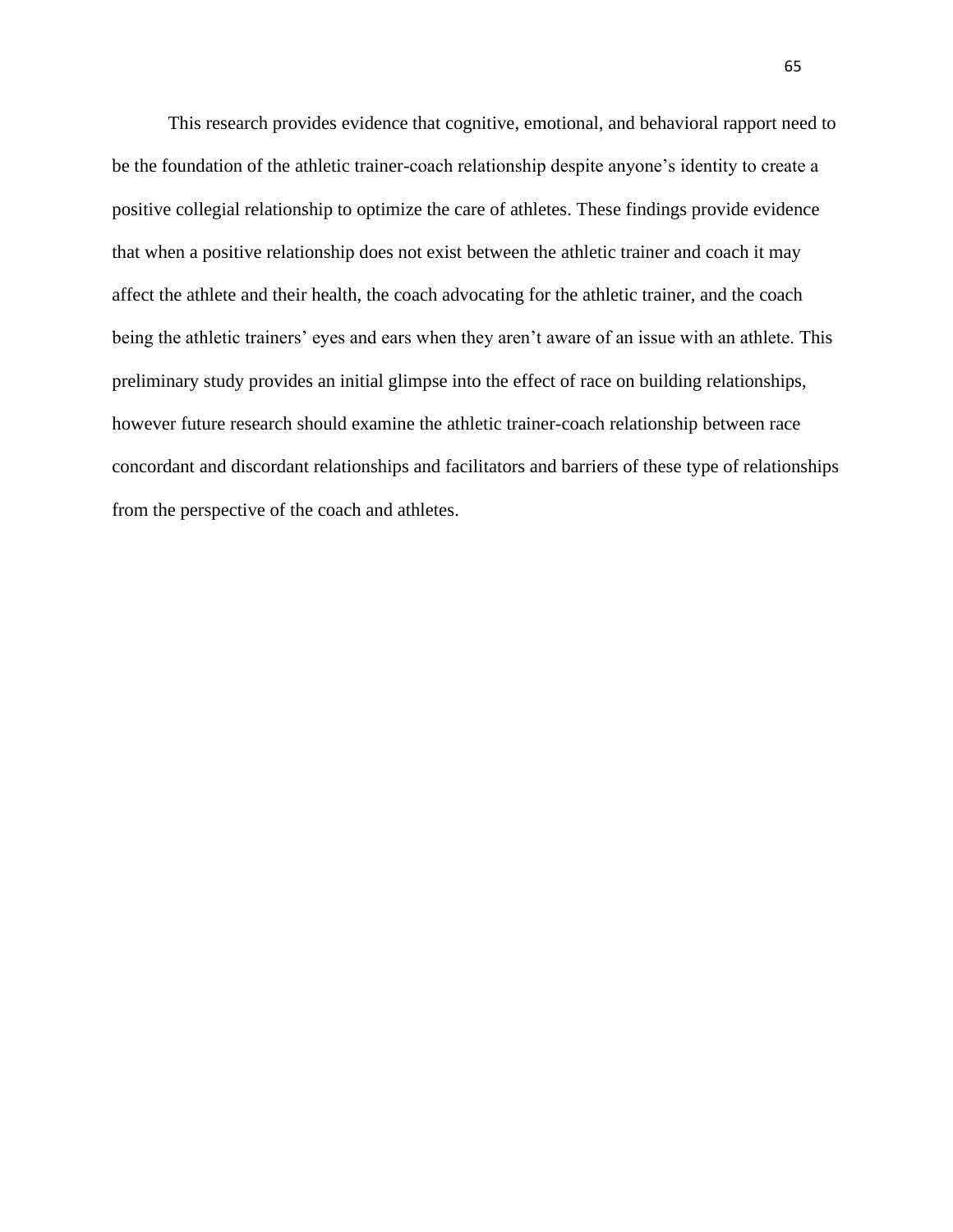This research provides evidence that cognitive, emotional, and behavioral rapport need to be the foundation of the athletic trainer-coach relationship despite anyone's identity to create a positive collegial relationship to optimize the care of athletes. These findings provide evidence that when a positive relationship does not exist between the athletic trainer and coach it may affect the athlete and their health, the coach advocating for the athletic trainer, and the coach being the athletic trainers' eyes and ears when they aren't aware of an issue with an athlete. This preliminary study provides an initial glimpse into the effect of race on building relationships, however future research should examine the athletic trainer-coach relationship between race concordant and discordant relationships and facilitators and barriers of these type of relationships from the perspective of the coach and athletes.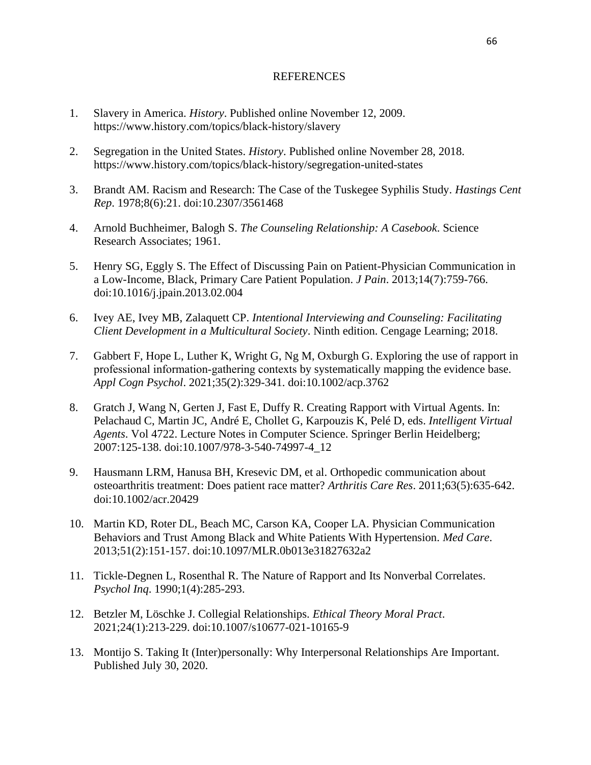# REFERENCES

1. Slavery in America. *History*. Published online November 12, 2009. https://www.history.com/topics/black-history/slavery

2. Segregation in the United States. *History*. Published online November 28, 2018. https://www.history.com/topics/black-history/segregation-united-states

3. Brandt AM. Racism and Research: The Case of the Tuskegee Syphilis Study. *Hastings Cent Rep*. 1978;8(6):21. doi:10.2307/3561468

4. Arnold Buchheimer, Balogh S. *The Counseling Relationship: A Casebook*. Science Research Associates; 1961.

5. Henry SG, Eggly S. The Effect of Discussing Pain on Patient-Physician Communication in a Low-Income, Black, Primary Care Patient Population. *J Pain*. 2013;14(7):759-766. doi:10.1016/j.jpain.2013.02.004

6. Ivey AE, Ivey MB, Zalaquett CP. *Intentional Interviewing and Counseling: Facilitating Client Development in a Multicultural Society*. Ninth edition. Cengage Learning; 2018.

7. Gabbert F, Hope L, Luther K, Wright G, Ng M, Oxburgh G. Exploring the use of rapport in professional information-gathering contexts by systematically mapping the evidence base. *Appl Cogn Psychol*. 2021;35(2):329-341. doi:10.1002/acp.3762

8. Gratch J, Wang N, Gerten J, Fast E, Duffy R. Creating Rapport with Virtual Agents. In: Pelachaud C, Martin JC, André E, Chollet G, Karpouzis K, Pelé D, eds. *Intelligent Virtual Agents*. Vol 4722. Lecture Notes in Computer Science. Springer Berlin Heidelberg; 2007:125-138. doi:10.1007/978-3-540-74997-4_12

9. Hausmann LRM, Hanusa BH, Kresevic DM, et al. Orthopedic communication about osteoarthritis treatment: Does patient race matter? *Arthritis Care Res*. 2011;63(5):635-642. doi:10.1002/acr.20429

10. Martin KD, Roter DL, Beach MC, Carson KA, Cooper LA. Physician Communication Behaviors and Trust Among Black and White Patients With Hypertension. *Med Care*. 2013;51(2):151-157. doi:10.1097/MLR.0b013e31827632a2

11. Tickle-Degnen L, Rosenthal R. The Nature of Rapport and Its Nonverbal Correlates. *Psychol Inq*. 1990;1(4):285-293.

12. Betzler M, Löschke J. Collegial Relationships. *Ethical Theory Moral Pract*. 2021;24(1):213-229. doi:10.1007/s10677-021-10165-9

13. Montijo S. Taking It (Inter)personally: Why Interpersonal Relationships Are Important. Published July 30, 2020.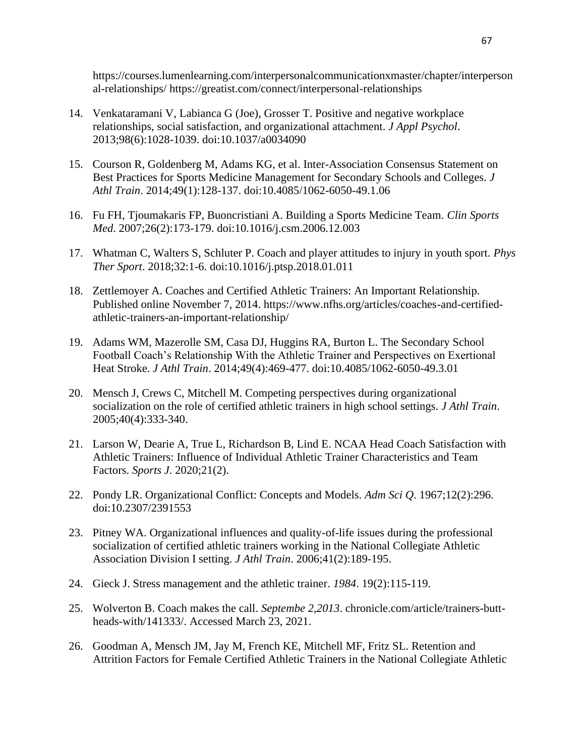https://courses.lumenlearning.com/interpersonalcommunicationxmaster/chapter/interpersonal-relationships/ https://greatist.com/connect/interpersonal-relationships

14. Venkataramani V, Labianca G (Joe), Grosser T. Positive and negative workplace relationships, social satisfaction, and organizational attachment. *J Appl Psychol*. 2013;98(6):1028-1039. doi:10.1037/a0034090

15. Courson R, Goldenberg M, Adams KG, et al. Inter-Association Consensus Statement on Best Practices for Sports Medicine Management for Secondary Schools and Colleges. *J Athl Train*. 2014;49(1):128-137. doi:10.4085/1062-6050-49.1.06

16. Fu FH, Tjoumakaris FP, Buoncristiani A. Building a Sports Medicine Team. *Clin Sports Med*. 2007;26(2):173-179. doi:10.1016/j.csm.2006.12.003

17. Whatman C, Walters S, Schluter P. Coach and player attitudes to injury in youth sport. *Phys Ther Sport*. 2018;32:1-6. doi:10.1016/j.ptsp.2018.01.011

18. Zettlemoyer A. Coaches and Certified Athletic Trainers: An Important Relationship. Published online November 7, 2014. https://www.nfhs.org/articles/coaches-and-certified-athletic-trainers-an-important-relationship/

19. Adams WM, Mazerolle SM, Casa DJ, Huggins RA, Burton L. The Secondary School Football Coach's Relationship With the Athletic Trainer and Perspectives on Exertional Heat Stroke. *J Athl Train*. 2014;49(4):469-477. doi:10.4085/1062-6050-49.3.01

20. Mensch J, Crews C, Mitchell M. Competing perspectives during organizational socialization on the role of certified athletic trainers in high school settings. *J Athl Train*. 2005;40(4):333-340.

21. Larson W, Dearie A, True L, Richardson B, Lind E. NCAA Head Coach Satisfaction with Athletic Trainers: Influence of Individual Athletic Trainer Characteristics and Team Factors. *Sports J*. 2020;21(2).

22. Pondy LR. Organizational Conflict: Concepts and Models. *Adm Sci Q*. 1967;12(2):296. doi:10.2307/2391553

23. Pitney WA. Organizational influences and quality-of-life issues during the professional socialization of certified athletic trainers working in the National Collegiate Athletic Association Division I setting. *J Athl Train*. 2006;41(2):189-195.

24. Gieck J. Stress management and the athletic trainer. *1984*. 19(2):115-119.

25. Wolverton B. Coach makes the call. *Septembe 2,2013*. chronicle.com/article/trainers-butt-heads-with/141333/. Accessed March 23, 2021.

26. Goodman A, Mensch JM, Jay M, French KE, Mitchell MF, Fritz SL. Retention and Attrition Factors for Female Certified Athletic Trainers in the National Collegiate Athletic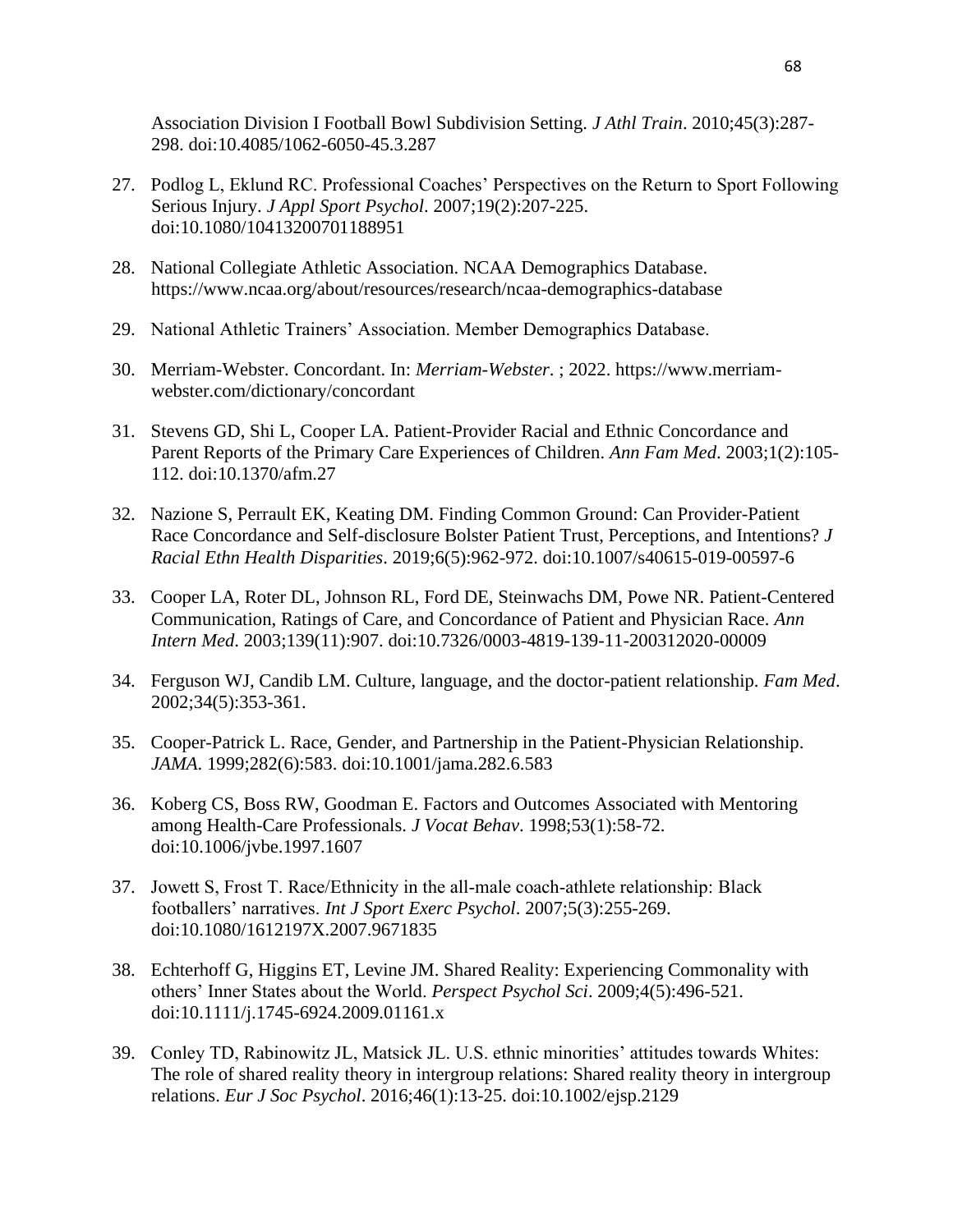Association Division I Football Bowl Subdivision Setting. *J Athl Train*. 2010;45(3):287-298. doi:10.4085/1062-6050-45.3.287

27. Podlog L, Eklund RC. Professional Coaches' Perspectives on the Return to Sport Following Serious Injury. *J Appl Sport Psychol*. 2007;19(2):207-225. doi:10.1080/10413200701188951

28. National Collegiate Athletic Association. NCAA Demographics Database. https://www.ncaa.org/about/resources/research/ncaa-demographics-database

29. National Athletic Trainers' Association. Member Demographics Database.

30. Merriam-Webster. Concordant. In: *Merriam-Webster*. ; 2022. https://www.merriam-webster.com/dictionary/concordant

31. Stevens GD, Shi L, Cooper LA. Patient-Provider Racial and Ethnic Concordance and Parent Reports of the Primary Care Experiences of Children. *Ann Fam Med*. 2003;1(2):105-112. doi:10.1370/afm.27

32. Nazione S, Perrault EK, Keating DM. Finding Common Ground: Can Provider-Patient Race Concordance and Self-disclosure Bolster Patient Trust, Perceptions, and Intentions? *J Racial Ethn Health Disparities*. 2019;6(5):962-972. doi:10.1007/s40615-019-00597-6

33. Cooper LA, Roter DL, Johnson RL, Ford DE, Steinwachs DM, Powe NR. Patient-Centered Communication, Ratings of Care, and Concordance of Patient and Physician Race. *Ann Intern Med*. 2003;139(11):907. doi:10.7326/0003-4819-139-11-200312020-00009

34. Ferguson WJ, Candib LM. Culture, language, and the doctor-patient relationship. *Fam Med*. 2002;34(5):353-361.

35. Cooper-Patrick L. Race, Gender, and Partnership in the Patient-Physician Relationship. *JAMA*. 1999;282(6):583. doi:10.1001/jama.282.6.583

36. Koberg CS, Boss RW, Goodman E. Factors and Outcomes Associated with Mentoring among Health-Care Professionals. *J Vocat Behav*. 1998;53(1):58-72. doi:10.1006/jvbe.1997.1607

37. Jowett S, Frost T. Race/Ethnicity in the all-male coach-athlete relationship: Black footballers' narratives. *Int J Sport Exerc Psychol*. 2007;5(3):255-269. doi:10.1080/1612197X.2007.9671835

38. Echterhoff G, Higgins ET, Levine JM. Shared Reality: Experiencing Commonality with others' Inner States about the World. *Perspect Psychol Sci*. 2009;4(5):496-521. doi:10.1111/j.1745-6924.2009.01161.x

39. Conley TD, Rabinowitz JL, Matsick JL. U.S. ethnic minorities' attitudes towards Whites: The role of shared reality theory in intergroup relations: Shared reality theory in intergroup relations. *Eur J Soc Psychol*. 2016;46(1):13-25. doi:10.1002/ejsp.2129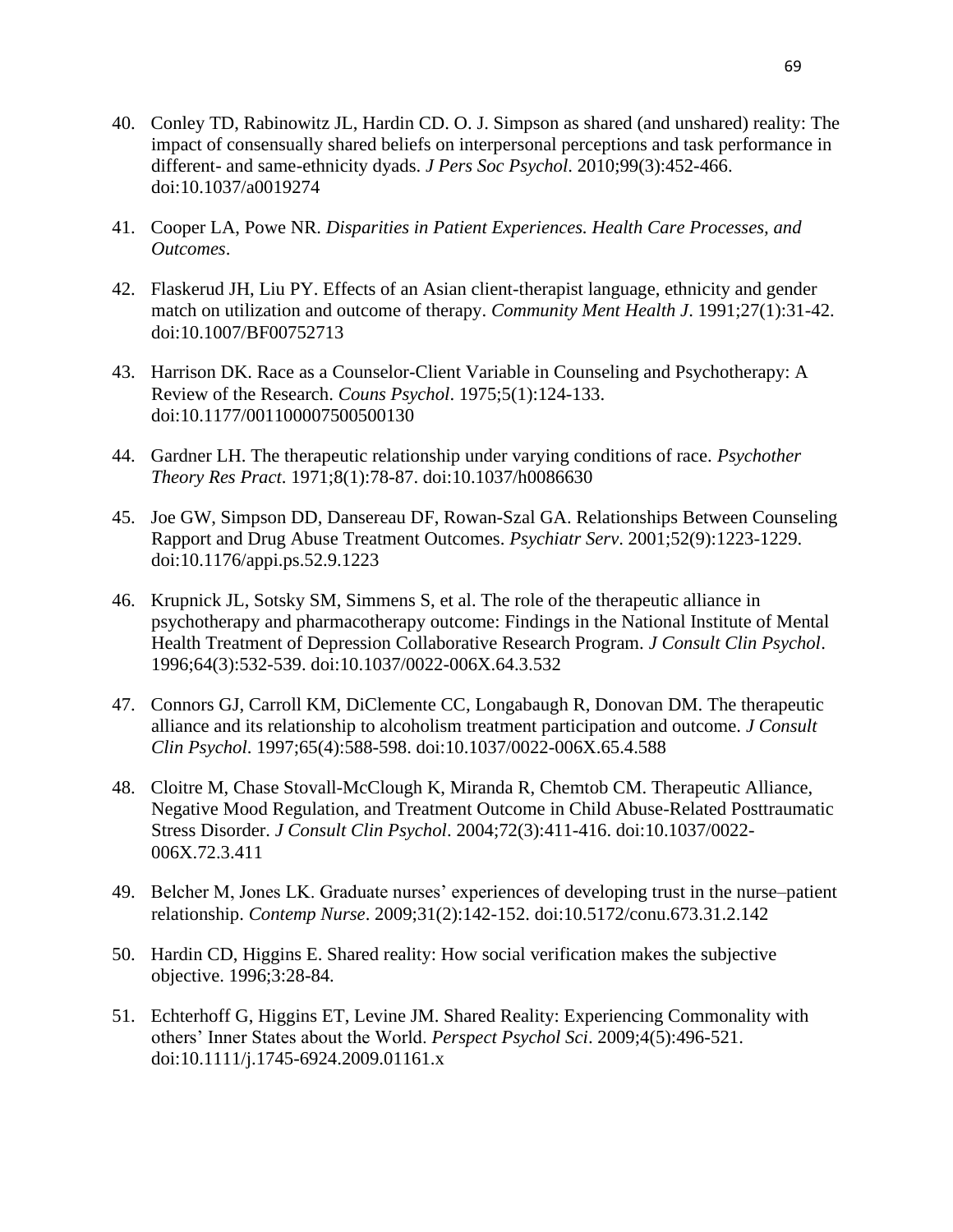40. Conley TD, Rabinowitz JL, Hardin CD. O. J. Simpson as shared (and unshared) reality: The impact of consensually shared beliefs on interpersonal perceptions and task performance in different- and same-ethnicity dyads. *J Pers Soc Psychol*. 2010;99(3):452-466. doi:10.1037/a0019274

41. Cooper LA, Powe NR. *Disparities in Patient Experiences. Health Care Processes, and Outcomes*.

42. Flaskerud JH, Liu PY. Effects of an Asian client-therapist language, ethnicity and gender match on utilization and outcome of therapy. *Community Ment Health J*. 1991;27(1):31-42. doi:10.1007/BF00752713

43. Harrison DK. Race as a Counselor-Client Variable in Counseling and Psychotherapy: A Review of the Research. *Couns Psychol*. 1975;5(1):124-133. doi:10.1177/001100007500500130

44. Gardner LH. The therapeutic relationship under varying conditions of race. *Psychother Theory Res Pract*. 1971;8(1):78-87. doi:10.1037/h0086630

45. Joe GW, Simpson DD, Dansereau DF, Rowan-Szal GA. Relationships Between Counseling Rapport and Drug Abuse Treatment Outcomes. *Psychiatr Serv*. 2001;52(9):1223-1229. doi:10.1176/appi.ps.52.9.1223

46. Krupnick JL, Sotsky SM, Simmens S, et al. The role of the therapeutic alliance in psychotherapy and pharmacotherapy outcome: Findings in the National Institute of Mental Health Treatment of Depression Collaborative Research Program. *J Consult Clin Psychol*. 1996;64(3):532-539. doi:10.1037/0022-006X.64.3.532

47. Connors GJ, Carroll KM, DiClemente CC, Longabaugh R, Donovan DM. The therapeutic alliance and its relationship to alcoholism treatment participation and outcome. *J Consult Clin Psychol*. 1997;65(4):588-598. doi:10.1037/0022-006X.65.4.588

48. Cloitre M, Chase Stovall-McClough K, Miranda R, Chemtob CM. Therapeutic Alliance, Negative Mood Regulation, and Treatment Outcome in Child Abuse-Related Posttraumatic Stress Disorder. *J Consult Clin Psychol*. 2004;72(3):411-416. doi:10.1037/0022-006X.72.3.411

49. Belcher M, Jones LK. Graduate nurses' experiences of developing trust in the nurse–patient relationship. *Contemp Nurse*. 2009;31(2):142-152. doi:10.5172/conu.673.31.2.142

50. Hardin CD, Higgins E. Shared reality: How social verification makes the subjective objective. 1996;3:28-84.

51. Echterhoff G, Higgins ET, Levine JM. Shared Reality: Experiencing Commonality with others' Inner States about the World. *Perspect Psychol Sci*. 2009;4(5):496-521. doi:10.1111/j.1745-6924.2009.01161.x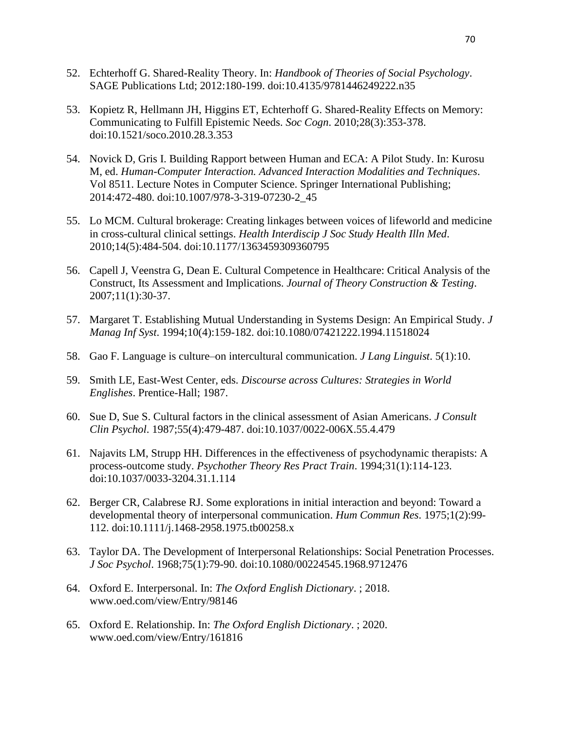52. Echterhoff G. Shared-Reality Theory. In: *Handbook of Theories of Social Psychology*. SAGE Publications Ltd; 2012:180-199. doi:10.4135/9781446249222.n35

53. Kopietz R, Hellmann JH, Higgins ET, Echterhoff G. Shared-Reality Effects on Memory: Communicating to Fulfill Epistemic Needs. *Soc Cogn*. 2010;28(3):353-378. doi:10.1521/soco.2010.28.3.353

54. Novick D, Gris I. Building Rapport between Human and ECA: A Pilot Study. In: Kurosu M, ed. *Human-Computer Interaction. Advanced Interaction Modalities and Techniques*. Vol 8511. Lecture Notes in Computer Science. Springer International Publishing; 2014:472-480. doi:10.1007/978-3-319-07230-2_45

55. Lo MCM. Cultural brokerage: Creating linkages between voices of lifeworld and medicine in cross-cultural clinical settings. *Health Interdiscip J Soc Study Health Illn Med*. 2010;14(5):484-504. doi:10.1177/1363459309360795

56. Capell J, Veenstra G, Dean E. Cultural Competence in Healthcare: Critical Analysis of the Construct, Its Assessment and Implications. *Journal of Theory Construction & Testing*. 2007;11(1):30-37.

57. Margaret T. Establishing Mutual Understanding in Systems Design: An Empirical Study. *J Manag Inf Syst*. 1994;10(4):159-182. doi:10.1080/07421222.1994.11518024

58. Gao F. Language is culture–on intercultural communication. *J Lang Linguist*. 5(1):10.

59. Smith LE, East-West Center, eds. *Discourse across Cultures: Strategies in World Englishes*. Prentice-Hall; 1987.

60. Sue D, Sue S. Cultural factors in the clinical assessment of Asian Americans. *J Consult Clin Psychol*. 1987;55(4):479-487. doi:10.1037/0022-006X.55.4.479

61. Najavits LM, Strupp HH. Differences in the effectiveness of psychodynamic therapists: A process-outcome study. *Psychother Theory Res Pract Train*. 1994;31(1):114-123. doi:10.1037/0033-3204.31.1.114

62. Berger CR, Calabrese RJ. Some explorations in initial interaction and beyond: Toward a developmental theory of interpersonal communication. *Hum Commun Res*. 1975;1(2):99-112. doi:10.1111/j.1468-2958.1975.tb00258.x

63. Taylor DA. The Development of Interpersonal Relationships: Social Penetration Processes. *J Soc Psychol*. 1968;75(1):79-90. doi:10.1080/00224545.1968.9712476

64. Oxford E. Interpersonal. In: *The Oxford English Dictionary*. ; 2018. www.oed.com/view/Entry/98146

65. Oxford E. Relationship. In: *The Oxford English Dictionary*. ; 2020. www.oed.com/view/Entry/161816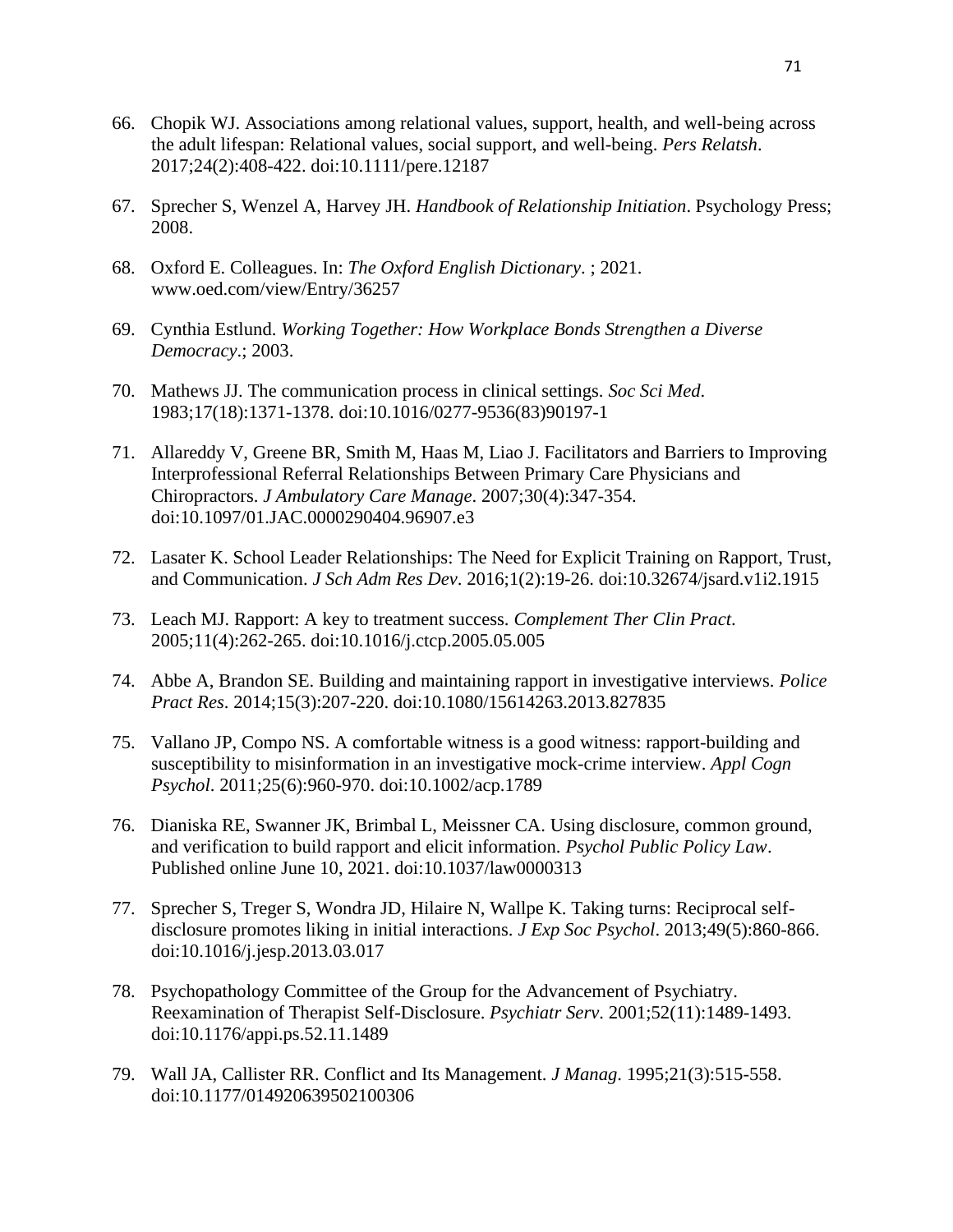66. Chopik WJ. Associations among relational values, support, health, and well-being across the adult lifespan: Relational values, social support, and well-being. *Pers Relatsh*. 2017;24(2):408-422. doi:10.1111/pere.12187

67. Sprecher S, Wenzel A, Harvey JH. *Handbook of Relationship Initiation*. Psychology Press; 2008.

68. Oxford E. Colleagues. In: *The Oxford English Dictionary*. ; 2021. www.oed.com/view/Entry/36257

69. Cynthia Estlund. *Working Together: How Workplace Bonds Strengthen a Diverse Democracy*.; 2003.

70. Mathews JJ. The communication process in clinical settings. *Soc Sci Med*. 1983;17(18):1371-1378. doi:10.1016/0277-9536(83)90197-1

71. Allareddy V, Greene BR, Smith M, Haas M, Liao J. Facilitators and Barriers to Improving Interprofessional Referral Relationships Between Primary Care Physicians and Chiropractors. *J Ambulatory Care Manage*. 2007;30(4):347-354. doi:10.1097/01.JAC.0000290404.96907.e3

72. Lasater K. School Leader Relationships: The Need for Explicit Training on Rapport, Trust, and Communication. *J Sch Adm Res Dev*. 2016;1(2):19-26. doi:10.32674/jsard.v1i2.1915

73. Leach MJ. Rapport: A key to treatment success. *Complement Ther Clin Pract*. 2005;11(4):262-265. doi:10.1016/j.ctcp.2005.05.005

74. Abbe A, Brandon SE. Building and maintaining rapport in investigative interviews. *Police Pract Res*. 2014;15(3):207-220. doi:10.1080/15614263.2013.827835

75. Vallano JP, Compo NS. A comfortable witness is a good witness: rapport-building and susceptibility to misinformation in an investigative mock-crime interview. *Appl Cogn Psychol*. 2011;25(6):960-970. doi:10.1002/acp.1789

76. Dianiska RE, Swanner JK, Brimbal L, Meissner CA. Using disclosure, common ground, and verification to build rapport and elicit information. *Psychol Public Policy Law*. Published online June 10, 2021. doi:10.1037/law0000313

77. Sprecher S, Treger S, Wondra JD, Hilaire N, Wallpe K. Taking turns: Reciprocal self-disclosure promotes liking in initial interactions. *J Exp Soc Psychol*. 2013;49(5):860-866. doi:10.1016/j.jesp.2013.03.017

78. Psychopathology Committee of the Group for the Advancement of Psychiatry. Reexamination of Therapist Self-Disclosure. *Psychiatr Serv*. 2001;52(11):1489-1493. doi:10.1176/appi.ps.52.11.1489

79. Wall JA, Callister RR. Conflict and Its Management. *J Manag*. 1995;21(3):515-558. doi:10.1177/014920639502100306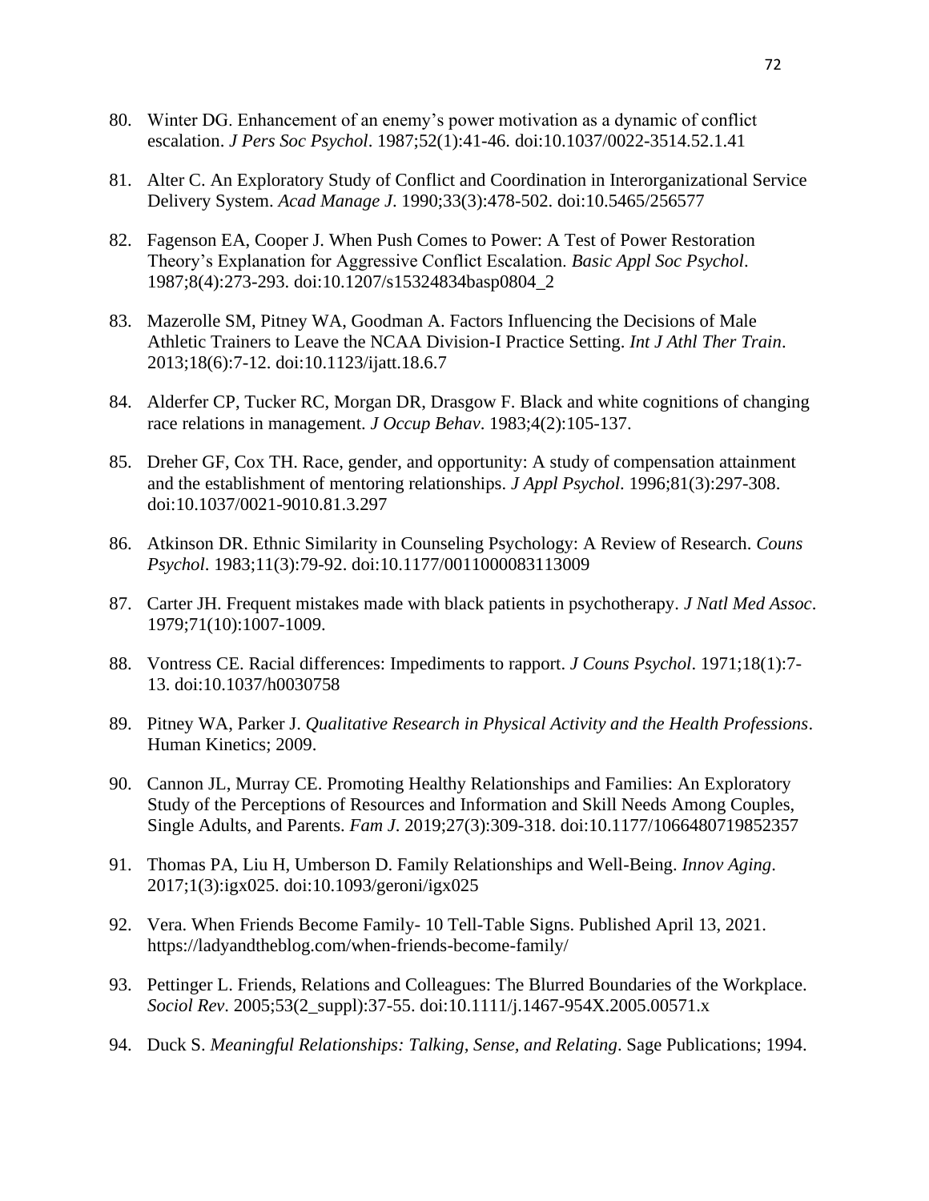80. Winter DG. Enhancement of an enemy's power motivation as a dynamic of conflict escalation. *J Pers Soc Psychol*. 1987;52(1):41-46. doi:10.1037/0022-3514.52.1.41

81. Alter C. An Exploratory Study of Conflict and Coordination in Interorganizational Service Delivery System. *Acad Manage J*. 1990;33(3):478-502. doi:10.5465/256577

82. Fagenson EA, Cooper J. When Push Comes to Power: A Test of Power Restoration Theory's Explanation for Aggressive Conflict Escalation. *Basic Appl Soc Psychol*. 1987;8(4):273-293. doi:10.1207/s15324834basp0804_2

83. Mazerolle SM, Pitney WA, Goodman A. Factors Influencing the Decisions of Male Athletic Trainers to Leave the NCAA Division-I Practice Setting. *Int J Athl Ther Train*. 2013;18(6):7-12. doi:10.1123/ijatt.18.6.7

84. Alderfer CP, Tucker RC, Morgan DR, Drasgow F. Black and white cognitions of changing race relations in management. *J Occup Behav*. 1983;4(2):105-137.

85. Dreher GF, Cox TH. Race, gender, and opportunity: A study of compensation attainment and the establishment of mentoring relationships. *J Appl Psychol*. 1996;81(3):297-308. doi:10.1037/0021-9010.81.3.297

86. Atkinson DR. Ethnic Similarity in Counseling Psychology: A Review of Research. *Couns Psychol*. 1983;11(3):79-92. doi:10.1177/0011000083113009

87. Carter JH. Frequent mistakes made with black patients in psychotherapy. *J Natl Med Assoc*. 1979;71(10):1007-1009.

88. Vontress CE. Racial differences: Impediments to rapport. *J Couns Psychol*. 1971;18(1):7-13. doi:10.1037/h0030758

89. Pitney WA, Parker J. *Qualitative Research in Physical Activity and the Health Professions*. Human Kinetics; 2009.

90. Cannon JL, Murray CE. Promoting Healthy Relationships and Families: An Exploratory Study of the Perceptions of Resources and Information and Skill Needs Among Couples, Single Adults, and Parents. *Fam J*. 2019;27(3):309-318. doi:10.1177/1066480719852357

91. Thomas PA, Liu H, Umberson D. Family Relationships and Well-Being. *Innov Aging*. 2017;1(3):igx025. doi:10.1093/geroni/igx025

92. Vera. When Friends Become Family- 10 Tell-Table Signs. Published April 13, 2021. https://ladyandtheblog.com/when-friends-become-family/

93. Pettinger L. Friends, Relations and Colleagues: The Blurred Boundaries of the Workplace. *Sociol Rev*. 2005;53(2_suppl):37-55. doi:10.1111/j.1467-954X.2005.00571.x

94. Duck S. *Meaningful Relationships: Talking, Sense, and Relating*. Sage Publications; 1994.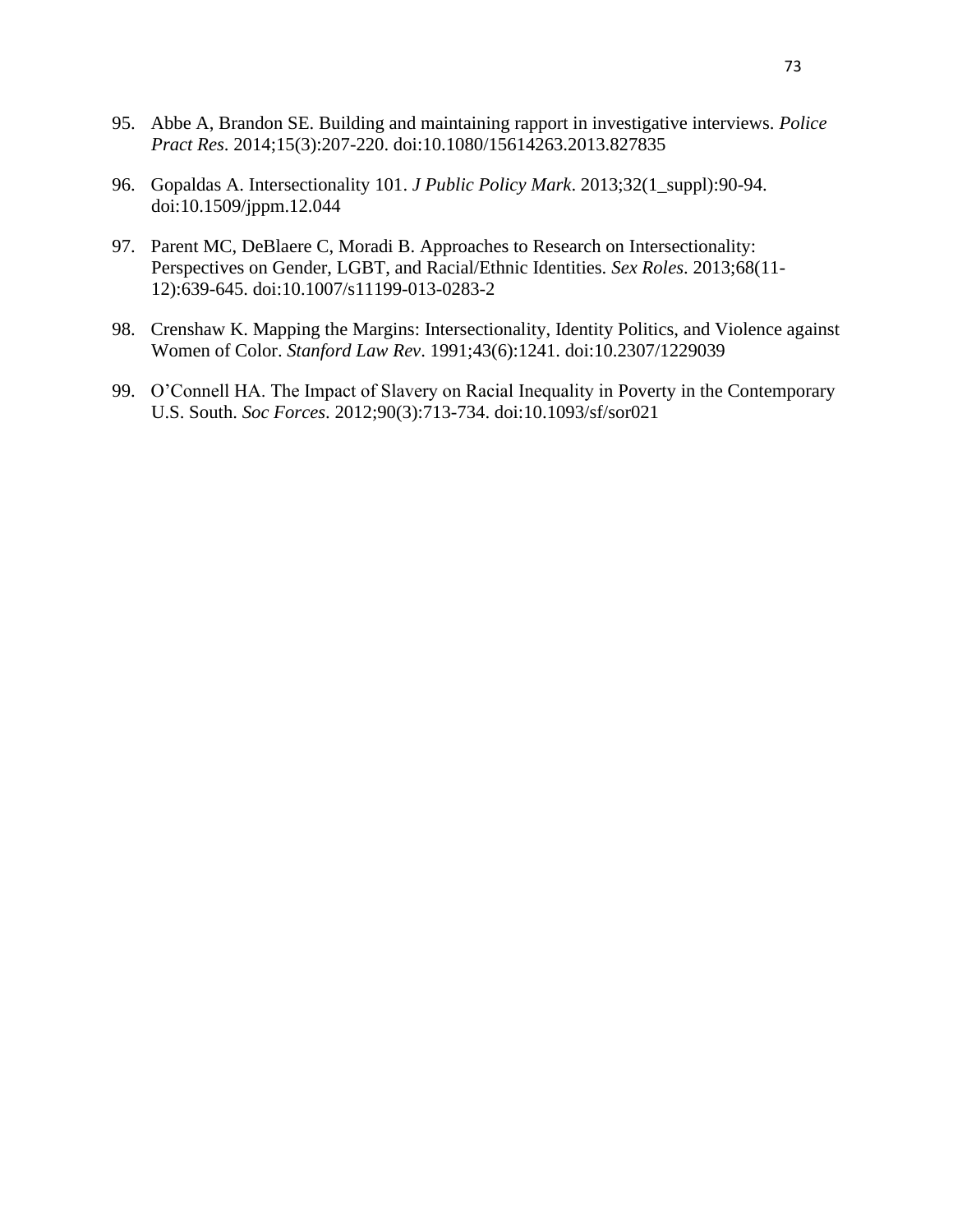95. Abbe A, Brandon SE. Building and maintaining rapport in investigative interviews. *Police Pract Res*. 2014;15(3):207-220. doi:10.1080/15614263.2013.827835

96. Gopaldas A. Intersectionality 101. *J Public Policy Mark*. 2013;32(1_suppl):90-94. doi:10.1509/jppm.12.044

97. Parent MC, DeBlaere C, Moradi B. Approaches to Research on Intersectionality: Perspectives on Gender, LGBT, and Racial/Ethnic Identities. *Sex Roles*. 2013;68(11-12):639-645. doi:10.1007/s11199-013-0283-2

98. Crenshaw K. Mapping the Margins: Intersectionality, Identity Politics, and Violence against Women of Color. *Stanford Law Rev*. 1991;43(6):1241. doi:10.2307/1229039

99. O'Connell HA. The Impact of Slavery on Racial Inequality in Poverty in the Contemporary U.S. South. *Soc Forces*. 2012;90(3):713-734. doi:10.1093/sf/sor021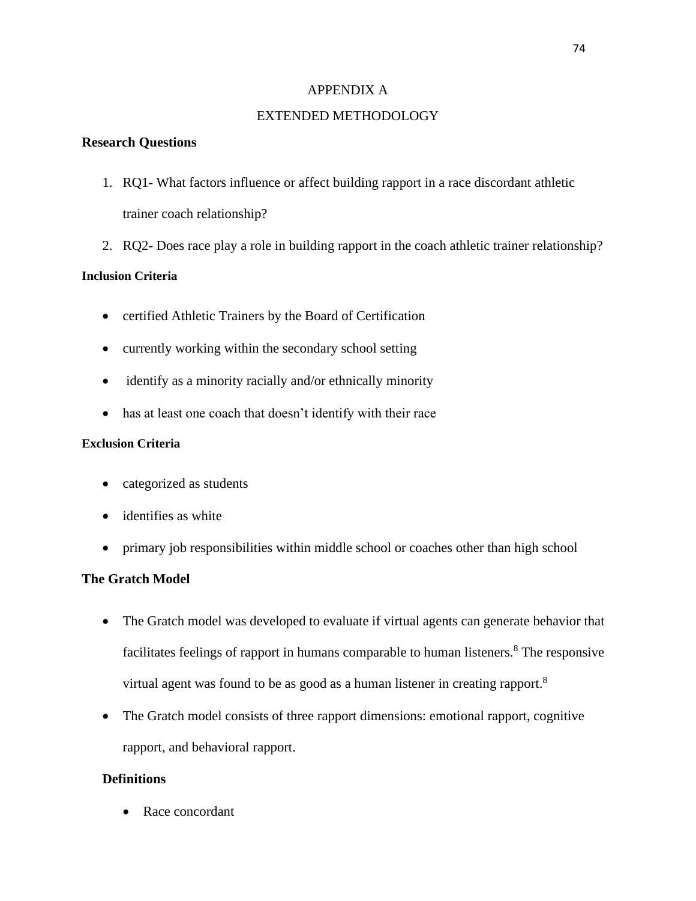# APPENDIX A

# EXTENDED METHODOLOGY

## Research Questions

1. RQ1- What factors influence or affect building rapport in a race discordant athletic trainer coach relationship?
2. RQ2- Does race play a role in building rapport in the coach athletic trainer relationship?

### Inclusion Criteria

- certified Athletic Trainers by the Board of Certification
- currently working within the secondary school setting
- identify as a minority racially and/or ethnically minority
- has at least one coach that doesn't identify with their race

### Exclusion Criteria

- categorized as students
- identifies as white
- primary job responsibilities within middle school or coaches other than high school

## The Gratch Model

- The Gratch model was developed to evaluate if virtual agents can generate behavior that facilitates feelings of rapport in humans comparable to human listeners.[8] The responsive virtual agent was found to be as good as a human listener in creating rapport.[8]
- The Gratch model consists of three rapport dimensions: emotional rapport, cognitive rapport, and behavioral rapport.

### Definitions

- Race concordant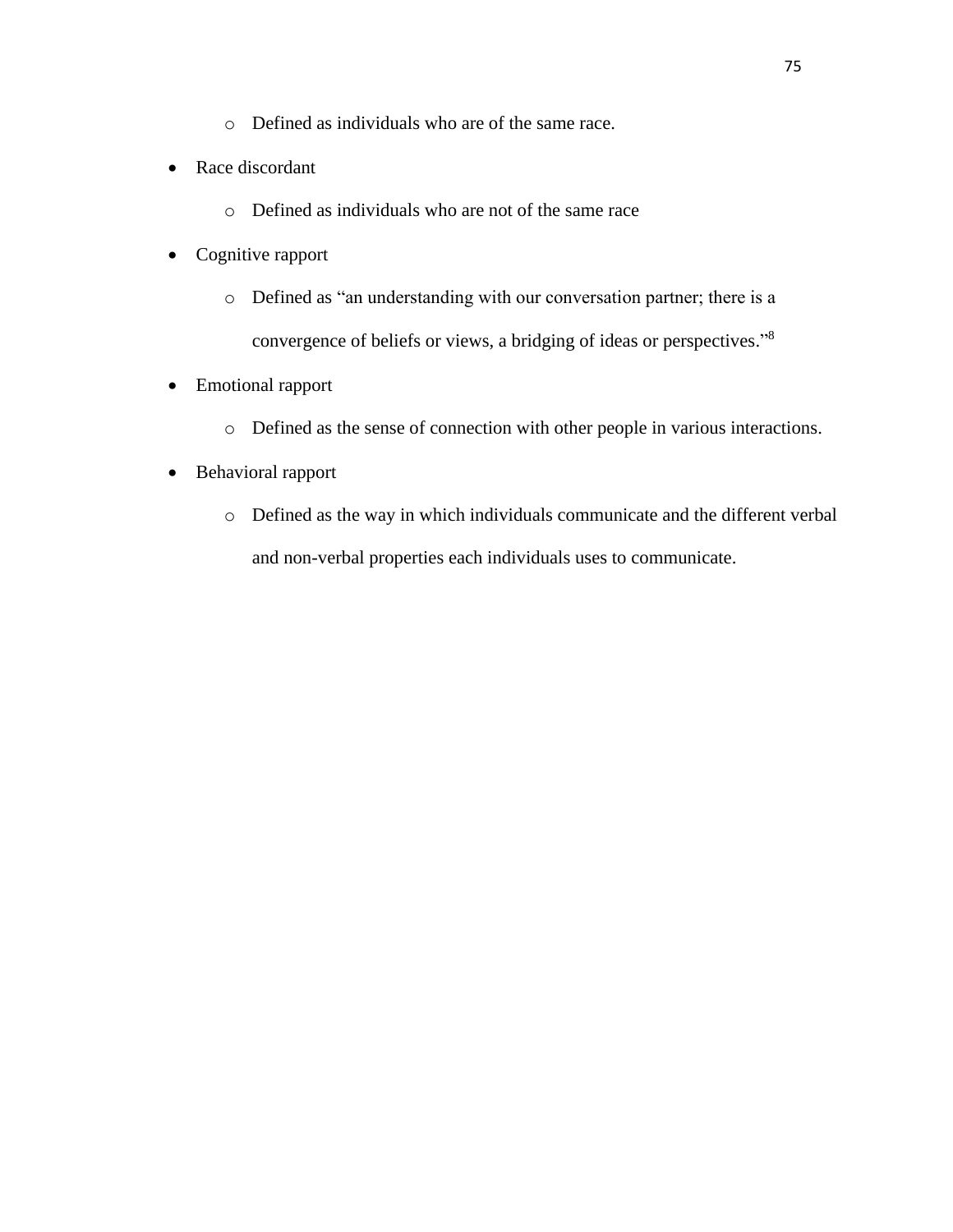- Defined as individuals who are of the same race.
- Race discordant
    - Defined as individuals who are not of the same race
- Cognitive rapport
    - Defined as "an understanding with our conversation partner; there is a convergence of beliefs or views, a bridging of ideas or perspectives."[8]
- Emotional rapport
    - Defined as the sense of connection with other people in various interactions.
- Behavioral rapport
    - Defined as the way in which individuals communicate and the different verbal and non-verbal properties each individuals uses to communicate.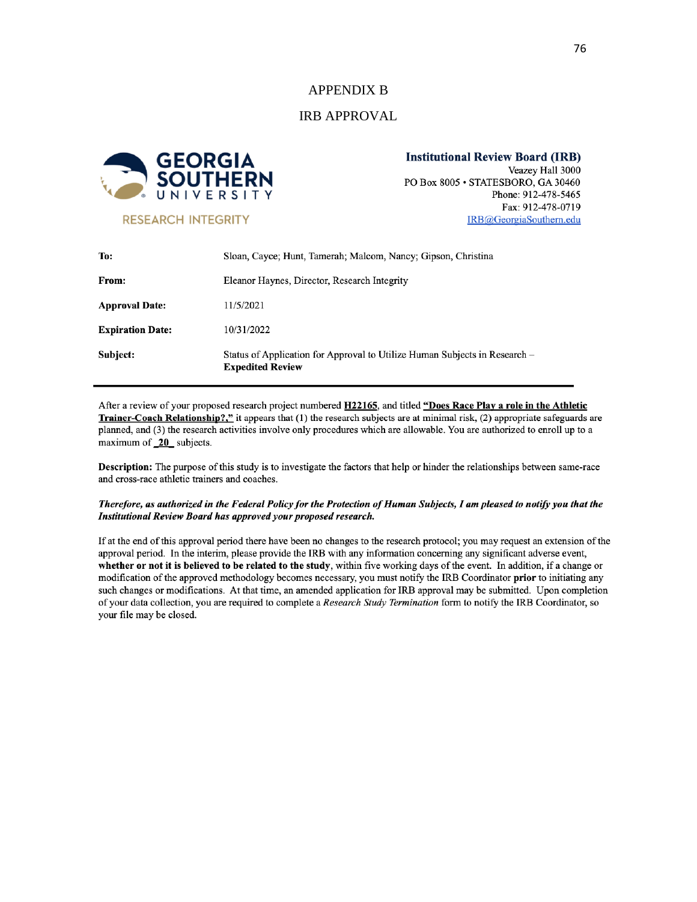# APPENDIX B

# IRB APPROVAL

GEORGIA SOUTHERN UNIVERSITY

RESEARCH INTEGRITY

**Institutional Review Board (IRB)**
Veazey Hall 3000
PO Box 8005 • STATESBORO, GA 30460
Phone: 912-478-5465
Fax: 912-478-0719
IRB@GeorgiaSouthern.edu

| | |
|---|---|
| **To:** | Sloan, Cayce; Hunt, Tamerah; Malcom, Nancy; Gipson, Christina |
| **From:** | Eleanor Haynes, Director, Research Integrity |
| **Approval Date:** | 11/5/2021 |
| **Expiration Date:** | 10/31/2022 |
| **Subject:** | Status of Application for Approval to Utilize Human Subjects in Research – **Expedited Review** |

After a review of your proposed research project numbered **H22165**, and titled **"Does Race Play a role in the Athletic Trainer-Coach Relationship?,"** it appears that (1) the research subjects are at minimal risk, (2) appropriate safeguards are planned, and (3) the research activities involve only procedures which are allowable. You are authorized to enroll up to a maximum of **_20_** subjects.

**Description:** The purpose of this study is to investigate the factors that help or hinder the relationships between same-race and cross-race athletic trainers and coaches.

***Therefore, as authorized in the Federal Policy for the Protection of Human Subjects, I am pleased to notify you that the Institutional Review Board has approved your proposed research.***

If at the end of this approval period there have been no changes to the research protocol; you may request an extension of the approval period. In the interim, please provide the IRB with any information concerning any significant adverse event, **whether or not it is believed to be related to the study**, within five working days of the event. In addition, if a change or modification of the approved methodology becomes necessary, you must notify the IRB Coordinator **prior** to initiating any such changes or modifications. At that time, an amended application for IRB approval may be submitted. Upon completion of your data collection, you are required to complete a *Research Study Termination* form to notify the IRB Coordinator, so your file may be closed.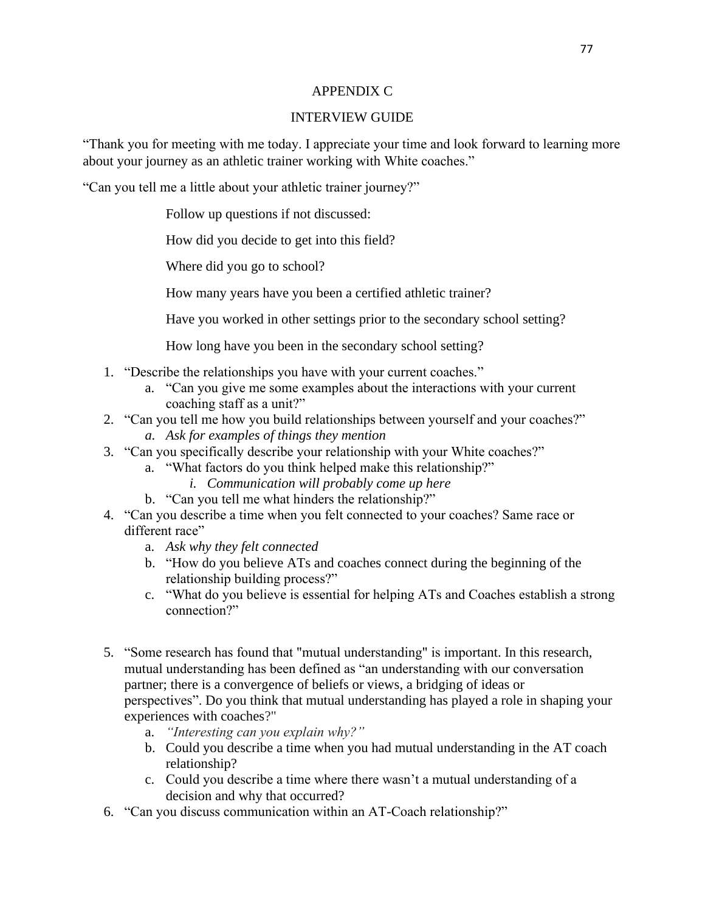# APPENDIX C

## INTERVIEW GUIDE

"Thank you for meeting with me today. I appreciate your time and look forward to learning more about your journey as an athletic trainer working with White coaches."

"Can you tell me a little about your athletic trainer journey?"

> Follow up questions if not discussed:
>
> How did you decide to get into this field?
>
> Where did you go to school?
>
> How many years have you been a certified athletic trainer?
>
> Have you worked in other settings prior to the secondary school setting?
>
> How long have you been in the secondary school setting?

1. "Describe the relationships you have with your current coaches."
   a. "Can you give me some examples about the interactions with your current coaching staff as a unit?"
2. "Can you tell me how you build relationships between yourself and your coaches?"
   a. *Ask for examples of things they mention*
3. "Can you specifically describe your relationship with your White coaches?"
   a. "What factors do you think helped make this relationship?"
      i. *Communication will probably come up here*
   b. "Can you tell me what hinders the relationship?"
4. "Can you describe a time when you felt connected to your coaches? Same race or different race"
   a. *Ask why they felt connected*
   b. "How do you believe ATs and coaches connect during the beginning of the relationship building process?"
   c. "What do you believe is essential for helping ATs and Coaches establish a strong connection?"
5. "Some research has found that "mutual understanding" is important. In this research, mutual understanding has been defined as "an understanding with our conversation partner; there is a convergence of beliefs or views, a bridging of ideas or perspectives". Do you think that mutual understanding has played a role in shaping your experiences with coaches?"
   a. *"Interesting can you explain why?"*
   b. Could you describe a time when you had mutual understanding in the AT coach relationship?
   c. Could you describe a time where there wasn't a mutual understanding of a decision and why that occurred?
6. "Can you discuss communication within an AT-Coach relationship?"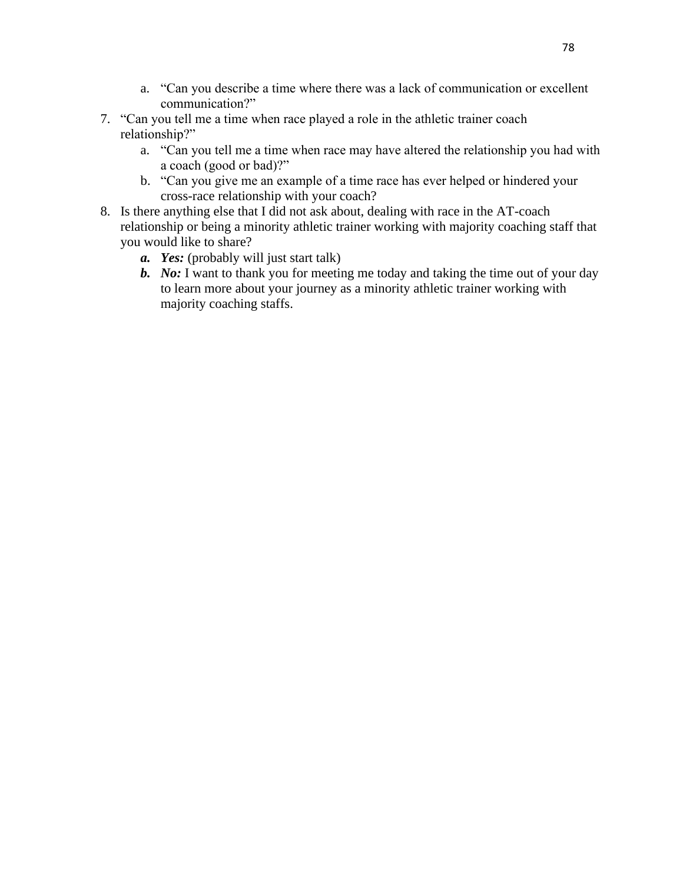a. "Can you describe a time where there was a lack of communication or excellent communication?"

7. "Can you tell me a time when race played a role in the athletic trainer coach relationship?"
   a. "Can you tell me a time when race may have altered the relationship you had with a coach (good or bad)?"
   b. "Can you give me an example of a time race has ever helped or hindered your cross-race relationship with your coach?
8. Is there anything else that I did not ask about, dealing with race in the AT-coach relationship or being a minority athletic trainer working with majority coaching staff that you would like to share?
   a. ***Yes:*** (probably will just start talk)
   b. ***No:*** I want to thank you for meeting me today and taking the time out of your day to learn more about your journey as a minority athletic trainer working with majority coaching staffs.